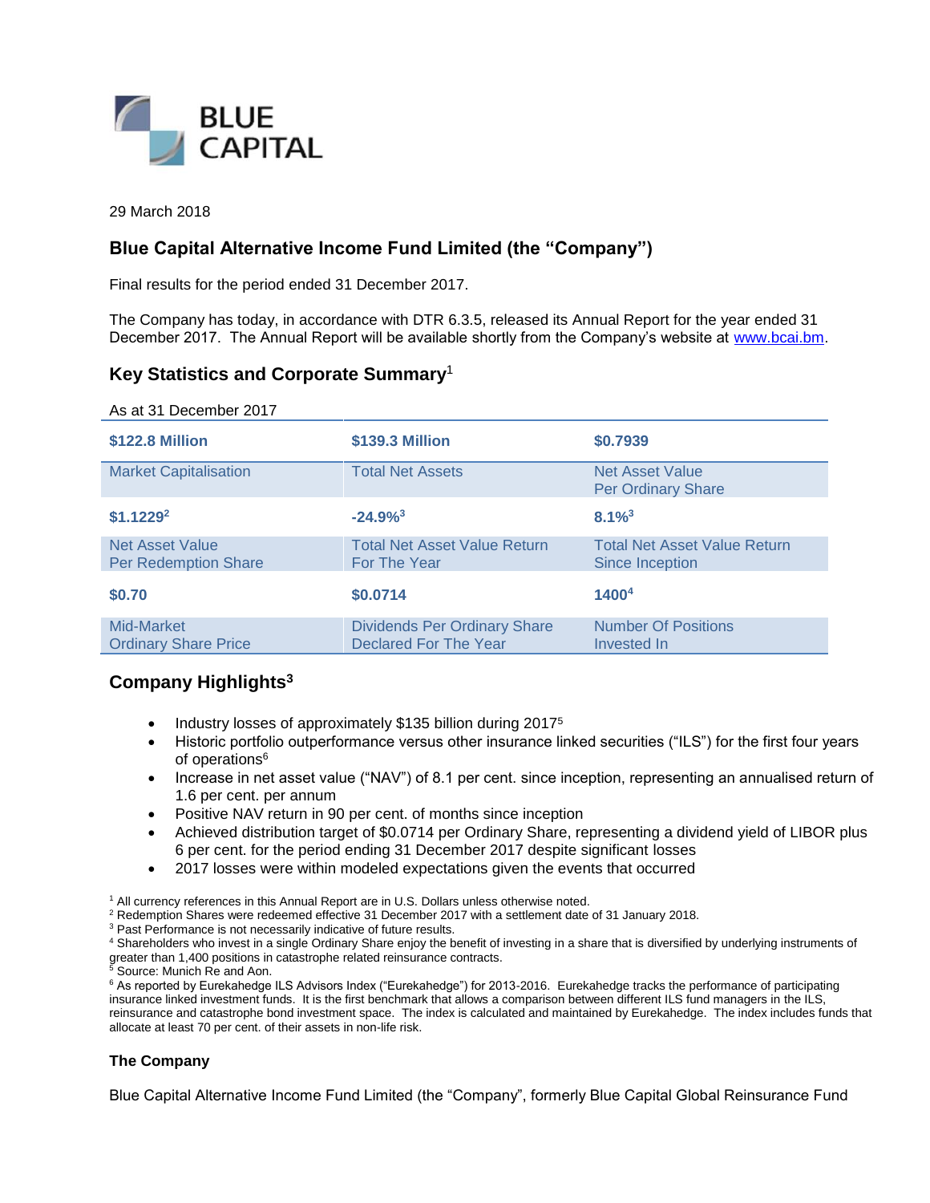BLUE CAPITAL

29 March 2018

## Blue Capital Alternative Income Fund Limited (the "Company")

Final results for the period ended 31 December 2017.

The Company has today, in accordance with DTR 6.3.5, released its Annual Report for the year ended 31 December 2017. The Annual Report will be available shortly from the Company's website at www.bcai.bm.

## Key Statistics and Corporate Summary[1]

As at 31 December 2017

| **$122.8 Million** | **$139.3 Million** | **$0.7939** |
|---|---|---|
| Market Capitalisation | Total Net Assets | Net Asset Value Per Ordinary Share |
| **$1.1229**[2] | **-24.9%**[3] | **8.1%**[3] |
| Net Asset Value Per Redemption Share | Total Net Asset Value Return For The Year | Total Net Asset Value Return Since Inception |
| **$0.70** | **$0.0714** | **1400**[4] |
| Mid-Market Ordinary Share Price | Dividends Per Ordinary Share Declared For The Year | Number Of Positions Invested In |

## Company Highlights[3]

- Industry losses of approximately $135 billion during 2017[5]
- Historic portfolio outperformance versus other insurance linked securities ("ILS") for the first four years of operations[6]
- Increase in net asset value ("NAV") of 8.1 per cent. since inception, representing an annualised return of 1.6 per cent. per annum
- Positive NAV return in 90 per cent. of months since inception
- Achieved distribution target of $0.0714 per Ordinary Share, representing a dividend yield of LIBOR plus 6 per cent. for the period ending 31 December 2017 despite significant losses
- 2017 losses were within modeled expectations given the events that occurred

[1] All currency references in this Annual Report are in U.S. Dollars unless otherwise noted.
[2] Redemption Shares were redeemed effective 31 December 2017 with a settlement date of 31 January 2018.
[3] Past Performance is not necessarily indicative of future results.
[4] Shareholders who invest in a single Ordinary Share enjoy the benefit of investing in a share that is diversified by underlying instruments of greater than 1,400 positions in catastrophe related reinsurance contracts.
[5] Source: Munich Re and Aon.
[6] As reported by Eurekahedge ILS Advisors Index ("Eurekahedge") for 2013-2016. Eurekahedge tracks the performance of participating insurance linked investment funds. It is the first benchmark that allows a comparison between different ILS fund managers in the ILS, reinsurance and catastrophe bond investment space. The index is calculated and maintained by Eurekahedge. The index includes funds that allocate at least 70 per cent. of their assets in non-life risk.

### The Company

Blue Capital Alternative Income Fund Limited (the "Company", formerly Blue Capital Global Reinsurance Fund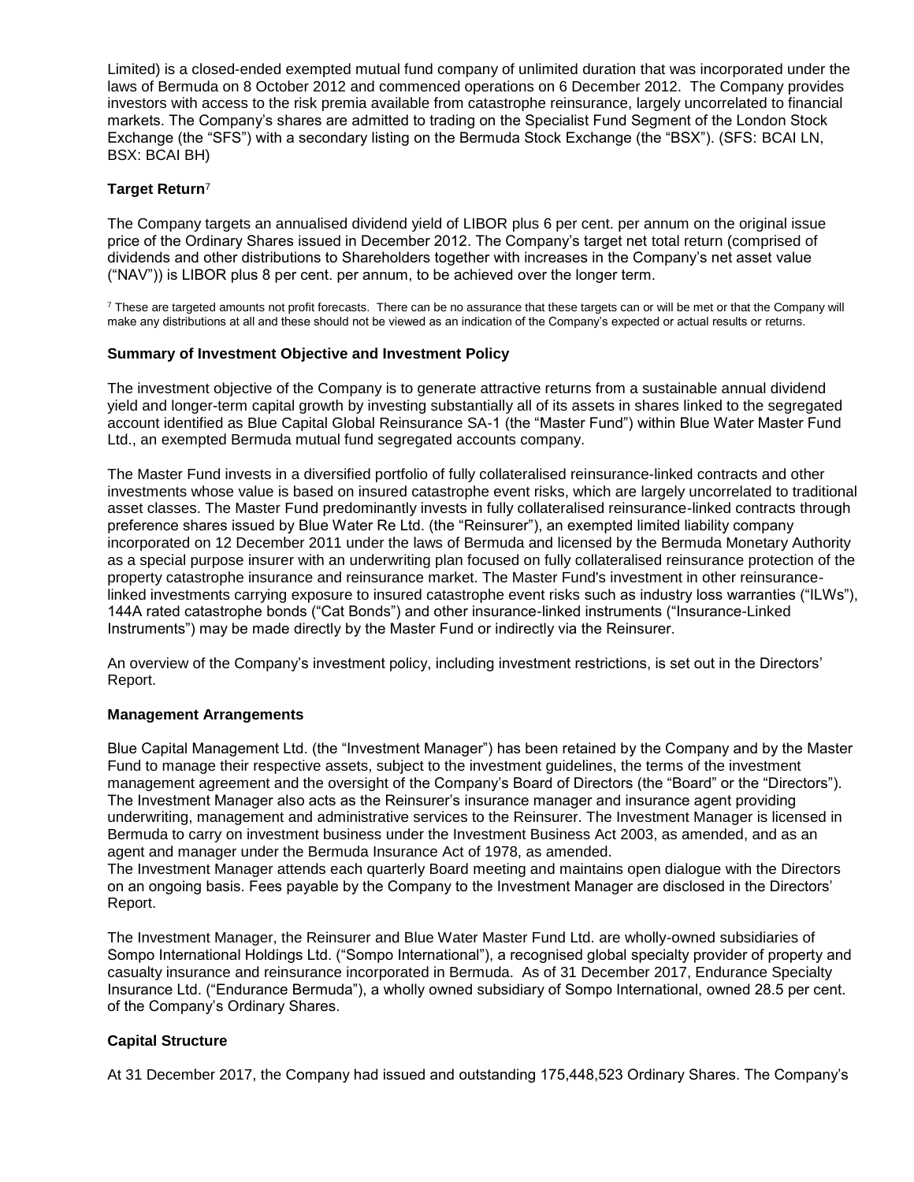Limited) is a closed-ended exempted mutual fund company of unlimited duration that was incorporated under the laws of Bermuda on 8 October 2012 and commenced operations on 6 December 2012. The Company provides investors with access to the risk premia available from catastrophe reinsurance, largely uncorrelated to financial markets. The Company's shares are admitted to trading on the Specialist Fund Segment of the London Stock Exchange (the "SFS") with a secondary listing on the Bermuda Stock Exchange (the "BSX"). (SFS: BCAI LN, BSX: BCAI BH)

**Target Return**[7]

The Company targets an annualised dividend yield of LIBOR plus 6 per cent. per annum on the original issue price of the Ordinary Shares issued in December 2012. The Company's target net total return (comprised of dividends and other distributions to Shareholders together with increases in the Company's net asset value ("NAV")) is LIBOR plus 8 per cent. per annum, to be achieved over the longer term.

[7] These are targeted amounts not profit forecasts. There can be no assurance that these targets can or will be met or that the Company will make any distributions at all and these should not be viewed as an indication of the Company's expected or actual results or returns.

**Summary of Investment Objective and Investment Policy**

The investment objective of the Company is to generate attractive returns from a sustainable annual dividend yield and longer-term capital growth by investing substantially all of its assets in shares linked to the segregated account identified as Blue Capital Global Reinsurance SA-1 (the "Master Fund") within Blue Water Master Fund Ltd., an exempted Bermuda mutual fund segregated accounts company.

The Master Fund invests in a diversified portfolio of fully collateralised reinsurance-linked contracts and other investments whose value is based on insured catastrophe event risks, which are largely uncorrelated to traditional asset classes. The Master Fund predominantly invests in fully collateralised reinsurance-linked contracts through preference shares issued by Blue Water Re Ltd. (the "Reinsurer"), an exempted limited liability company incorporated on 12 December 2011 under the laws of Bermuda and licensed by the Bermuda Monetary Authority as a special purpose insurer with an underwriting plan focused on fully collateralised reinsurance protection of the property catastrophe insurance and reinsurance market. The Master Fund's investment in other reinsurance-linked investments carrying exposure to insured catastrophe event risks such as industry loss warranties ("ILWs"), 144A rated catastrophe bonds ("Cat Bonds") and other insurance-linked instruments ("Insurance-Linked Instruments") may be made directly by the Master Fund or indirectly via the Reinsurer.

An overview of the Company's investment policy, including investment restrictions, is set out in the Directors' Report.

**Management Arrangements**

Blue Capital Management Ltd. (the "Investment Manager") has been retained by the Company and by the Master Fund to manage their respective assets, subject to the investment guidelines, the terms of the investment management agreement and the oversight of the Company's Board of Directors (the "Board" or the "Directors"). The Investment Manager also acts as the Reinsurer's insurance manager and insurance agent providing underwriting, management and administrative services to the Reinsurer. The Investment Manager is licensed in Bermuda to carry on investment business under the Investment Business Act 2003, as amended, and as an agent and manager under the Bermuda Insurance Act of 1978, as amended.

The Investment Manager attends each quarterly Board meeting and maintains open dialogue with the Directors on an ongoing basis. Fees payable by the Company to the Investment Manager are disclosed in the Directors' Report.

The Investment Manager, the Reinsurer and Blue Water Master Fund Ltd. are wholly-owned subsidiaries of Sompo International Holdings Ltd. ("Sompo International"), a recognised global specialty provider of property and casualty insurance and reinsurance incorporated in Bermuda. As of 31 December 2017, Endurance Specialty Insurance Ltd. ("Endurance Bermuda"), a wholly owned subsidiary of Sompo International, owned 28.5 per cent. of the Company's Ordinary Shares.

**Capital Structure**

At 31 December 2017, the Company had issued and outstanding 175,448,523 Ordinary Shares. The Company's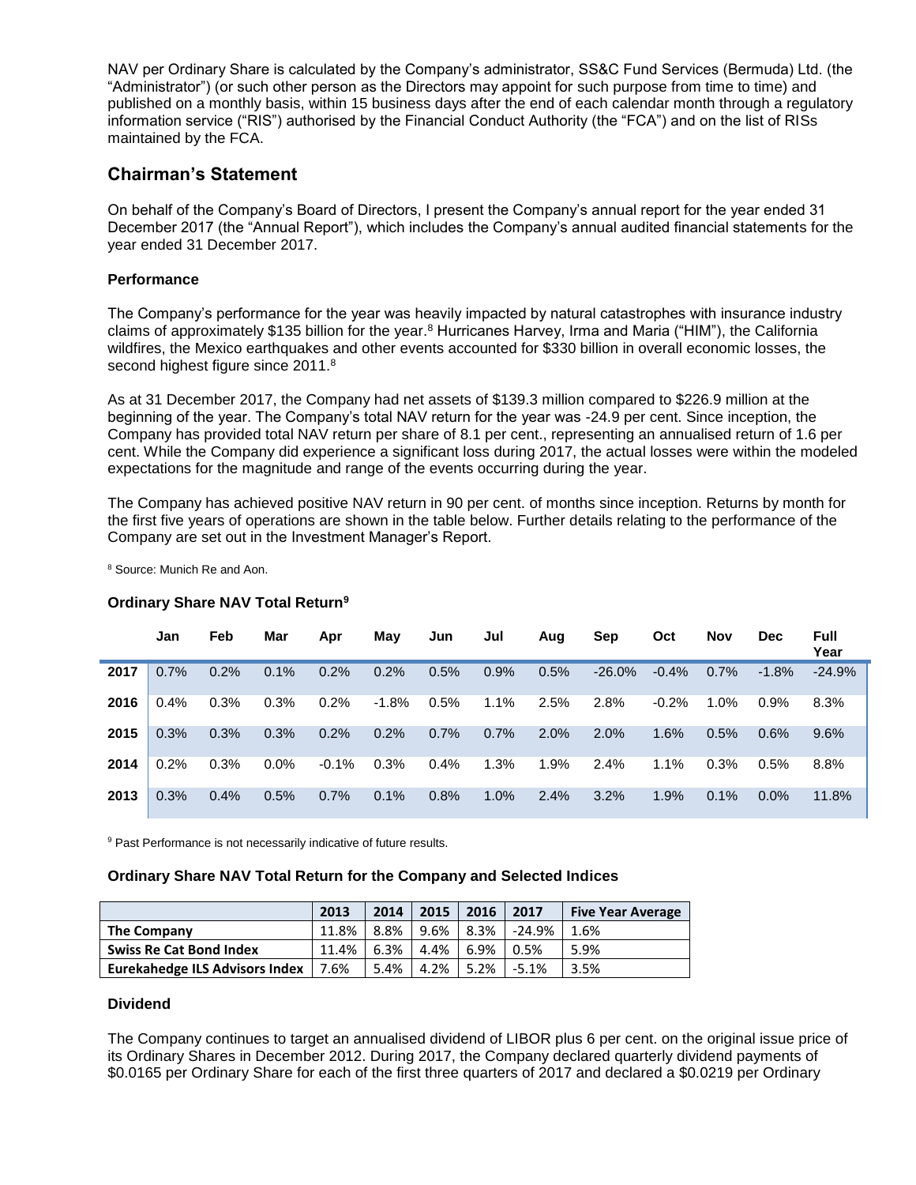NAV per Ordinary Share is calculated by the Company's administrator, SS&C Fund Services (Bermuda) Ltd. (the "Administrator") (or such other person as the Directors may appoint for such purpose from time to time) and published on a monthly basis, within 15 business days after the end of each calendar month through a regulatory information service ("RIS") authorised by the Financial Conduct Authority (the "FCA") and on the list of RISs maintained by the FCA.

## Chairman's Statement

On behalf of the Company's Board of Directors, I present the Company's annual report for the year ended 31 December 2017 (the "Annual Report"), which includes the Company's annual audited financial statements for the year ended 31 December 2017.

### Performance

The Company's performance for the year was heavily impacted by natural catastrophes with insurance industry claims of approximately $135 billion for the year.[8] Hurricanes Harvey, Irma and Maria ("HIM"), the California wildfires, the Mexico earthquakes and other events accounted for $330 billion in overall economic losses, the second highest figure since 2011.[8]

As at 31 December 2017, the Company had net assets of $139.3 million compared to $226.9 million at the beginning of the year. The Company's total NAV return for the year was -24.9 per cent. Since inception, the Company has provided total NAV return per share of 8.1 per cent., representing an annualised return of 1.6 per cent. While the Company did experience a significant loss during 2017, the actual losses were within the modeled expectations for the magnitude and range of the events occurring during the year.

The Company has achieved positive NAV return in 90 per cent. of months since inception. Returns by month for the first five years of operations are shown in the table below. Further details relating to the performance of the Company are set out in the Investment Manager's Report.

[8] Source: Munich Re and Aon.

### Ordinary Share NAV Total Return[9]

| | Jan | Feb | Mar | Apr | May | Jun | Jul | Aug | Sep | Oct | Nov | Dec | Full Year |
|---|---|---|---|---|---|---|---|---|---|---|---|---|---|
| **2017** | 0.7% | 0.2% | 0.1% | 0.2% | 0.2% | 0.5% | 0.9% | 0.5% | -26.0% | -0.4% | 0.7% | -1.8% | -24.9% |
| **2016** | 0.4% | 0.3% | 0.3% | 0.2% | -1.8% | 0.5% | 1.1% | 2.5% | 2.8% | -0.2% | 1.0% | 0.9% | 8.3% |
| **2015** | 0.3% | 0.3% | 0.3% | 0.2% | 0.2% | 0.7% | 0.7% | 2.0% | 2.0% | 1.6% | 0.5% | 0.6% | 9.6% |
| **2014** | 0.2% | 0.3% | 0.0% | -0.1% | 0.3% | 0.4% | 1.3% | 1.9% | 2.4% | 1.1% | 0.3% | 0.5% | 8.8% |
| **2013** | 0.3% | 0.4% | 0.5% | 0.7% | 0.1% | 0.8% | 1.0% | 2.4% | 3.2% | 1.9% | 0.1% | 0.0% | 11.8% |

[9] Past Performance is not necessarily indicative of future results.

### Ordinary Share NAV Total Return for the Company and Selected Indices

| | 2013 | 2014 | 2015 | 2016 | 2017 | Five Year Average |
|---|---|---|---|---|---|---|
| **The Company** | 11.8% | 8.8% | 9.6% | 8.3% | -24.9% | 1.6% |
| **Swiss Re Cat Bond Index** | 11.4% | 6.3% | 4.4% | 6.9% | 0.5% | 5.9% |
| **Eurekahedge ILS Advisors Index** | 7.6% | 5.4% | 4.2% | 5.2% | -5.1% | 3.5% |

### Dividend

The Company continues to target an annualised dividend of LIBOR plus 6 per cent. on the original issue price of its Ordinary Shares in December 2012. During 2017, the Company declared quarterly dividend payments of $0.0165 per Ordinary Share for each of the first three quarters of 2017 and declared a $0.0219 per Ordinary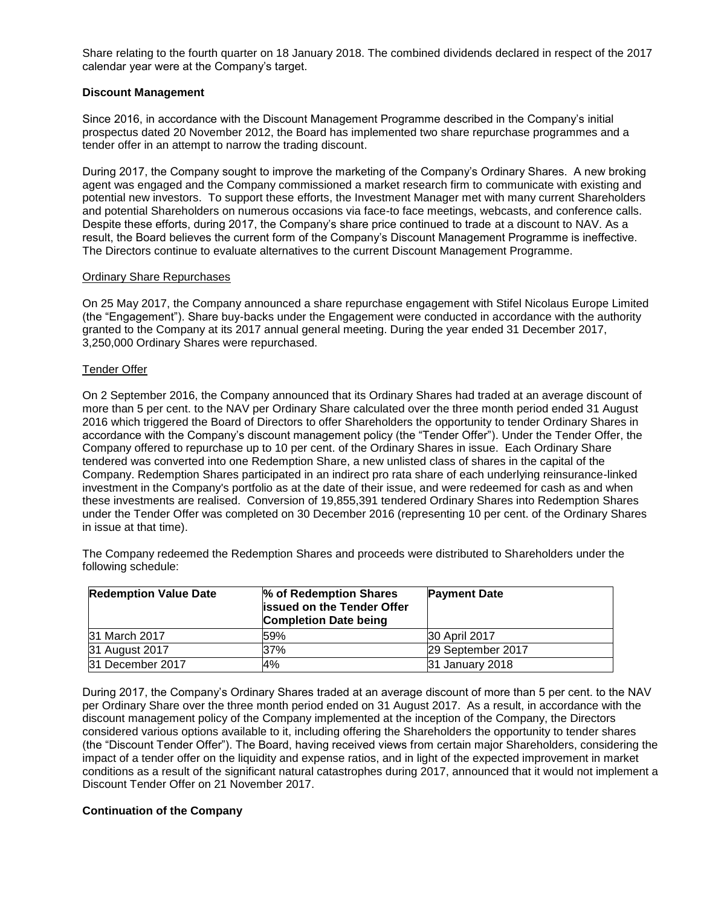Share relating to the fourth quarter on 18 January 2018. The combined dividends declared in respect of the 2017 calendar year were at the Company's target.

**Discount Management**

Since 2016, in accordance with the Discount Management Programme described in the Company's initial prospectus dated 20 November 2012, the Board has implemented two share repurchase programmes and a tender offer in an attempt to narrow the trading discount.

During 2017, the Company sought to improve the marketing of the Company's Ordinary Shares. A new broking agent was engaged and the Company commissioned a market research firm to communicate with existing and potential new investors. To support these efforts, the Investment Manager met with many current Shareholders and potential Shareholders on numerous occasions via face-to face meetings, webcasts, and conference calls. Despite these efforts, during 2017, the Company's share price continued to trade at a discount to NAV. As a result, the Board believes the current form of the Company's Discount Management Programme is ineffective. The Directors continue to evaluate alternatives to the current Discount Management Programme.

Ordinary Share Repurchases

On 25 May 2017, the Company announced a share repurchase engagement with Stifel Nicolaus Europe Limited (the "Engagement"). Share buy-backs under the Engagement were conducted in accordance with the authority granted to the Company at its 2017 annual general meeting. During the year ended 31 December 2017, 3,250,000 Ordinary Shares were repurchased.

Tender Offer

On 2 September 2016, the Company announced that its Ordinary Shares had traded at an average discount of more than 5 per cent. to the NAV per Ordinary Share calculated over the three month period ended 31 August 2016 which triggered the Board of Directors to offer Shareholders the opportunity to tender Ordinary Shares in accordance with the Company's discount management policy (the "Tender Offer"). Under the Tender Offer, the Company offered to repurchase up to 10 per cent. of the Ordinary Shares in issue. Each Ordinary Share tendered was converted into one Redemption Share, a new unlisted class of shares in the capital of the Company. Redemption Shares participated in an indirect pro rata share of each underlying reinsurance-linked investment in the Company's portfolio as at the date of their issue, and were redeemed for cash as and when these investments are realised. Conversion of 19,855,391 tendered Ordinary Shares into Redemption Shares under the Tender Offer was completed on 30 December 2016 (representing 10 per cent. of the Ordinary Shares in issue at that time).

The Company redeemed the Redemption Shares and proceeds were distributed to Shareholders under the following schedule:

| Redemption Value Date | % of Redemption Shares issued on the Tender Offer Completion Date being | Payment Date |
|---|---|---|
| 31 March 2017 | 59% | 30 April 2017 |
| 31 August 2017 | 37% | 29 September 2017 |
| 31 December 2017 | 4% | 31 January 2018 |

During 2017, the Company's Ordinary Shares traded at an average discount of more than 5 per cent. to the NAV per Ordinary Share over the three month period ended on 31 August 2017. As a result, in accordance with the discount management policy of the Company implemented at the inception of the Company, the Directors considered various options available to it, including offering the Shareholders the opportunity to tender shares (the "Discount Tender Offer"). The Board, having received views from certain major Shareholders, considering the impact of a tender offer on the liquidity and expense ratios, and in light of the expected improvement in market conditions as a result of the significant natural catastrophes during 2017, announced that it would not implement a Discount Tender Offer on 21 November 2017.

**Continuation of the Company**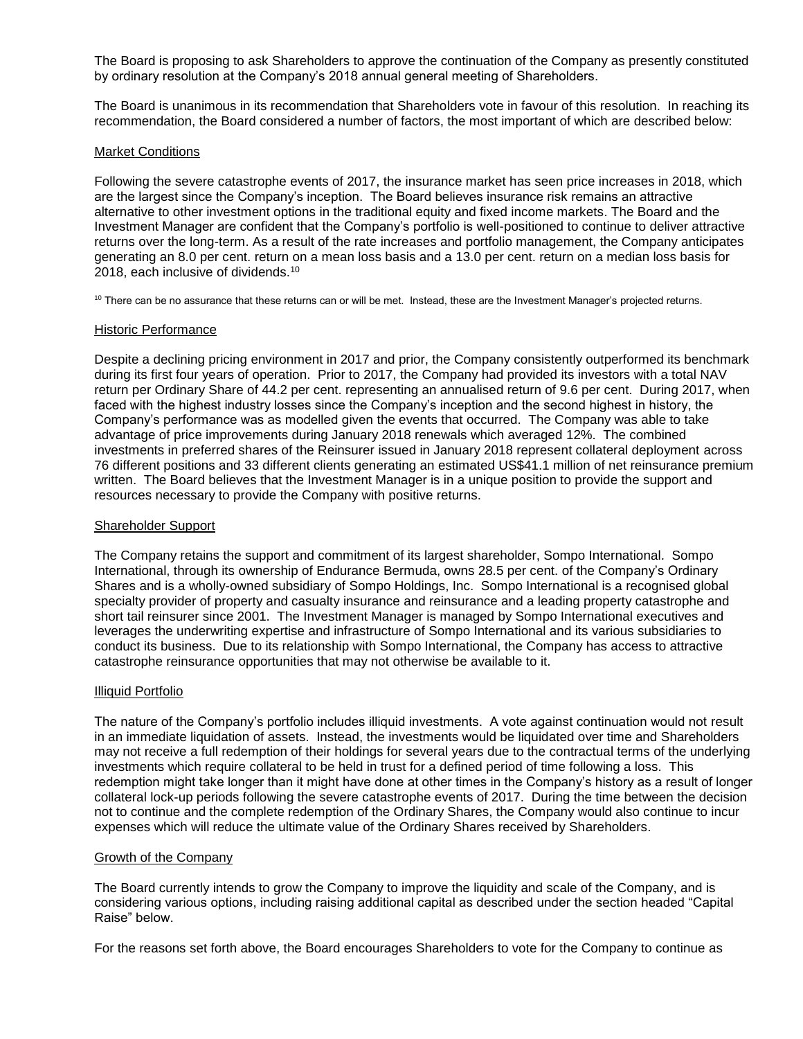The Board is proposing to ask Shareholders to approve the continuation of the Company as presently constituted by ordinary resolution at the Company's 2018 annual general meeting of Shareholders.

The Board is unanimous in its recommendation that Shareholders vote in favour of this resolution. In reaching its recommendation, the Board considered a number of factors, the most important of which are described below:

Market Conditions

Following the severe catastrophe events of 2017, the insurance market has seen price increases in 2018, which are the largest since the Company's inception. The Board believes insurance risk remains an attractive alternative to other investment options in the traditional equity and fixed income markets. The Board and the Investment Manager are confident that the Company's portfolio is well-positioned to continue to deliver attractive returns over the long-term. As a result of the rate increases and portfolio management, the Company anticipates generating an 8.0 per cent. return on a mean loss basis and a 13.0 per cent. return on a median loss basis for 2018, each inclusive of dividends.[10]

[10] There can be no assurance that these returns can or will be met. Instead, these are the Investment Manager's projected returns.

Historic Performance

Despite a declining pricing environment in 2017 and prior, the Company consistently outperformed its benchmark during its first four years of operation. Prior to 2017, the Company had provided its investors with a total NAV return per Ordinary Share of 44.2 per cent. representing an annualised return of 9.6 per cent. During 2017, when faced with the highest industry losses since the Company's inception and the second highest in history, the Company's performance was as modelled given the events that occurred. The Company was able to take advantage of price improvements during January 2018 renewals which averaged 12%. The combined investments in preferred shares of the Reinsurer issued in January 2018 represent collateral deployment across 76 different positions and 33 different clients generating an estimated US$41.1 million of net reinsurance premium written. The Board believes that the Investment Manager is in a unique position to provide the support and resources necessary to provide the Company with positive returns.

Shareholder Support

The Company retains the support and commitment of its largest shareholder, Sompo International. Sompo International, through its ownership of Endurance Bermuda, owns 28.5 per cent. of the Company's Ordinary Shares and is a wholly-owned subsidiary of Sompo Holdings, Inc. Sompo International is a recognised global specialty provider of property and casualty insurance and reinsurance and a leading property catastrophe and short tail reinsurer since 2001. The Investment Manager is managed by Sompo International executives and leverages the underwriting expertise and infrastructure of Sompo International and its various subsidiaries to conduct its business. Due to its relationship with Sompo International, the Company has access to attractive catastrophe reinsurance opportunities that may not otherwise be available to it.

Illiquid Portfolio

The nature of the Company's portfolio includes illiquid investments. A vote against continuation would not result in an immediate liquidation of assets. Instead, the investments would be liquidated over time and Shareholders may not receive a full redemption of their holdings for several years due to the contractual terms of the underlying investments which require collateral to be held in trust for a defined period of time following a loss. This redemption might take longer than it might have done at other times in the Company's history as a result of longer collateral lock-up periods following the severe catastrophe events of 2017. During the time between the decision not to continue and the complete redemption of the Ordinary Shares, the Company would also continue to incur expenses which will reduce the ultimate value of the Ordinary Shares received by Shareholders.

Growth of the Company

The Board currently intends to grow the Company to improve the liquidity and scale of the Company, and is considering various options, including raising additional capital as described under the section headed "Capital Raise" below.

For the reasons set forth above, the Board encourages Shareholders to vote for the Company to continue as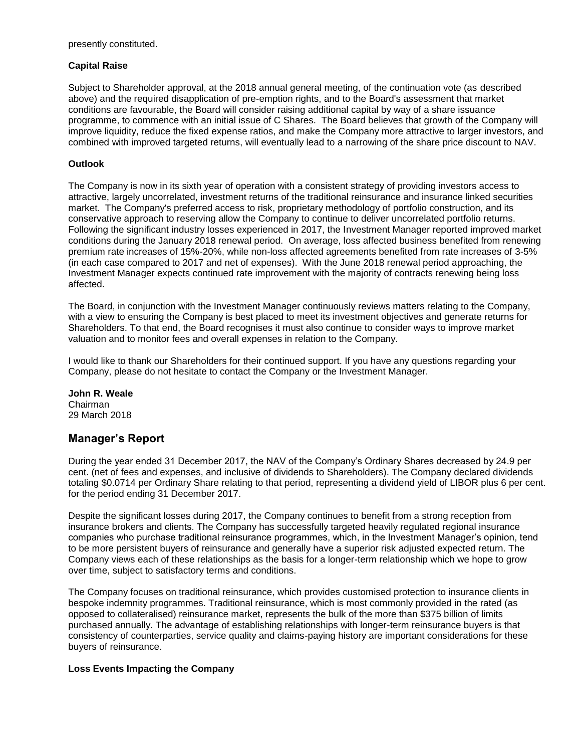presently constituted.

**Capital Raise**

Subject to Shareholder approval, at the 2018 annual general meeting, of the continuation vote (as described above) and the required disapplication of pre-emption rights, and to the Board's assessment that market conditions are favourable, the Board will consider raising additional capital by way of a share issuance programme, to commence with an initial issue of C Shares. The Board believes that growth of the Company will improve liquidity, reduce the fixed expense ratios, and make the Company more attractive to larger investors, and combined with improved targeted returns, will eventually lead to a narrowing of the share price discount to NAV.

**Outlook**

The Company is now in its sixth year of operation with a consistent strategy of providing investors access to attractive, largely uncorrelated, investment returns of the traditional reinsurance and insurance linked securities market. The Company's preferred access to risk, proprietary methodology of portfolio construction, and its conservative approach to reserving allow the Company to continue to deliver uncorrelated portfolio returns. Following the significant industry losses experienced in 2017, the Investment Manager reported improved market conditions during the January 2018 renewal period. On average, loss affected business benefited from renewing premium rate increases of 15%-20%, while non-loss affected agreements benefited from rate increases of 3-5% (in each case compared to 2017 and net of expenses). With the June 2018 renewal period approaching, the Investment Manager expects continued rate improvement with the majority of contracts renewing being loss affected.

The Board, in conjunction with the Investment Manager continuously reviews matters relating to the Company, with a view to ensuring the Company is best placed to meet its investment objectives and generate returns for Shareholders. To that end, the Board recognises it must also continue to consider ways to improve market valuation and to monitor fees and overall expenses in relation to the Company.

I would like to thank our Shareholders for their continued support. If you have any questions regarding your Company, please do not hesitate to contact the Company or the Investment Manager.

**John R. Weale**
Chairman
29 March 2018

## Manager's Report

During the year ended 31 December 2017, the NAV of the Company's Ordinary Shares decreased by 24.9 per cent. (net of fees and expenses, and inclusive of dividends to Shareholders). The Company declared dividends totaling $0.0714 per Ordinary Share relating to that period, representing a dividend yield of LIBOR plus 6 per cent. for the period ending 31 December 2017.

Despite the significant losses during 2017, the Company continues to benefit from a strong reception from insurance brokers and clients. The Company has successfully targeted heavily regulated regional insurance companies who purchase traditional reinsurance programmes, which, in the Investment Manager's opinion, tend to be more persistent buyers of reinsurance and generally have a superior risk adjusted expected return. The Company views each of these relationships as the basis for a longer-term relationship which we hope to grow over time, subject to satisfactory terms and conditions.

The Company focuses on traditional reinsurance, which provides customised protection to insurance clients in bespoke indemnity programmes. Traditional reinsurance, which is most commonly provided in the rated (as opposed to collateralised) reinsurance market, represents the bulk of the more than $375 billion of limits purchased annually. The advantage of establishing relationships with longer-term reinsurance buyers is that consistency of counterparties, service quality and claims-paying history are important considerations for these buyers of reinsurance.

**Loss Events Impacting the Company**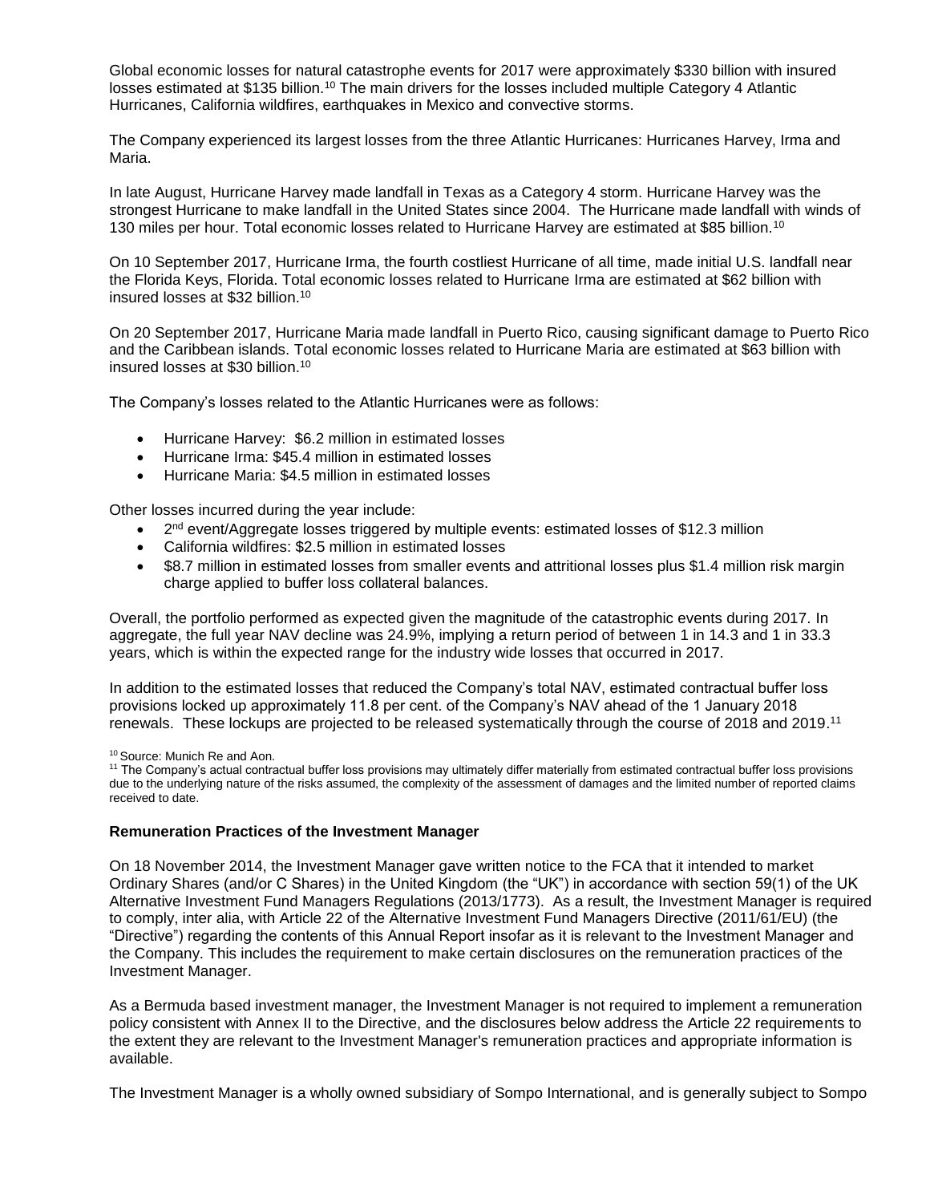Global economic losses for natural catastrophe events for 2017 were approximately $330 billion with insured losses estimated at $135 billion.[10] The main drivers for the losses included multiple Category 4 Atlantic Hurricanes, California wildfires, earthquakes in Mexico and convective storms.

The Company experienced its largest losses from the three Atlantic Hurricanes: Hurricanes Harvey, Irma and Maria.

In late August, Hurricane Harvey made landfall in Texas as a Category 4 storm. Hurricane Harvey was the strongest Hurricane to make landfall in the United States since 2004. The Hurricane made landfall with winds of 130 miles per hour. Total economic losses related to Hurricane Harvey are estimated at $85 billion.[10]

On 10 September 2017, Hurricane Irma, the fourth costliest Hurricane of all time, made initial U.S. landfall near the Florida Keys, Florida. Total economic losses related to Hurricane Irma are estimated at $62 billion with insured losses at $32 billion.[10]

On 20 September 2017, Hurricane Maria made landfall in Puerto Rico, causing significant damage to Puerto Rico and the Caribbean islands. Total economic losses related to Hurricane Maria are estimated at $63 billion with insured losses at $30 billion.[10]

The Company's losses related to the Atlantic Hurricanes were as follows:

- Hurricane Harvey: $6.2 million in estimated losses
- Hurricane Irma: $45.4 million in estimated losses
- Hurricane Maria: $4.5 million in estimated losses

Other losses incurred during the year include:

- 2nd event/Aggregate losses triggered by multiple events: estimated losses of $12.3 million
- California wildfires: $2.5 million in estimated losses
- $8.7 million in estimated losses from smaller events and attritional losses plus $1.4 million risk margin charge applied to buffer loss collateral balances.

Overall, the portfolio performed as expected given the magnitude of the catastrophic events during 2017. In aggregate, the full year NAV decline was 24.9%, implying a return period of between 1 in 14.3 and 1 in 33.3 years, which is within the expected range for the industry wide losses that occurred in 2017.

In addition to the estimated losses that reduced the Company's total NAV, estimated contractual buffer loss provisions locked up approximately 11.8 per cent. of the Company's NAV ahead of the 1 January 2018 renewals. These lockups are projected to be released systematically through the course of 2018 and 2019.[11]

[10] Source: Munich Re and Aon.

[11] The Company's actual contractual buffer loss provisions may ultimately differ materially from estimated contractual buffer loss provisions due to the underlying nature of the risks assumed, the complexity of the assessment of damages and the limited number of reported claims received to date.

**Remuneration Practices of the Investment Manager**

On 18 November 2014, the Investment Manager gave written notice to the FCA that it intended to market Ordinary Shares (and/or C Shares) in the United Kingdom (the "UK") in accordance with section 59(1) of the UK Alternative Investment Fund Managers Regulations (2013/1773). As a result, the Investment Manager is required to comply, inter alia, with Article 22 of the Alternative Investment Fund Managers Directive (2011/61/EU) (the "Directive") regarding the contents of this Annual Report insofar as it is relevant to the Investment Manager and the Company. This includes the requirement to make certain disclosures on the remuneration practices of the Investment Manager.

As a Bermuda based investment manager, the Investment Manager is not required to implement a remuneration policy consistent with Annex II to the Directive, and the disclosures below address the Article 22 requirements to the extent they are relevant to the Investment Manager's remuneration practices and appropriate information is available.

The Investment Manager is a wholly owned subsidiary of Sompo International, and is generally subject to Sompo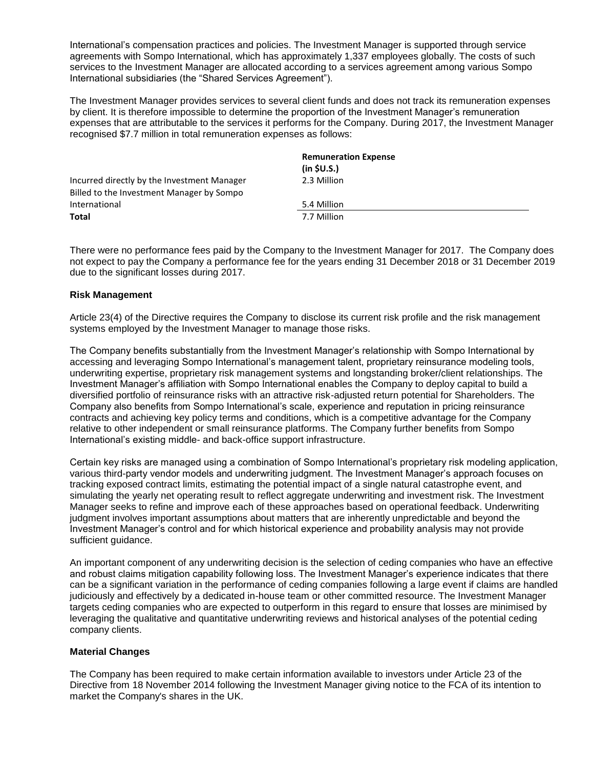International's compensation practices and policies. The Investment Manager is supported through service agreements with Sompo International, which has approximately 1,337 employees globally. The costs of such services to the Investment Manager are allocated according to a services agreement among various Sompo International subsidiaries (the "Shared Services Agreement").

The Investment Manager provides services to several client funds and does not track its remuneration expenses by client. It is therefore impossible to determine the proportion of the Investment Manager's remuneration expenses that are attributable to the services it performs for the Company. During 2017, the Investment Manager recognised $7.7 million in total remuneration expenses as follows:

| | **Remuneration Expense (in $U.S.)** |
|---|---|
| Incurred directly by the Investment Manager | 2.3 Million |
| Billed to the Investment Manager by Sompo International | 5.4 Million |
| **Total** | 7.7 Million |

There were no performance fees paid by the Company to the Investment Manager for 2017. The Company does not expect to pay the Company a performance fee for the years ending 31 December 2018 or 31 December 2019 due to the significant losses during 2017.

**Risk Management**

Article 23(4) of the Directive requires the Company to disclose its current risk profile and the risk management systems employed by the Investment Manager to manage those risks.

The Company benefits substantially from the Investment Manager's relationship with Sompo International by accessing and leveraging Sompo International's management talent, proprietary reinsurance modeling tools, underwriting expertise, proprietary risk management systems and longstanding broker/client relationships. The Investment Manager's affiliation with Sompo International enables the Company to deploy capital to build a diversified portfolio of reinsurance risks with an attractive risk-adjusted return potential for Shareholders. The Company also benefits from Sompo International's scale, experience and reputation in pricing reinsurance contracts and achieving key policy terms and conditions, which is a competitive advantage for the Company relative to other independent or small reinsurance platforms. The Company further benefits from Sompo International's existing middle- and back-office support infrastructure.

Certain key risks are managed using a combination of Sompo International's proprietary risk modeling application, various third-party vendor models and underwriting judgment. The Investment Manager's approach focuses on tracking exposed contract limits, estimating the potential impact of a single natural catastrophe event, and simulating the yearly net operating result to reflect aggregate underwriting and investment risk. The Investment Manager seeks to refine and improve each of these approaches based on operational feedback. Underwriting judgment involves important assumptions about matters that are inherently unpredictable and beyond the Investment Manager's control and for which historical experience and probability analysis may not provide sufficient guidance.

An important component of any underwriting decision is the selection of ceding companies who have an effective and robust claims mitigation capability following loss. The Investment Manager's experience indicates that there can be a significant variation in the performance of ceding companies following a large event if claims are handled judiciously and effectively by a dedicated in-house team or other committed resource. The Investment Manager targets ceding companies who are expected to outperform in this regard to ensure that losses are minimised by leveraging the qualitative and quantitative underwriting reviews and historical analyses of the potential ceding company clients.

**Material Changes**

The Company has been required to make certain information available to investors under Article 23 of the Directive from 18 November 2014 following the Investment Manager giving notice to the FCA of its intention to market the Company's shares in the UK.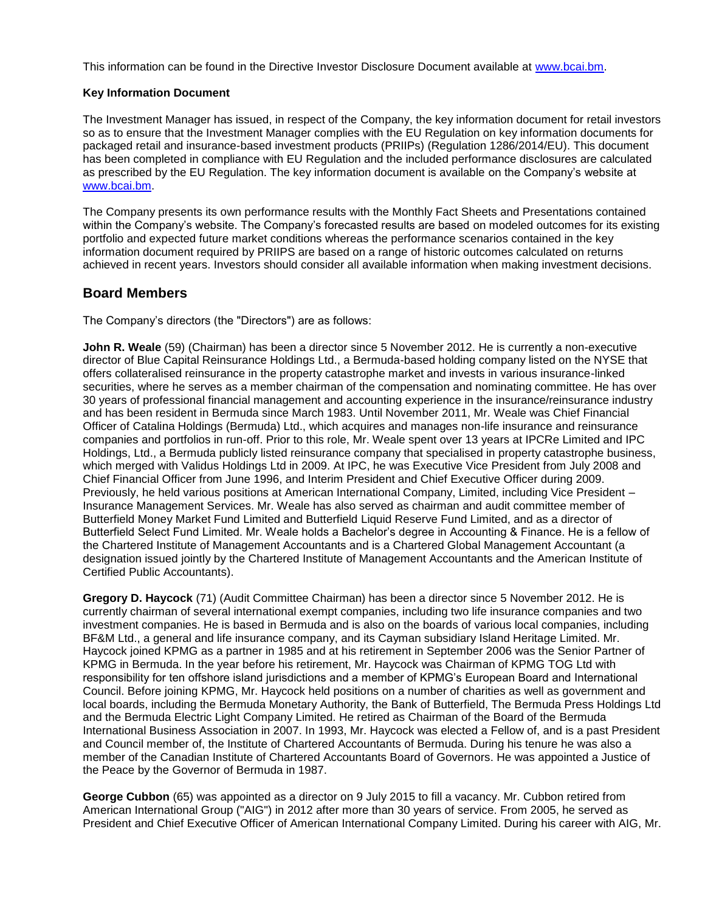This information can be found in the Directive Investor Disclosure Document available at [www.bcai.bm](www.bcai.bm).

**Key Information Document**

The Investment Manager has issued, in respect of the Company, the key information document for retail investors so as to ensure that the Investment Manager complies with the EU Regulation on key information documents for packaged retail and insurance-based investment products (PRIIPs) (Regulation 1286/2014/EU). This document has been completed in compliance with EU Regulation and the included performance disclosures are calculated as prescribed by the EU Regulation. The key information document is available on the Company's website at [www.bcai.bm](www.bcai.bm).

The Company presents its own performance results with the Monthly Fact Sheets and Presentations contained within the Company's website. The Company's forecasted results are based on modeled outcomes for its existing portfolio and expected future market conditions whereas the performance scenarios contained in the key information document required by PRIIPS are based on a range of historic outcomes calculated on returns achieved in recent years. Investors should consider all available information when making investment decisions.

## Board Members

The Company's directors (the "Directors") are as follows:

**John R. Weale** (59) (Chairman) has been a director since 5 November 2012. He is currently a non-executive director of Blue Capital Reinsurance Holdings Ltd., a Bermuda-based holding company listed on the NYSE that offers collateralised reinsurance in the property catastrophe market and invests in various insurance-linked securities, where he serves as a member chairman of the compensation and nominating committee. He has over 30 years of professional financial management and accounting experience in the insurance/reinsurance industry and has been resident in Bermuda since March 1983. Until November 2011, Mr. Weale was Chief Financial Officer of Catalina Holdings (Bermuda) Ltd., which acquires and manages non-life insurance and reinsurance companies and portfolios in run-off. Prior to this role, Mr. Weale spent over 13 years at IPCRe Limited and IPC Holdings, Ltd., a Bermuda publicly listed reinsurance company that specialised in property catastrophe business, which merged with Validus Holdings Ltd in 2009. At IPC, he was Executive Vice President from July 2008 and Chief Financial Officer from June 1996, and Interim President and Chief Executive Officer during 2009. Previously, he held various positions at American International Company, Limited, including Vice President – Insurance Management Services. Mr. Weale has also served as chairman and audit committee member of Butterfield Money Market Fund Limited and Butterfield Liquid Reserve Fund Limited, and as a director of Butterfield Select Fund Limited. Mr. Weale holds a Bachelor's degree in Accounting & Finance. He is a fellow of the Chartered Institute of Management Accountants and is a Chartered Global Management Accountant (a designation issued jointly by the Chartered Institute of Management Accountants and the American Institute of Certified Public Accountants).

**Gregory D. Haycock** (71) (Audit Committee Chairman) has been a director since 5 November 2012. He is currently chairman of several international exempt companies, including two life insurance companies and two investment companies. He is based in Bermuda and is also on the boards of various local companies, including BF&M Ltd., a general and life insurance company, and its Cayman subsidiary Island Heritage Limited. Mr. Haycock joined KPMG as a partner in 1985 and at his retirement in September 2006 was the Senior Partner of KPMG in Bermuda. In the year before his retirement, Mr. Haycock was Chairman of KPMG TOG Ltd with responsibility for ten offshore island jurisdictions and a member of KPMG's European Board and International Council. Before joining KPMG, Mr. Haycock held positions on a number of charities as well as government and local boards, including the Bermuda Monetary Authority, the Bank of Butterfield, The Bermuda Press Holdings Ltd and the Bermuda Electric Light Company Limited. He retired as Chairman of the Board of the Bermuda International Business Association in 2007. In 1993, Mr. Haycock was elected a Fellow of, and is a past President and Council member of, the Institute of Chartered Accountants of Bermuda. During his tenure he was also a member of the Canadian Institute of Chartered Accountants Board of Governors. He was appointed a Justice of the Peace by the Governor of Bermuda in 1987.

**George Cubbon** (65) was appointed as a director on 9 July 2015 to fill a vacancy. Mr. Cubbon retired from American International Group ("AIG") in 2012 after more than 30 years of service. From 2005, he served as President and Chief Executive Officer of American International Company Limited. During his career with AIG, Mr.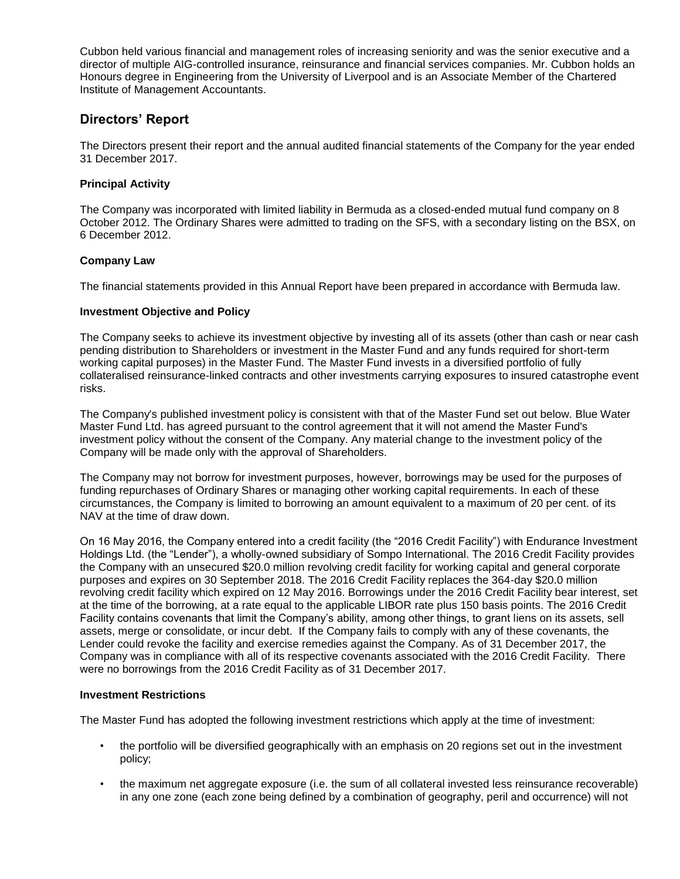Cubbon held various financial and management roles of increasing seniority and was the senior executive and a director of multiple AIG-controlled insurance, reinsurance and financial services companies. Mr. Cubbon holds an Honours degree in Engineering from the University of Liverpool and is an Associate Member of the Chartered Institute of Management Accountants.

## Directors' Report

The Directors present their report and the annual audited financial statements of the Company for the year ended 31 December 2017.

### Principal Activity

The Company was incorporated with limited liability in Bermuda as a closed-ended mutual fund company on 8 October 2012. The Ordinary Shares were admitted to trading on the SFS, with a secondary listing on the BSX, on 6 December 2012.

### Company Law

The financial statements provided in this Annual Report have been prepared in accordance with Bermuda law.

### Investment Objective and Policy

The Company seeks to achieve its investment objective by investing all of its assets (other than cash or near cash pending distribution to Shareholders or investment in the Master Fund and any funds required for short-term working capital purposes) in the Master Fund. The Master Fund invests in a diversified portfolio of fully collateralised reinsurance-linked contracts and other investments carrying exposures to insured catastrophe event risks.

The Company's published investment policy is consistent with that of the Master Fund set out below. Blue Water Master Fund Ltd. has agreed pursuant to the control agreement that it will not amend the Master Fund's investment policy without the consent of the Company. Any material change to the investment policy of the Company will be made only with the approval of Shareholders.

The Company may not borrow for investment purposes, however, borrowings may be used for the purposes of funding repurchases of Ordinary Shares or managing other working capital requirements. In each of these circumstances, the Company is limited to borrowing an amount equivalent to a maximum of 20 per cent. of its NAV at the time of draw down.

On 16 May 2016, the Company entered into a credit facility (the "2016 Credit Facility") with Endurance Investment Holdings Ltd. (the "Lender"), a wholly-owned subsidiary of Sompo International. The 2016 Credit Facility provides the Company with an unsecured $20.0 million revolving credit facility for working capital and general corporate purposes and expires on 30 September 2018. The 2016 Credit Facility replaces the 364-day $20.0 million revolving credit facility which expired on 12 May 2016. Borrowings under the 2016 Credit Facility bear interest, set at the time of the borrowing, at a rate equal to the applicable LIBOR rate plus 150 basis points. The 2016 Credit Facility contains covenants that limit the Company's ability, among other things, to grant liens on its assets, sell assets, merge or consolidate, or incur debt. If the Company fails to comply with any of these covenants, the Lender could revoke the facility and exercise remedies against the Company. As of 31 December 2017, the Company was in compliance with all of its respective covenants associated with the 2016 Credit Facility. There were no borrowings from the 2016 Credit Facility as of 31 December 2017.

### Investment Restrictions

The Master Fund has adopted the following investment restrictions which apply at the time of investment:

- the portfolio will be diversified geographically with an emphasis on 20 regions set out in the investment policy;
- the maximum net aggregate exposure (i.e. the sum of all collateral invested less reinsurance recoverable) in any one zone (each zone being defined by a combination of geography, peril and occurrence) will not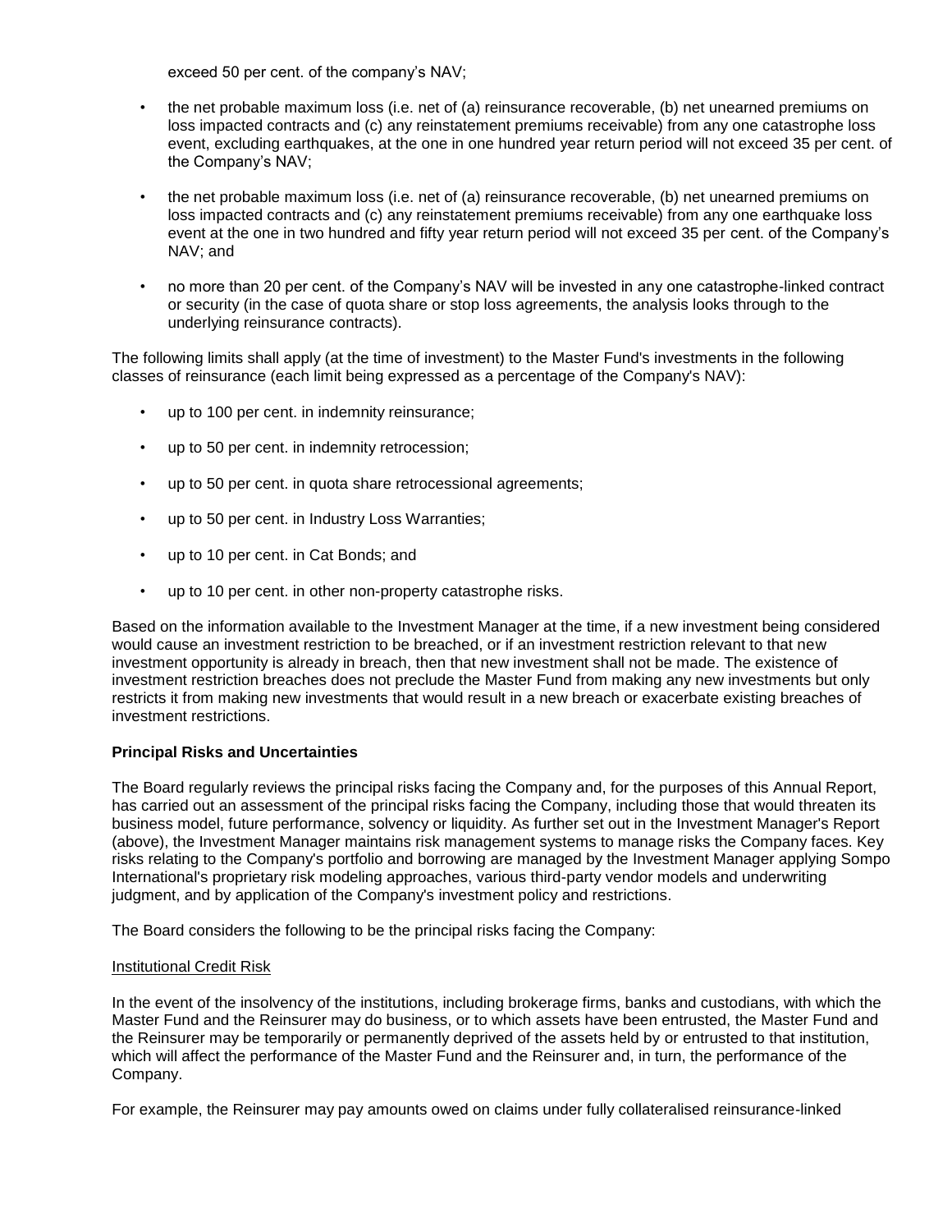exceed 50 per cent. of the company's NAV;

- the net probable maximum loss (i.e. net of (a) reinsurance recoverable, (b) net unearned premiums on loss impacted contracts and (c) any reinstatement premiums receivable) from any one catastrophe loss event, excluding earthquakes, at the one in one hundred year return period will not exceed 35 per cent. of the Company's NAV;
- the net probable maximum loss (i.e. net of (a) reinsurance recoverable, (b) net unearned premiums on loss impacted contracts and (c) any reinstatement premiums receivable) from any one earthquake loss event at the one in two hundred and fifty year return period will not exceed 35 per cent. of the Company's NAV; and
- no more than 20 per cent. of the Company's NAV will be invested in any one catastrophe-linked contract or security (in the case of quota share or stop loss agreements, the analysis looks through to the underlying reinsurance contracts).

The following limits shall apply (at the time of investment) to the Master Fund's investments in the following classes of reinsurance (each limit being expressed as a percentage of the Company's NAV):

- up to 100 per cent. in indemnity reinsurance;
- up to 50 per cent. in indemnity retrocession;
- up to 50 per cent. in quota share retrocessional agreements;
- up to 50 per cent. in Industry Loss Warranties;
- up to 10 per cent. in Cat Bonds; and
- up to 10 per cent. in other non-property catastrophe risks.

Based on the information available to the Investment Manager at the time, if a new investment being considered would cause an investment restriction to be breached, or if an investment restriction relevant to that new investment opportunity is already in breach, then that new investment shall not be made. The existence of investment restriction breaches does not preclude the Master Fund from making any new investments but only restricts it from making new investments that would result in a new breach or exacerbate existing breaches of investment restrictions.

**Principal Risks and Uncertainties**

The Board regularly reviews the principal risks facing the Company and, for the purposes of this Annual Report, has carried out an assessment of the principal risks facing the Company, including those that would threaten its business model, future performance, solvency or liquidity. As further set out in the Investment Manager's Report (above), the Investment Manager maintains risk management systems to manage risks the Company faces. Key risks relating to the Company's portfolio and borrowing are managed by the Investment Manager applying Sompo International's proprietary risk modeling approaches, various third-party vendor models and underwriting judgment, and by application of the Company's investment policy and restrictions.

The Board considers the following to be the principal risks facing the Company:

Institutional Credit Risk

In the event of the insolvency of the institutions, including brokerage firms, banks and custodians, with which the Master Fund and the Reinsurer may do business, or to which assets have been entrusted, the Master Fund and the Reinsurer may be temporarily or permanently deprived of the assets held by or entrusted to that institution, which will affect the performance of the Master Fund and the Reinsurer and, in turn, the performance of the Company.

For example, the Reinsurer may pay amounts owed on claims under fully collateralised reinsurance-linked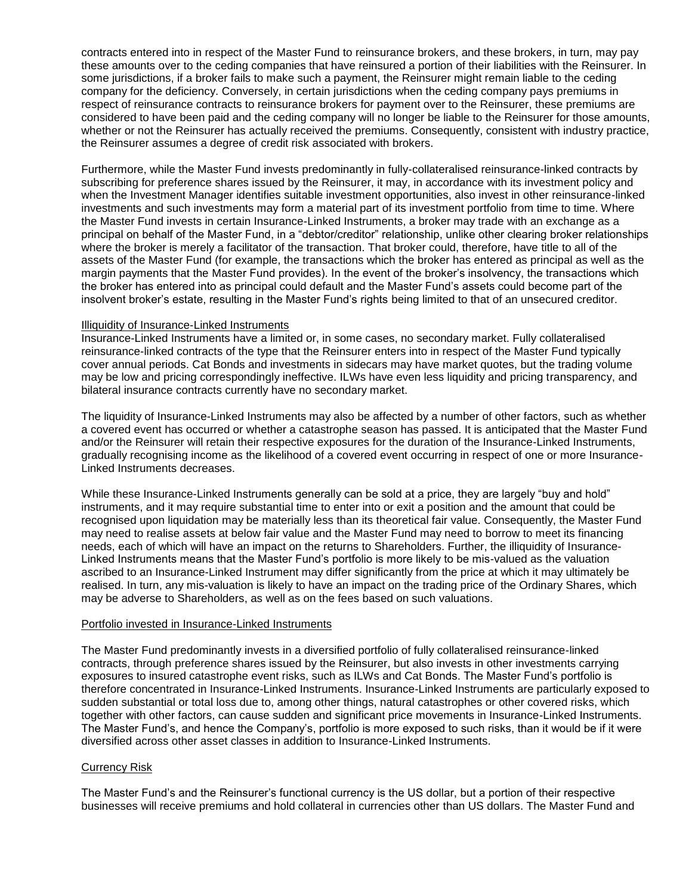contracts entered into in respect of the Master Fund to reinsurance brokers, and these brokers, in turn, may pay these amounts over to the ceding companies that have reinsured a portion of their liabilities with the Reinsurer. In some jurisdictions, if a broker fails to make such a payment, the Reinsurer might remain liable to the ceding company for the deficiency. Conversely, in certain jurisdictions when the ceding company pays premiums in respect of reinsurance contracts to reinsurance brokers for payment over to the Reinsurer, these premiums are considered to have been paid and the ceding company will no longer be liable to the Reinsurer for those amounts, whether or not the Reinsurer has actually received the premiums. Consequently, consistent with industry practice, the Reinsurer assumes a degree of credit risk associated with brokers.

Furthermore, while the Master Fund invests predominantly in fully-collateralised reinsurance-linked contracts by subscribing for preference shares issued by the Reinsurer, it may, in accordance with its investment policy and when the Investment Manager identifies suitable investment opportunities, also invest in other reinsurance-linked investments and such investments may form a material part of its investment portfolio from time to time. Where the Master Fund invests in certain Insurance-Linked Instruments, a broker may trade with an exchange as a principal on behalf of the Master Fund, in a "debtor/creditor" relationship, unlike other clearing broker relationships where the broker is merely a facilitator of the transaction. That broker could, therefore, have title to all of the assets of the Master Fund (for example, the transactions which the broker has entered as principal as well as the margin payments that the Master Fund provides). In the event of the broker's insolvency, the transactions which the broker has entered into as principal could default and the Master Fund's assets could become part of the insolvent broker's estate, resulting in the Master Fund's rights being limited to that of an unsecured creditor.

Illiquidity of Insurance-Linked Instruments

Insurance-Linked Instruments have a limited or, in some cases, no secondary market. Fully collateralised reinsurance-linked contracts of the type that the Reinsurer enters into in respect of the Master Fund typically cover annual periods. Cat Bonds and investments in sidecars may have market quotes, but the trading volume may be low and pricing correspondingly ineffective. ILWs have even less liquidity and pricing transparency, and bilateral insurance contracts currently have no secondary market.

The liquidity of Insurance-Linked Instruments may also be affected by a number of other factors, such as whether a covered event has occurred or whether a catastrophe season has passed. It is anticipated that the Master Fund and/or the Reinsurer will retain their respective exposures for the duration of the Insurance-Linked Instruments, gradually recognising income as the likelihood of a covered event occurring in respect of one or more Insurance-Linked Instruments decreases.

While these Insurance-Linked Instruments generally can be sold at a price, they are largely "buy and hold" instruments, and it may require substantial time to enter into or exit a position and the amount that could be recognised upon liquidation may be materially less than its theoretical fair value. Consequently, the Master Fund may need to realise assets at below fair value and the Master Fund may need to borrow to meet its financing needs, each of which will have an impact on the returns to Shareholders. Further, the illiquidity of Insurance-Linked Instruments means that the Master Fund's portfolio is more likely to be mis-valued as the valuation ascribed to an Insurance-Linked Instrument may differ significantly from the price at which it may ultimately be realised. In turn, any mis-valuation is likely to have an impact on the trading price of the Ordinary Shares, which may be adverse to Shareholders, as well as on the fees based on such valuations.

Portfolio invested in Insurance-Linked Instruments

The Master Fund predominantly invests in a diversified portfolio of fully collateralised reinsurance-linked contracts, through preference shares issued by the Reinsurer, but also invests in other investments carrying exposures to insured catastrophe event risks, such as ILWs and Cat Bonds. The Master Fund's portfolio is therefore concentrated in Insurance-Linked Instruments. Insurance-Linked Instruments are particularly exposed to sudden substantial or total loss due to, among other things, natural catastrophes or other covered risks, which together with other factors, can cause sudden and significant price movements in Insurance-Linked Instruments. The Master Fund's, and hence the Company's, portfolio is more exposed to such risks, than it would be if it were diversified across other asset classes in addition to Insurance-Linked Instruments.

Currency Risk

The Master Fund's and the Reinsurer's functional currency is the US dollar, but a portion of their respective businesses will receive premiums and hold collateral in currencies other than US dollars. The Master Fund and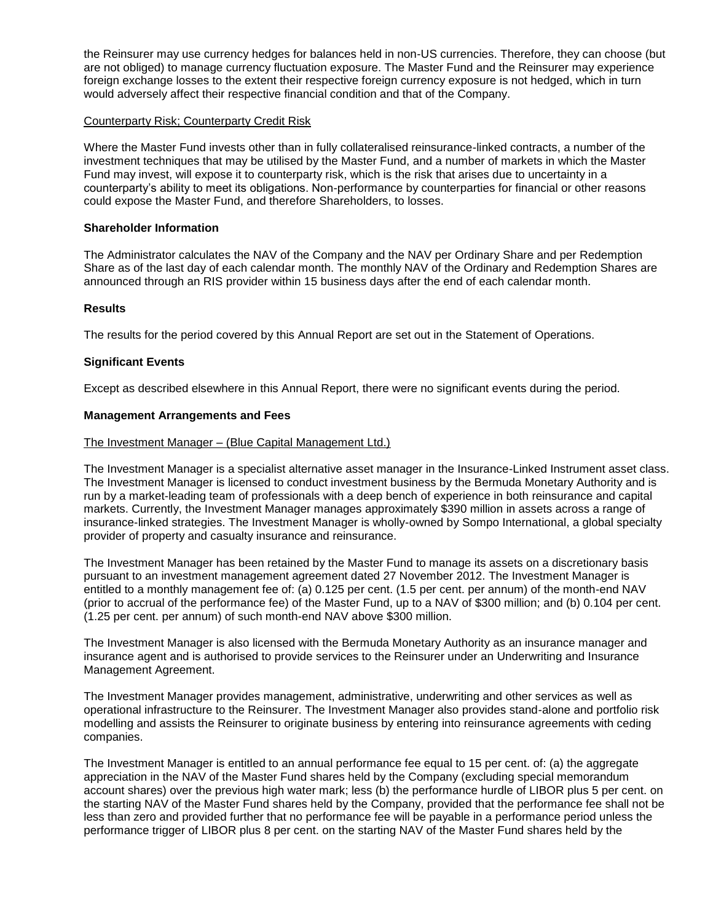the Reinsurer may use currency hedges for balances held in non-US currencies. Therefore, they can choose (but are not obliged) to manage currency fluctuation exposure. The Master Fund and the Reinsurer may experience foreign exchange losses to the extent their respective foreign currency exposure is not hedged, which in turn would adversely affect their respective financial condition and that of the Company.

<u>Counterparty Risk; Counterparty Credit Risk</u>

Where the Master Fund invests other than in fully collateralised reinsurance-linked contracts, a number of the investment techniques that may be utilised by the Master Fund, and a number of markets in which the Master Fund may invest, will expose it to counterparty risk, which is the risk that arises due to uncertainty in a counterparty's ability to meet its obligations. Non-performance by counterparties for financial or other reasons could expose the Master Fund, and therefore Shareholders, to losses.

**Shareholder Information**

The Administrator calculates the NAV of the Company and the NAV per Ordinary Share and per Redemption Share as of the last day of each calendar month. The monthly NAV of the Ordinary and Redemption Shares are announced through an RIS provider within 15 business days after the end of each calendar month.

**Results**

The results for the period covered by this Annual Report are set out in the Statement of Operations.

**Significant Events**

Except as described elsewhere in this Annual Report, there were no significant events during the period.

**Management Arrangements and Fees**

<u>The Investment Manager – (Blue Capital Management Ltd.)</u>

The Investment Manager is a specialist alternative asset manager in the Insurance-Linked Instrument asset class. The Investment Manager is licensed to conduct investment business by the Bermuda Monetary Authority and is run by a market-leading team of professionals with a deep bench of experience in both reinsurance and capital markets. Currently, the Investment Manager manages approximately $390 million in assets across a range of insurance-linked strategies. The Investment Manager is wholly-owned by Sompo International, a global specialty provider of property and casualty insurance and reinsurance.

The Investment Manager has been retained by the Master Fund to manage its assets on a discretionary basis pursuant to an investment management agreement dated 27 November 2012. The Investment Manager is entitled to a monthly management fee of: (a) 0.125 per cent. (1.5 per cent. per annum) of the month-end NAV (prior to accrual of the performance fee) of the Master Fund, up to a NAV of $300 million; and (b) 0.104 per cent. (1.25 per cent. per annum) of such month-end NAV above $300 million.

The Investment Manager is also licensed with the Bermuda Monetary Authority as an insurance manager and insurance agent and is authorised to provide services to the Reinsurer under an Underwriting and Insurance Management Agreement.

The Investment Manager provides management, administrative, underwriting and other services as well as operational infrastructure to the Reinsurer. The Investment Manager also provides stand-alone and portfolio risk modelling and assists the Reinsurer to originate business by entering into reinsurance agreements with ceding companies.

The Investment Manager is entitled to an annual performance fee equal to 15 per cent. of: (a) the aggregate appreciation in the NAV of the Master Fund shares held by the Company (excluding special memorandum account shares) over the previous high water mark; less (b) the performance hurdle of LIBOR plus 5 per cent. on the starting NAV of the Master Fund shares held by the Company, provided that the performance fee shall not be less than zero and provided further that no performance fee will be payable in a performance period unless the performance trigger of LIBOR plus 8 per cent. on the starting NAV of the Master Fund shares held by the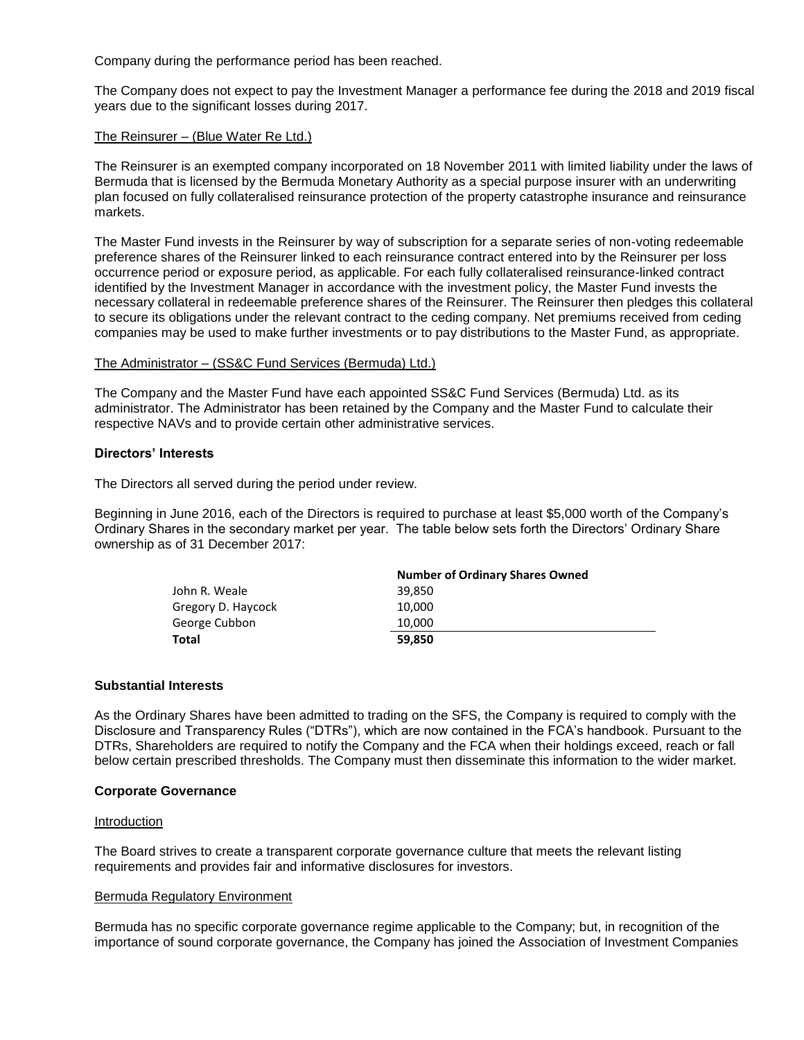Company during the performance period has been reached.

The Company does not expect to pay the Investment Manager a performance fee during the 2018 and 2019 fiscal years due to the significant losses during 2017.

The Reinsurer – (Blue Water Re Ltd.)

The Reinsurer is an exempted company incorporated on 18 November 2011 with limited liability under the laws of Bermuda that is licensed by the Bermuda Monetary Authority as a special purpose insurer with an underwriting plan focused on fully collateralised reinsurance protection of the property catastrophe insurance and reinsurance markets.

The Master Fund invests in the Reinsurer by way of subscription for a separate series of non-voting redeemable preference shares of the Reinsurer linked to each reinsurance contract entered into by the Reinsurer per loss occurrence period or exposure period, as applicable. For each fully collateralised reinsurance-linked contract identified by the Investment Manager in accordance with the investment policy, the Master Fund invests the necessary collateral in redeemable preference shares of the Reinsurer. The Reinsurer then pledges this collateral to secure its obligations under the relevant contract to the ceding company. Net premiums received from ceding companies may be used to make further investments or to pay distributions to the Master Fund, as appropriate.

The Administrator – (SS&C Fund Services (Bermuda) Ltd.)

The Company and the Master Fund have each appointed SS&C Fund Services (Bermuda) Ltd. as its administrator. The Administrator has been retained by the Company and the Master Fund to calculate their respective NAVs and to provide certain other administrative services.

**Directors' Interests**

The Directors all served during the period under review.

Beginning in June 2016, each of the Directors is required to purchase at least $5,000 worth of the Company's Ordinary Shares in the secondary market per year. The table below sets forth the Directors' Ordinary Share ownership as of 31 December 2017:

| | **Number of Ordinary Shares Owned** |
|---|---|
| John R. Weale | 39,850 |
| Gregory D. Haycock | 10,000 |
| George Cubbon | 10,000 |
| **Total** | **59,850** |

**Substantial Interests**

As the Ordinary Shares have been admitted to trading on the SFS, the Company is required to comply with the Disclosure and Transparency Rules ("DTRs"), which are now contained in the FCA's handbook. Pursuant to the DTRs, Shareholders are required to notify the Company and the FCA when their holdings exceed, reach or fall below certain prescribed thresholds. The Company must then disseminate this information to the wider market.

**Corporate Governance**

Introduction

The Board strives to create a transparent corporate governance culture that meets the relevant listing requirements and provides fair and informative disclosures for investors.

Bermuda Regulatory Environment

Bermuda has no specific corporate governance regime applicable to the Company; but, in recognition of the importance of sound corporate governance, the Company has joined the Association of Investment Companies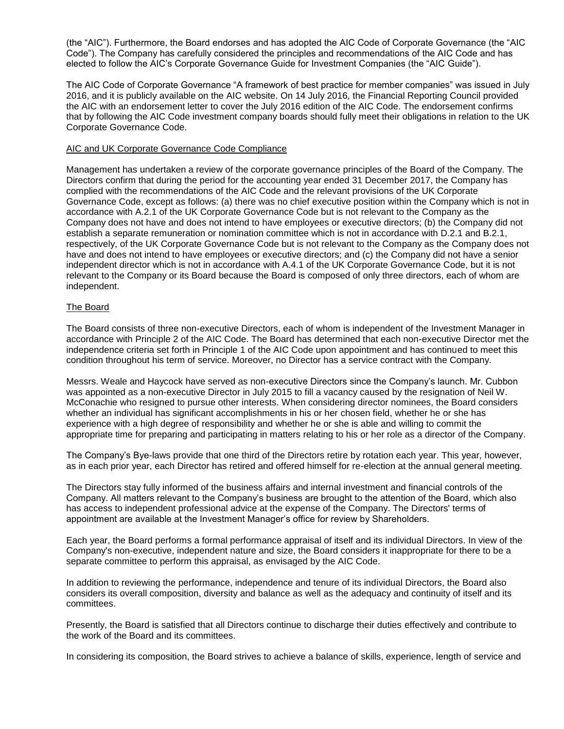(the "AIC"). Furthermore, the Board endorses and has adopted the AIC Code of Corporate Governance (the "AIC Code"). The Company has carefully considered the principles and recommendations of the AIC Code and has elected to follow the AIC's Corporate Governance Guide for Investment Companies (the "AIC Guide").

The AIC Code of Corporate Governance "A framework of best practice for member companies" was issued in July 2016, and it is publicly available on the AIC website. On 14 July 2016, the Financial Reporting Council provided the AIC with an endorsement letter to cover the July 2016 edition of the AIC Code. The endorsement confirms that by following the AIC Code investment company boards should fully meet their obligations in relation to the UK Corporate Governance Code.

## AIC and UK Corporate Governance Code Compliance

Management has undertaken a review of the corporate governance principles of the Board of the Company. The Directors confirm that during the period for the accounting year ended 31 December 2017, the Company has complied with the recommendations of the AIC Code and the relevant provisions of the UK Corporate Governance Code, except as follows: (a) there was no chief executive position within the Company which is not in accordance with A.2.1 of the UK Corporate Governance Code but is not relevant to the Company as the Company does not have and does not intend to have employees or executive directors; (b) the Company did not establish a separate remuneration or nomination committee which is not in accordance with D.2.1 and B.2.1, respectively, of the UK Corporate Governance Code but is not relevant to the Company as the Company does not have and does not intend to have employees or executive directors; and (c) the Company did not have a senior independent director which is not in accordance with A.4.1 of the UK Corporate Governance Code, but it is not relevant to the Company or its Board because the Board is composed of only three directors, each of whom are independent.

## The Board

The Board consists of three non-executive Directors, each of whom is independent of the Investment Manager in accordance with Principle 2 of the AIC Code. The Board has determined that each non-executive Director met the independence criteria set forth in Principle 1 of the AIC Code upon appointment and has continued to meet this condition throughout his term of service. Moreover, no Director has a service contract with the Company.

Messrs. Weale and Haycock have served as non-executive Directors since the Company's launch. Mr. Cubbon was appointed as a non-executive Director in July 2015 to fill a vacancy caused by the resignation of Neil W. McConachie who resigned to pursue other interests. When considering director nominees, the Board considers whether an individual has significant accomplishments in his or her chosen field, whether he or she has experience with a high degree of responsibility and whether he or she is able and willing to commit the appropriate time for preparing and participating in matters relating to his or her role as a director of the Company.

The Company's Bye-laws provide that one third of the Directors retire by rotation each year. This year, however, as in each prior year, each Director has retired and offered himself for re-election at the annual general meeting.

The Directors stay fully informed of the business affairs and internal investment and financial controls of the Company. All matters relevant to the Company's business are brought to the attention of the Board, which also has access to independent professional advice at the expense of the Company. The Directors' terms of appointment are available at the Investment Manager's office for review by Shareholders.

Each year, the Board performs a formal performance appraisal of itself and its individual Directors. In view of the Company's non-executive, independent nature and size, the Board considers it inappropriate for there to be a separate committee to perform this appraisal, as envisaged by the AIC Code.

In addition to reviewing the performance, independence and tenure of its individual Directors, the Board also considers its overall composition, diversity and balance as well as the adequacy and continuity of itself and its committees.

Presently, the Board is satisfied that all Directors continue to discharge their duties effectively and contribute to the work of the Board and its committees.

In considering its composition, the Board strives to achieve a balance of skills, experience, length of service and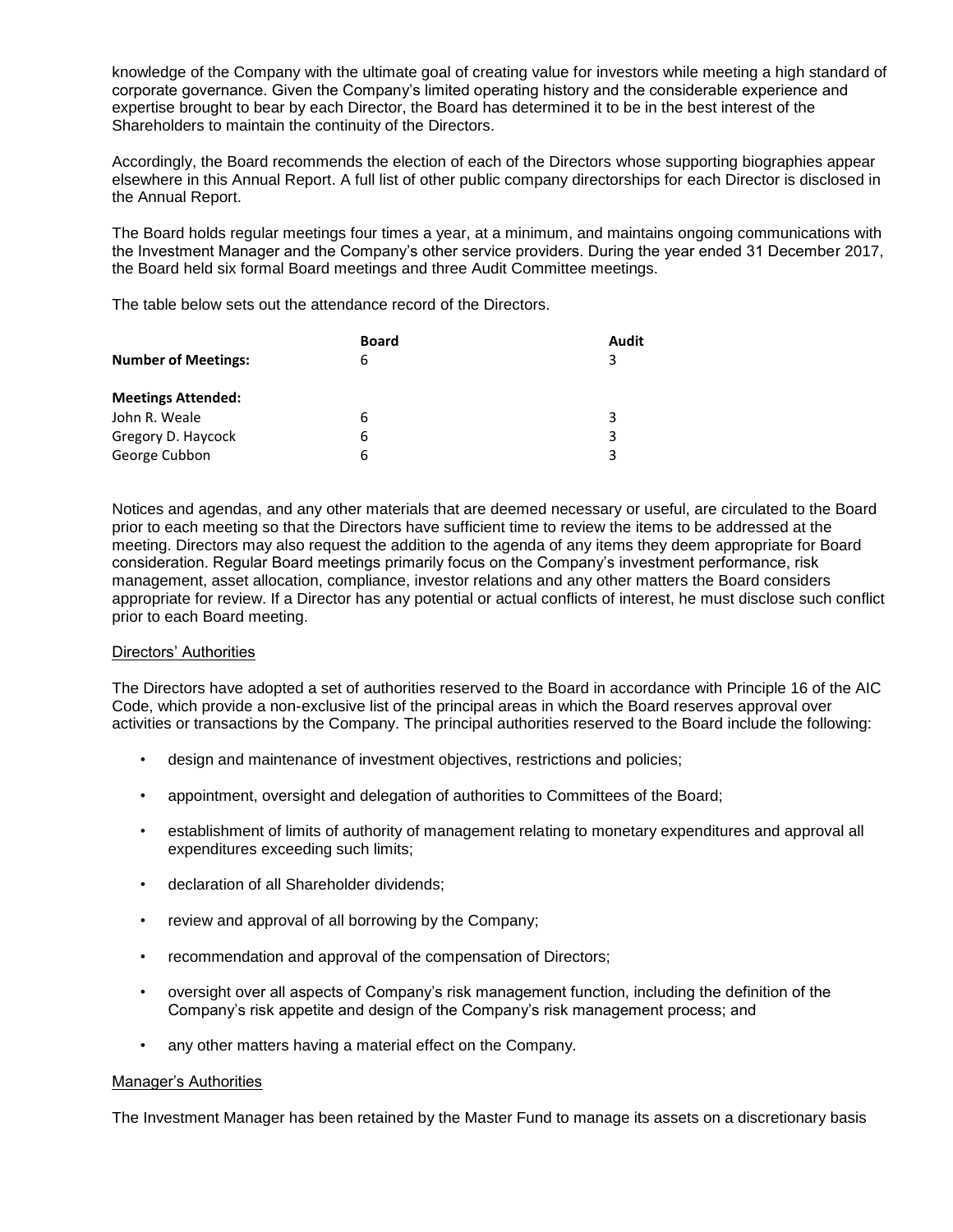knowledge of the Company with the ultimate goal of creating value for investors while meeting a high standard of corporate governance. Given the Company's limited operating history and the considerable experience and expertise brought to bear by each Director, the Board has determined it to be in the best interest of the Shareholders to maintain the continuity of the Directors.

Accordingly, the Board recommends the election of each of the Directors whose supporting biographies appear elsewhere in this Annual Report. A full list of other public company directorships for each Director is disclosed in the Annual Report.

The Board holds regular meetings four times a year, at a minimum, and maintains ongoing communications with the Investment Manager and the Company's other service providers. During the year ended 31 December 2017, the Board held six formal Board meetings and three Audit Committee meetings.

The table below sets out the attendance record of the Directors.

| | **Board** | **Audit** |
|---|---|---|
| **Number of Meetings:** | 6 | 3 |
| **Meetings Attended:** | | |
| John R. Weale | 6 | 3 |
| Gregory D. Haycock | 6 | 3 |
| George Cubbon | 6 | 3 |

Notices and agendas, and any other materials that are deemed necessary or useful, are circulated to the Board prior to each meeting so that the Directors have sufficient time to review the items to be addressed at the meeting. Directors may also request the addition to the agenda of any items they deem appropriate for Board consideration. Regular Board meetings primarily focus on the Company's investment performance, risk management, asset allocation, compliance, investor relations and any other matters the Board considers appropriate for review. If a Director has any potential or actual conflicts of interest, he must disclose such conflict prior to each Board meeting.

Directors' Authorities

The Directors have adopted a set of authorities reserved to the Board in accordance with Principle 16 of the AIC Code, which provide a non-exclusive list of the principal areas in which the Board reserves approval over activities or transactions by the Company. The principal authorities reserved to the Board include the following:

- design and maintenance of investment objectives, restrictions and policies;
- appointment, oversight and delegation of authorities to Committees of the Board;
- establishment of limits of authority of management relating to monetary expenditures and approval all expenditures exceeding such limits;
- declaration of all Shareholder dividends;
- review and approval of all borrowing by the Company;
- recommendation and approval of the compensation of Directors;
- oversight over all aspects of Company's risk management function, including the definition of the Company's risk appetite and design of the Company's risk management process; and
- any other matters having a material effect on the Company.

Manager's Authorities

The Investment Manager has been retained by the Master Fund to manage its assets on a discretionary basis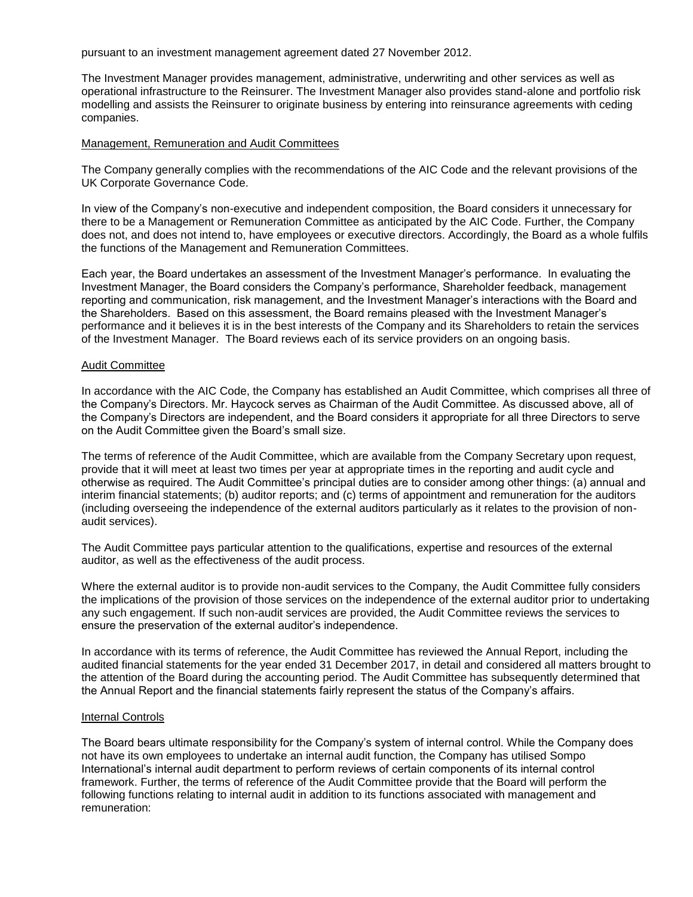pursuant to an investment management agreement dated 27 November 2012.

The Investment Manager provides management, administrative, underwriting and other services as well as operational infrastructure to the Reinsurer. The Investment Manager also provides stand-alone and portfolio risk modelling and assists the Reinsurer to originate business by entering into reinsurance agreements with ceding companies.

### Management, Remuneration and Audit Committees

The Company generally complies with the recommendations of the AIC Code and the relevant provisions of the UK Corporate Governance Code.

In view of the Company's non-executive and independent composition, the Board considers it unnecessary for there to be a Management or Remuneration Committee as anticipated by the AIC Code. Further, the Company does not, and does not intend to, have employees or executive directors. Accordingly, the Board as a whole fulfils the functions of the Management and Remuneration Committees.

Each year, the Board undertakes an assessment of the Investment Manager's performance. In evaluating the Investment Manager, the Board considers the Company's performance, Shareholder feedback, management reporting and communication, risk management, and the Investment Manager's interactions with the Board and the Shareholders. Based on this assessment, the Board remains pleased with the Investment Manager's performance and it believes it is in the best interests of the Company and its Shareholders to retain the services of the Investment Manager. The Board reviews each of its service providers on an ongoing basis.

### Audit Committee

In accordance with the AIC Code, the Company has established an Audit Committee, which comprises all three of the Company's Directors. Mr. Haycock serves as Chairman of the Audit Committee. As discussed above, all of the Company's Directors are independent, and the Board considers it appropriate for all three Directors to serve on the Audit Committee given the Board's small size.

The terms of reference of the Audit Committee, which are available from the Company Secretary upon request, provide that it will meet at least two times per year at appropriate times in the reporting and audit cycle and otherwise as required. The Audit Committee's principal duties are to consider among other things: (a) annual and interim financial statements; (b) auditor reports; and (c) terms of appointment and remuneration for the auditors (including overseeing the independence of the external auditors particularly as it relates to the provision of non-audit services).

The Audit Committee pays particular attention to the qualifications, expertise and resources of the external auditor, as well as the effectiveness of the audit process.

Where the external auditor is to provide non-audit services to the Company, the Audit Committee fully considers the implications of the provision of those services on the independence of the external auditor prior to undertaking any such engagement. If such non-audit services are provided, the Audit Committee reviews the services to ensure the preservation of the external auditor's independence.

In accordance with its terms of reference, the Audit Committee has reviewed the Annual Report, including the audited financial statements for the year ended 31 December 2017, in detail and considered all matters brought to the attention of the Board during the accounting period. The Audit Committee has subsequently determined that the Annual Report and the financial statements fairly represent the status of the Company's affairs.

### Internal Controls

The Board bears ultimate responsibility for the Company's system of internal control. While the Company does not have its own employees to undertake an internal audit function, the Company has utilised Sompo International's internal audit department to perform reviews of certain components of its internal control framework. Further, the terms of reference of the Audit Committee provide that the Board will perform the following functions relating to internal audit in addition to its functions associated with management and remuneration: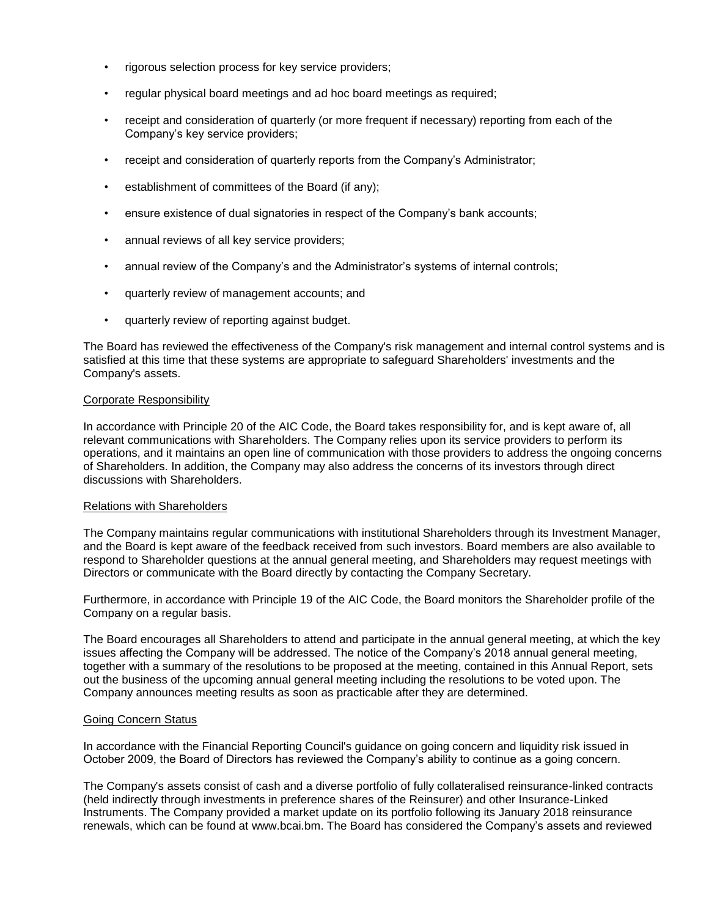- rigorous selection process for key service providers;
- regular physical board meetings and ad hoc board meetings as required;
- receipt and consideration of quarterly (or more frequent if necessary) reporting from each of the Company's key service providers;
- receipt and consideration of quarterly reports from the Company's Administrator;
- establishment of committees of the Board (if any);
- ensure existence of dual signatories in respect of the Company's bank accounts;
- annual reviews of all key service providers;
- annual review of the Company's and the Administrator's systems of internal controls;
- quarterly review of management accounts; and
- quarterly review of reporting against budget.

The Board has reviewed the effectiveness of the Company's risk management and internal control systems and is satisfied at this time that these systems are appropriate to safeguard Shareholders' investments and the Company's assets.

### Corporate Responsibility

In accordance with Principle 20 of the AIC Code, the Board takes responsibility for, and is kept aware of, all relevant communications with Shareholders. The Company relies upon its service providers to perform its operations, and it maintains an open line of communication with those providers to address the ongoing concerns of Shareholders. In addition, the Company may also address the concerns of its investors through direct discussions with Shareholders.

### Relations with Shareholders

The Company maintains regular communications with institutional Shareholders through its Investment Manager, and the Board is kept aware of the feedback received from such investors. Board members are also available to respond to Shareholder questions at the annual general meeting, and Shareholders may request meetings with Directors or communicate with the Board directly by contacting the Company Secretary.

Furthermore, in accordance with Principle 19 of the AIC Code, the Board monitors the Shareholder profile of the Company on a regular basis.

The Board encourages all Shareholders to attend and participate in the annual general meeting, at which the key issues affecting the Company will be addressed. The notice of the Company's 2018 annual general meeting, together with a summary of the resolutions to be proposed at the meeting, contained in this Annual Report, sets out the business of the upcoming annual general meeting including the resolutions to be voted upon. The Company announces meeting results as soon as practicable after they are determined.

### Going Concern Status

In accordance with the Financial Reporting Council's guidance on going concern and liquidity risk issued in October 2009, the Board of Directors has reviewed the Company's ability to continue as a going concern.

The Company's assets consist of cash and a diverse portfolio of fully collateralised reinsurance-linked contracts (held indirectly through investments in preference shares of the Reinsurer) and other Insurance-Linked Instruments. The Company provided a market update on its portfolio following its January 2018 reinsurance renewals, which can be found at www.bcai.bm. The Board has considered the Company's assets and reviewed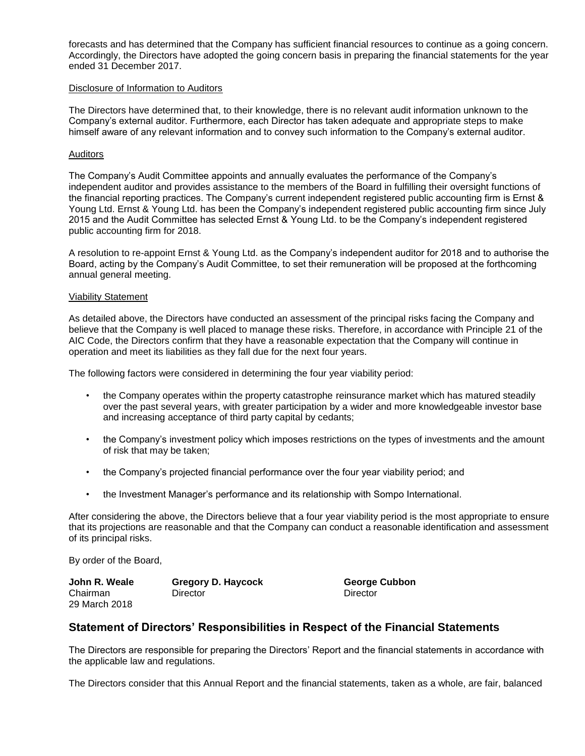forecasts and has determined that the Company has sufficient financial resources to continue as a going concern. Accordingly, the Directors have adopted the going concern basis in preparing the financial statements for the year ended 31 December 2017.

Disclosure of Information to Auditors

The Directors have determined that, to their knowledge, there is no relevant audit information unknown to the Company's external auditor. Furthermore, each Director has taken adequate and appropriate steps to make himself aware of any relevant information and to convey such information to the Company's external auditor.

Auditors

The Company's Audit Committee appoints and annually evaluates the performance of the Company's independent auditor and provides assistance to the members of the Board in fulfilling their oversight functions of the financial reporting practices. The Company's current independent registered public accounting firm is Ernst & Young Ltd. Ernst & Young Ltd. has been the Company's independent registered public accounting firm since July 2015 and the Audit Committee has selected Ernst & Young Ltd. to be the Company's independent registered public accounting firm for 2018.

A resolution to re-appoint Ernst & Young Ltd. as the Company's independent auditor for 2018 and to authorise the Board, acting by the Company's Audit Committee, to set their remuneration will be proposed at the forthcoming annual general meeting.

Viability Statement

As detailed above, the Directors have conducted an assessment of the principal risks facing the Company and believe that the Company is well placed to manage these risks. Therefore, in accordance with Principle 21 of the AIC Code, the Directors confirm that they have a reasonable expectation that the Company will continue in operation and meet its liabilities as they fall due for the next four years.

The following factors were considered in determining the four year viability period:

- the Company operates within the property catastrophe reinsurance market which has matured steadily over the past several years, with greater participation by a wider and more knowledgeable investor base and increasing acceptance of third party capital by cedants;
- the Company's investment policy which imposes restrictions on the types of investments and the amount of risk that may be taken;
- the Company's projected financial performance over the four year viability period; and
- the Investment Manager's performance and its relationship with Sompo International.

After considering the above, the Directors believe that a four year viability period is the most appropriate to ensure that its projections are reasonable and that the Company can conduct a reasonable identification and assessment of its principal risks.

By order of the Board,

| **John R. Weale** | **Gregory D. Haycock** | **George Cubbon** |
|---|---|---|
| Chairman | Director | Director |
| 29 March 2018 | | |

## Statement of Directors' Responsibilities in Respect of the Financial Statements

The Directors are responsible for preparing the Directors' Report and the financial statements in accordance with the applicable law and regulations.

The Directors consider that this Annual Report and the financial statements, taken as a whole, are fair, balanced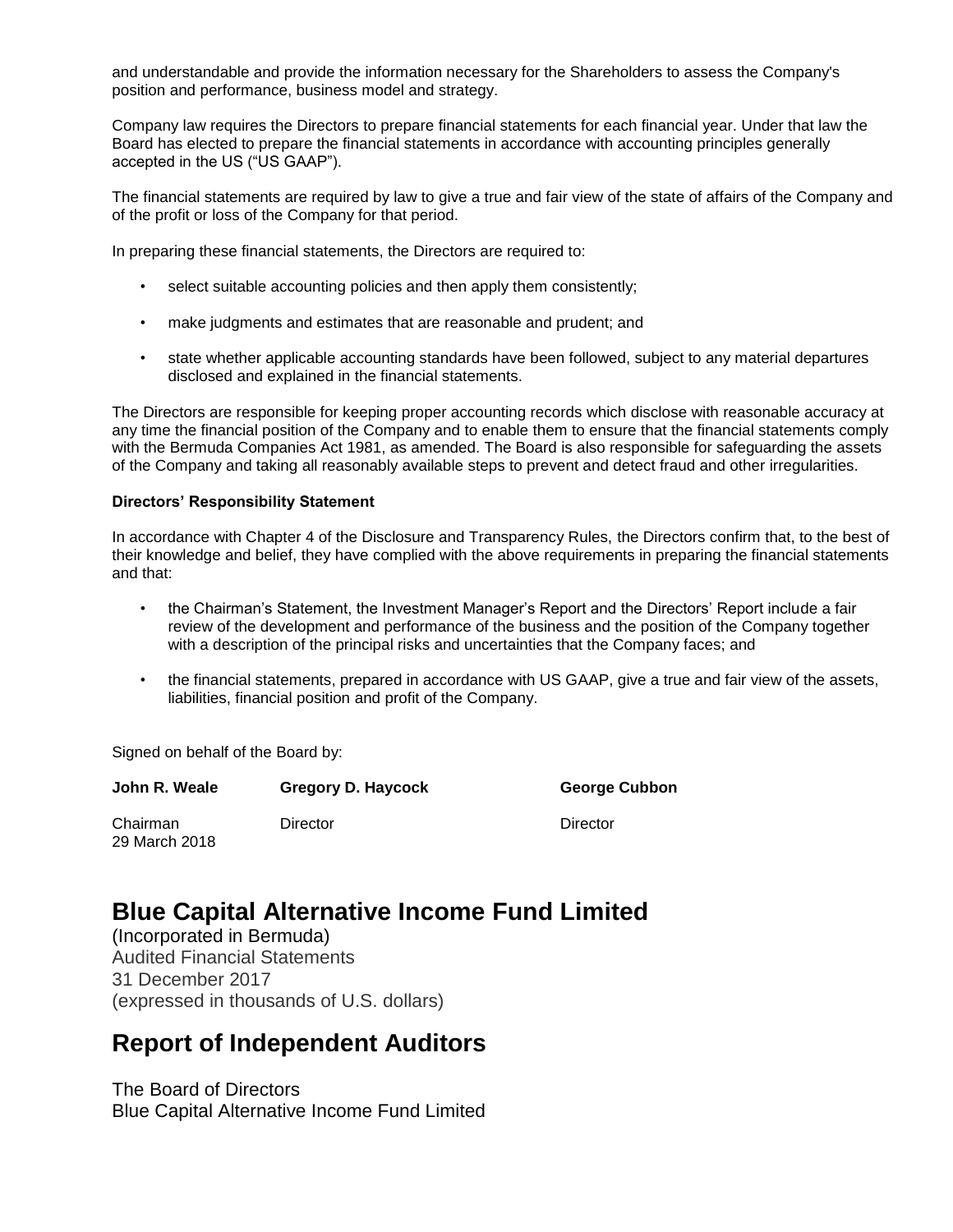and understandable and provide the information necessary for the Shareholders to assess the Company's position and performance, business model and strategy.

Company law requires the Directors to prepare financial statements for each financial year. Under that law the Board has elected to prepare the financial statements in accordance with accounting principles generally accepted in the US ("US GAAP").

The financial statements are required by law to give a true and fair view of the state of affairs of the Company and of the profit or loss of the Company for that period.

In preparing these financial statements, the Directors are required to:

- select suitable accounting policies and then apply them consistently;
- make judgments and estimates that are reasonable and prudent; and
- state whether applicable accounting standards have been followed, subject to any material departures disclosed and explained in the financial statements.

The Directors are responsible for keeping proper accounting records which disclose with reasonable accuracy at any time the financial position of the Company and to enable them to ensure that the financial statements comply with the Bermuda Companies Act 1981, as amended. The Board is also responsible for safeguarding the assets of the Company and taking all reasonably available steps to prevent and detect fraud and other irregularities.

**Directors' Responsibility Statement**

In accordance with Chapter 4 of the Disclosure and Transparency Rules, the Directors confirm that, to the best of their knowledge and belief, they have complied with the above requirements in preparing the financial statements and that:

- the Chairman's Statement, the Investment Manager's Report and the Directors' Report include a fair review of the development and performance of the business and the position of the Company together with a description of the principal risks and uncertainties that the Company faces; and
- the financial statements, prepared in accordance with US GAAP, give a true and fair view of the assets, liabilities, financial position and profit of the Company.

Signed on behalf of the Board by:

| **John R. Weale** | **Gregory D. Haycock** | **George Cubbon** |
|---|---|---|
| Chairman<br>29 March 2018 | Director | Director |

# Blue Capital Alternative Income Fund Limited

(Incorporated in Bermuda)
Audited Financial Statements
31 December 2017
(expressed in thousands of U.S. dollars)

# Report of Independent Auditors

The Board of Directors
Blue Capital Alternative Income Fund Limited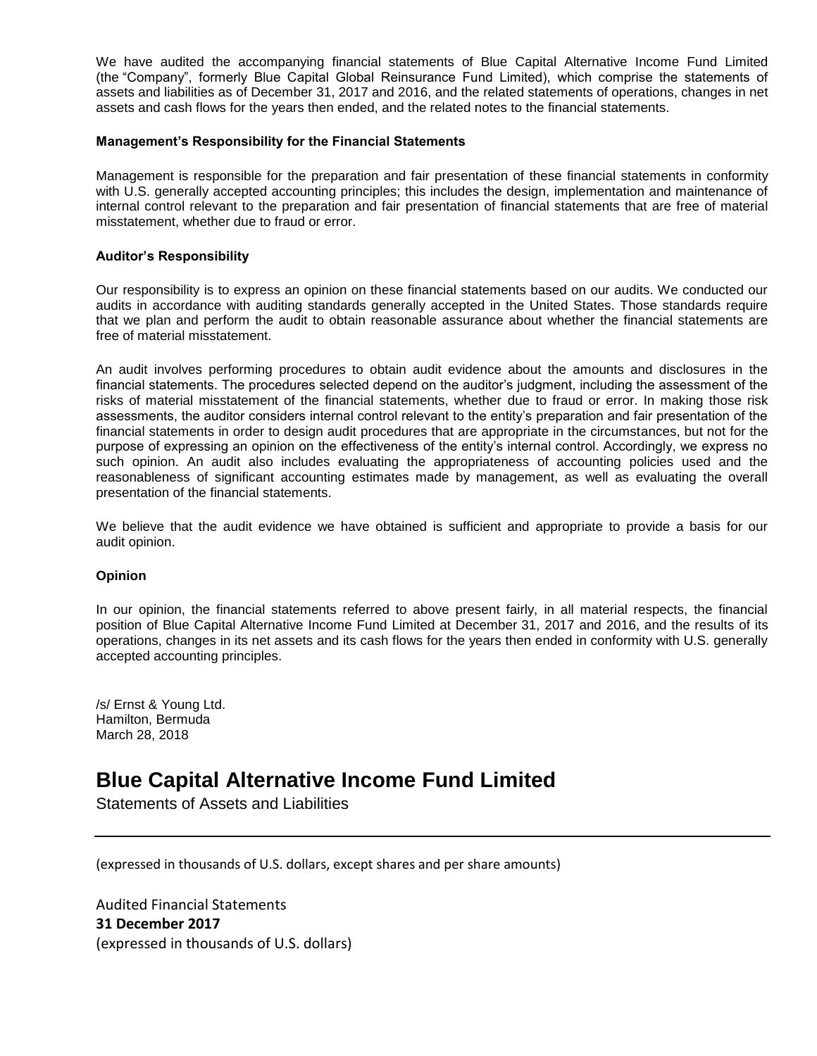We have audited the accompanying financial statements of Blue Capital Alternative Income Fund Limited (the "Company", formerly Blue Capital Global Reinsurance Fund Limited), which comprise the statements of assets and liabilities as of December 31, 2017 and 2016, and the related statements of operations, changes in net assets and cash flows for the years then ended, and the related notes to the financial statements.

**Management's Responsibility for the Financial Statements**

Management is responsible for the preparation and fair presentation of these financial statements in conformity with U.S. generally accepted accounting principles; this includes the design, implementation and maintenance of internal control relevant to the preparation and fair presentation of financial statements that are free of material misstatement, whether due to fraud or error.

**Auditor's Responsibility**

Our responsibility is to express an opinion on these financial statements based on our audits. We conducted our audits in accordance with auditing standards generally accepted in the United States. Those standards require that we plan and perform the audit to obtain reasonable assurance about whether the financial statements are free of material misstatement.

An audit involves performing procedures to obtain audit evidence about the amounts and disclosures in the financial statements. The procedures selected depend on the auditor's judgment, including the assessment of the risks of material misstatement of the financial statements, whether due to fraud or error. In making those risk assessments, the auditor considers internal control relevant to the entity's preparation and fair presentation of the financial statements in order to design audit procedures that are appropriate in the circumstances, but not for the purpose of expressing an opinion on the effectiveness of the entity's internal control. Accordingly, we express no such opinion. An audit also includes evaluating the appropriateness of accounting policies used and the reasonableness of significant accounting estimates made by management, as well as evaluating the overall presentation of the financial statements.

We believe that the audit evidence we have obtained is sufficient and appropriate to provide a basis for our audit opinion.

**Opinion**

In our opinion, the financial statements referred to above present fairly, in all material respects, the financial position of Blue Capital Alternative Income Fund Limited at December 31, 2017 and 2016, and the results of its operations, changes in its net assets and its cash flows for the years then ended in conformity with U.S. generally accepted accounting principles.

/s/ Ernst & Young Ltd.
Hamilton, Bermuda
March 28, 2018

# Blue Capital Alternative Income Fund Limited

Statements of Assets and Liabilities

(expressed in thousands of U.S. dollars, except shares and per share amounts)

Audited Financial Statements
**31 December 2017**
(expressed in thousands of U.S. dollars)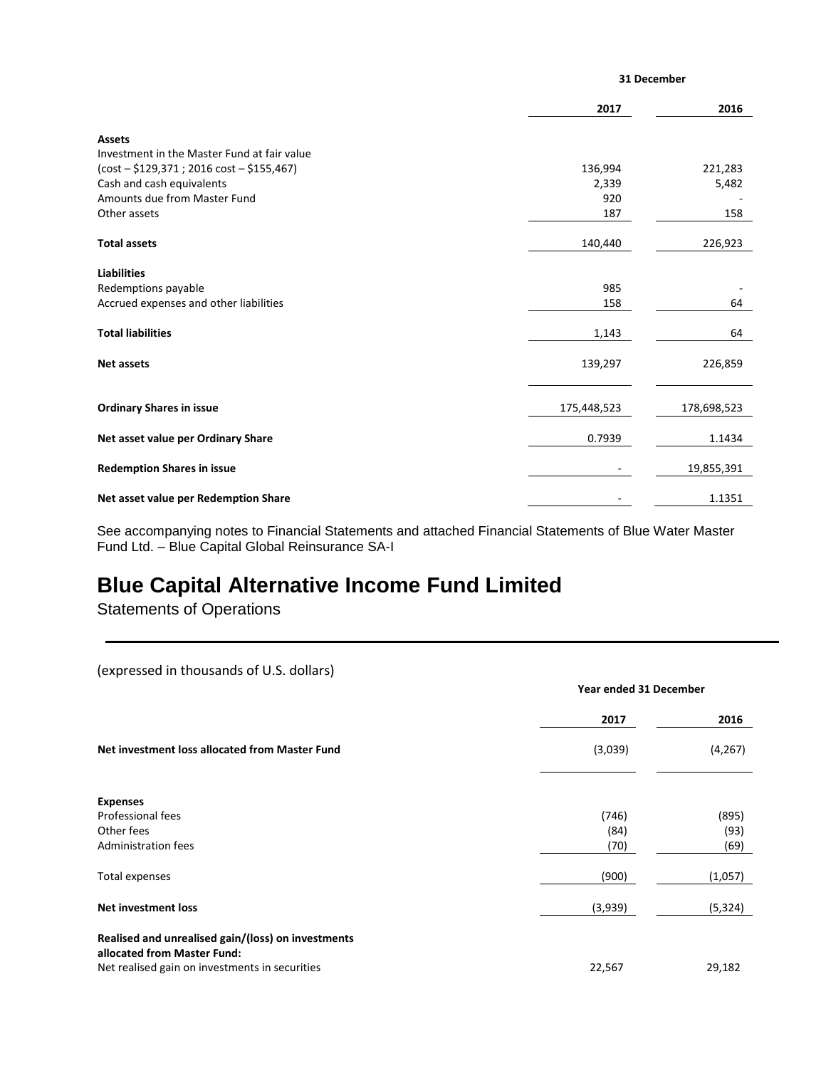|  | 31 December |  |
| --- | --- | --- |
|  | 2017 | 2016 |
| **Assets** |  |  |
| Investment in the Master Fund at fair value (cost – $129,371 ; 2016 cost – $155,467) | 136,994 | 221,283 |
| Cash and cash equivalents | 2,339 | 5,482 |
| Amounts due from Master Fund | 920 | - |
| Other assets | 187 | 158 |
| **Total assets** | 140,440 | 226,923 |
| **Liabilities** |  |  |
| Redemptions payable | 985 | - |
| Accrued expenses and other liabilities | 158 | 64 |
| **Total liabilities** | 1,143 | 64 |
| **Net assets** | 139,297 | 226,859 |
| **Ordinary Shares in issue** | 175,448,523 | 178,698,523 |
| **Net asset value per Ordinary Share** | 0.7939 | 1.1434 |
| **Redemption Shares in issue** | - | 19,855,391 |
| **Net asset value per Redemption Share** | - | 1.1351 |

See accompanying notes to Financial Statements and attached Financial Statements of Blue Water Master Fund Ltd. – Blue Capital Global Reinsurance SA-I

# Blue Capital Alternative Income Fund Limited

Statements of Operations

(expressed in thousands of U.S. dollars)

|  | Year ended 31 December |  |
| --- | --- | --- |
|  | 2017 | 2016 |
| **Net investment loss allocated from Master Fund** | (3,039) | (4,267) |
| **Expenses** |  |  |
| Professional fees | (746) | (895) |
| Other fees | (84) | (93) |
| Administration fees | (70) | (69) |
| Total expenses | (900) | (1,057) |
| **Net investment loss** | (3,939) | (5,324) |
| **Realised and unrealised gain/(loss) on investments allocated from Master Fund:** |  |  |
| Net realised gain on investments in securities | 22,567 | 29,182 |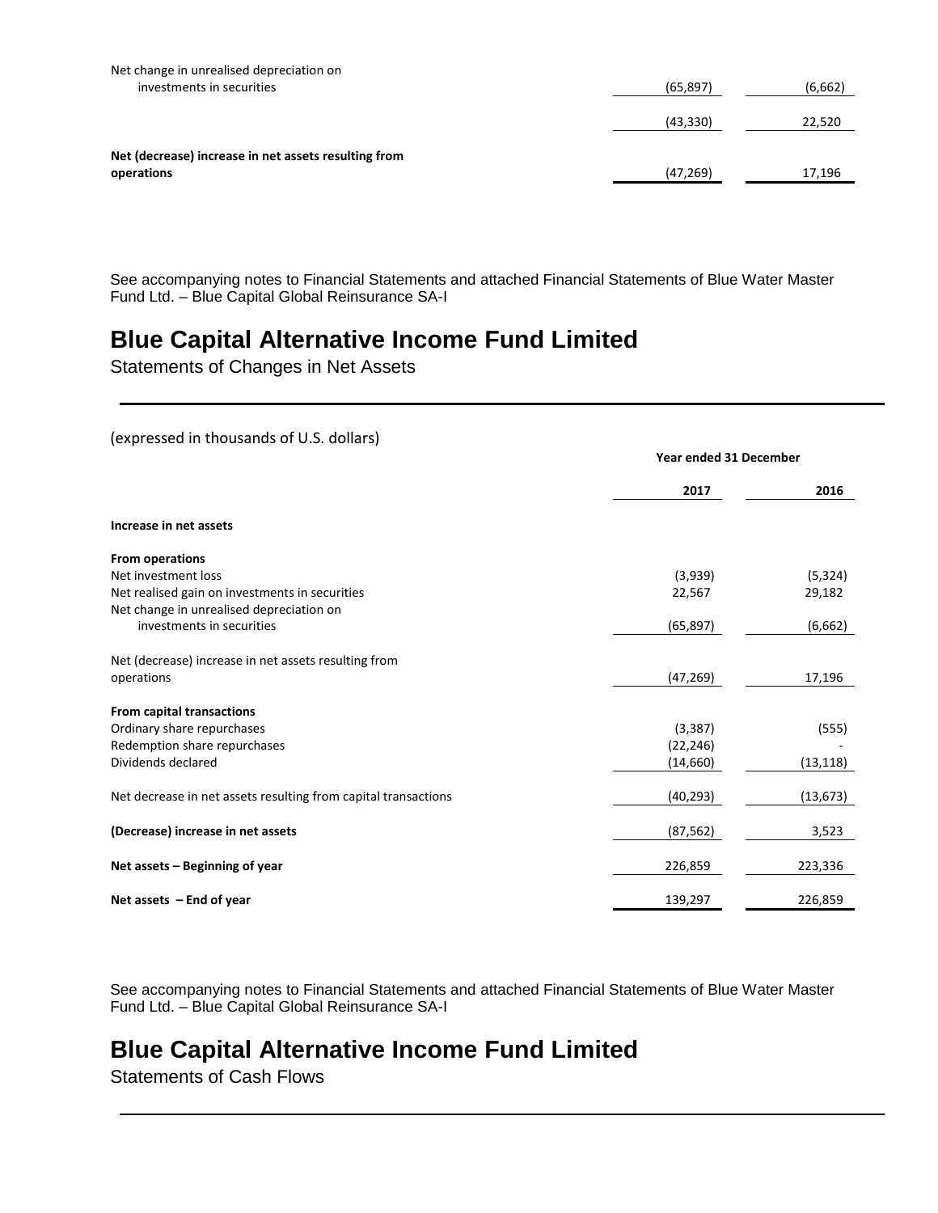| | | |
|---|---|---|
| Net change in unrealised depreciation on investments in securities | (65,897) | (6,662) |
| | (43,330) | 22,520 |
| **Net (decrease) increase in net assets resulting from operations** | (47,269) | 17,196 |

See accompanying notes to Financial Statements and attached Financial Statements of Blue Water Master Fund Ltd. – Blue Capital Global Reinsurance SA-I

# Blue Capital Alternative Income Fund Limited

Statements of Changes in Net Assets

(expressed in thousands of U.S. dollars)

| | Year ended 31 December | |
|---|---|---|
| | **2017** | **2016** |
| **Increase in net assets** | | |
| **From operations** | | |
| Net investment loss | (3,939) | (5,324) |
| Net realised gain on investments in securities | 22,567 | 29,182 |
| Net change in unrealised depreciation on investments in securities | (65,897) | (6,662) |
| Net (decrease) increase in net assets resulting from operations | (47,269) | 17,196 |
| **From capital transactions** | | |
| Ordinary share repurchases | (3,387) | (555) |
| Redemption share repurchases | (22,246) | - |
| Dividends declared | (14,660) | (13,118) |
| Net decrease in net assets resulting from capital transactions | (40,293) | (13,673) |
| **(Decrease) increase in net assets** | (87,562) | 3,523 |
| **Net assets – Beginning of year** | 226,859 | 223,336 |
| **Net assets – End of year** | 139,297 | 226,859 |

See accompanying notes to Financial Statements and attached Financial Statements of Blue Water Master Fund Ltd. – Blue Capital Global Reinsurance SA-I

# Blue Capital Alternative Income Fund Limited

Statements of Cash Flows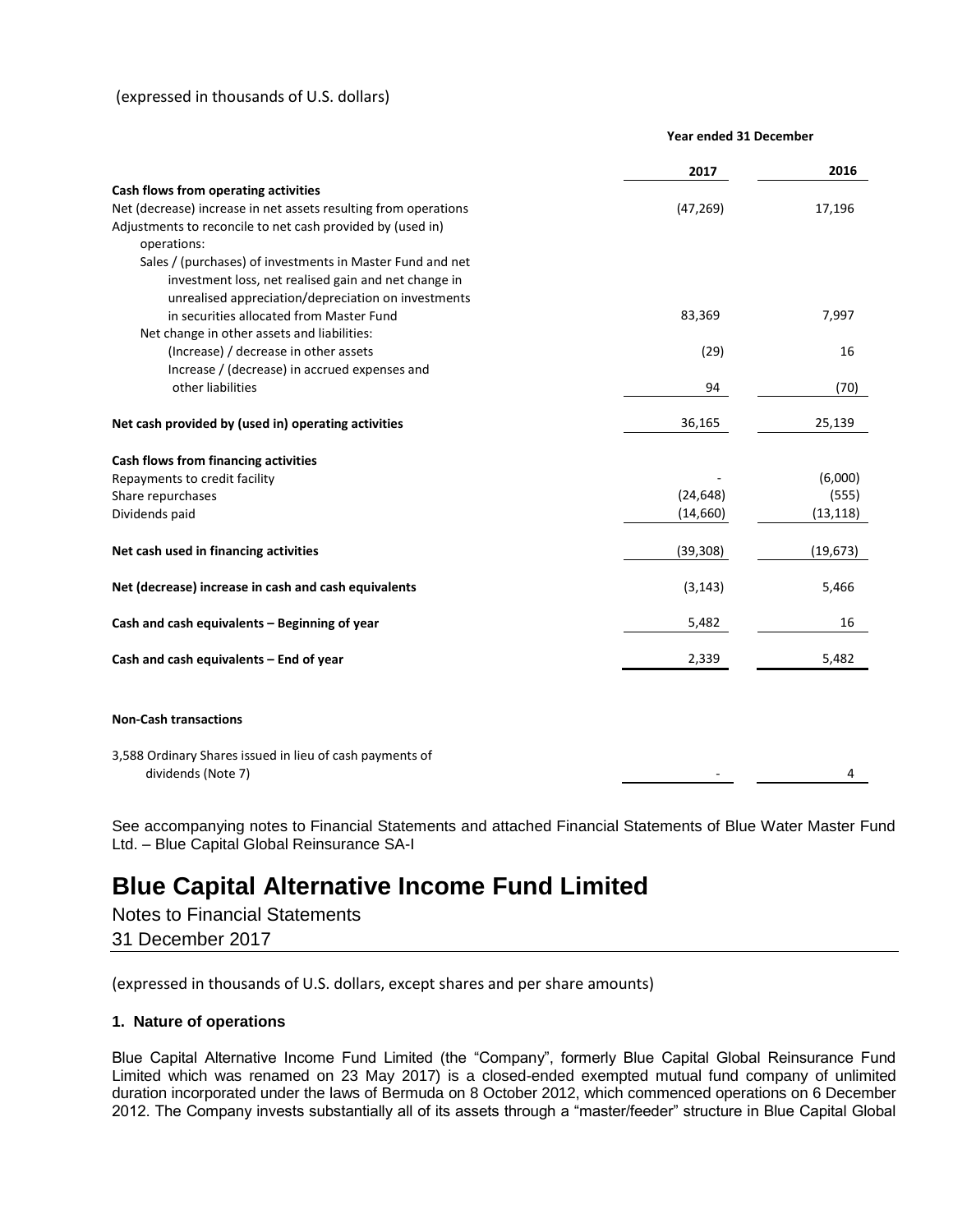(expressed in thousands of U.S. dollars)

| | Year ended 31 December | |
|---|---|---|
| | 2017 | 2016 |
| **Cash flows from operating activities** | | |
| Net (decrease) increase in net assets resulting from operations | (47,269) | 17,196 |
| Adjustments to reconcile to net cash provided by (used in) operations: | | |
| Sales / (purchases) of investments in Master Fund and net investment loss, net realised gain and net change in unrealised appreciation/depreciation on investments in securities allocated from Master Fund | 83,369 | 7,997 |
| Net change in other assets and liabilities: | | |
| (Increase) / decrease in other assets | (29) | 16 |
| Increase / (decrease) in accrued expenses and other liabilities | 94 | (70) |
| **Net cash provided by (used in) operating activities** | 36,165 | 25,139 |
| **Cash flows from financing activities** | | |
| Repayments to credit facility | - | (6,000) |
| Share repurchases | (24,648) | (555) |
| Dividends paid | (14,660) | (13,118) |
| **Net cash used in financing activities** | (39,308) | (19,673) |
| **Net (decrease) increase in cash and cash equivalents** | (3,143) | 5,466 |
| **Cash and cash equivalents – Beginning of year** | 5,482 | 16 |
| **Cash and cash equivalents – End of year** | 2,339 | 5,482 |
| **Non-Cash transactions** | | |
| 3,588 Ordinary Shares issued in lieu of cash payments of dividends (Note 7) | - | 4 |

See accompanying notes to Financial Statements and attached Financial Statements of Blue Water Master Fund Ltd. – Blue Capital Global Reinsurance SA-I

# Blue Capital Alternative Income Fund Limited

Notes to Financial Statements

31 December 2017

(expressed in thousands of U.S. dollars, except shares and per share amounts)

### 1. Nature of operations

Blue Capital Alternative Income Fund Limited (the "Company", formerly Blue Capital Global Reinsurance Fund Limited which was renamed on 23 May 2017) is a closed-ended exempted mutual fund company of unlimited duration incorporated under the laws of Bermuda on 8 October 2012, which commenced operations on 6 December 2012. The Company invests substantially all of its assets through a "master/feeder" structure in Blue Capital Global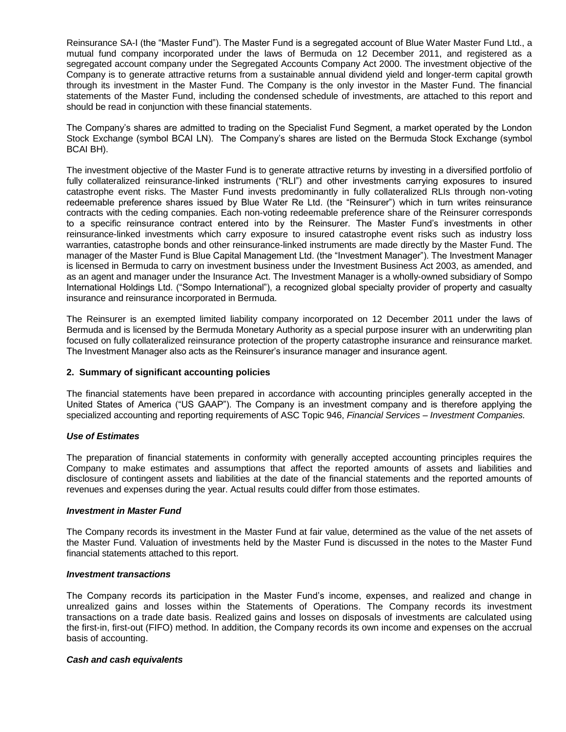Reinsurance SA-I (the "Master Fund"). The Master Fund is a segregated account of Blue Water Master Fund Ltd., a mutual fund company incorporated under the laws of Bermuda on 12 December 2011, and registered as a segregated account company under the Segregated Accounts Company Act 2000. The investment objective of the Company is to generate attractive returns from a sustainable annual dividend yield and longer-term capital growth through its investment in the Master Fund. The Company is the only investor in the Master Fund. The financial statements of the Master Fund, including the condensed schedule of investments, are attached to this report and should be read in conjunction with these financial statements.

The Company's shares are admitted to trading on the Specialist Fund Segment, a market operated by the London Stock Exchange (symbol BCAI LN). The Company's shares are listed on the Bermuda Stock Exchange (symbol BCAI BH).

The investment objective of the Master Fund is to generate attractive returns by investing in a diversified portfolio of fully collateralized reinsurance-linked instruments ("RLI") and other investments carrying exposures to insured catastrophe event risks. The Master Fund invests predominantly in fully collateralized RLIs through non-voting redeemable preference shares issued by Blue Water Re Ltd. (the "Reinsurer") which in turn writes reinsurance contracts with the ceding companies. Each non-voting redeemable preference share of the Reinsurer corresponds to a specific reinsurance contract entered into by the Reinsurer. The Master Fund's investments in other reinsurance-linked investments which carry exposure to insured catastrophe event risks such as industry loss warranties, catastrophe bonds and other reinsurance-linked instruments are made directly by the Master Fund. The manager of the Master Fund is Blue Capital Management Ltd. (the "Investment Manager"). The Investment Manager is licensed in Bermuda to carry on investment business under the Investment Business Act 2003, as amended, and as an agent and manager under the Insurance Act. The Investment Manager is a wholly-owned subsidiary of Sompo International Holdings Ltd. ("Sompo International"), a recognized global specialty provider of property and casualty insurance and reinsurance incorporated in Bermuda.

The Reinsurer is an exempted limited liability company incorporated on 12 December 2011 under the laws of Bermuda and is licensed by the Bermuda Monetary Authority as a special purpose insurer with an underwriting plan focused on fully collateralized reinsurance protection of the property catastrophe insurance and reinsurance market. The Investment Manager also acts as the Reinsurer's insurance manager and insurance agent.

## 2. Summary of significant accounting policies

The financial statements have been prepared in accordance with accounting principles generally accepted in the United States of America ("US GAAP"). The Company is an investment company and is therefore applying the specialized accounting and reporting requirements of ASC Topic 946, *Financial Services – Investment Companies.*

### *Use of Estimates*

The preparation of financial statements in conformity with generally accepted accounting principles requires the Company to make estimates and assumptions that affect the reported amounts of assets and liabilities and disclosure of contingent assets and liabilities at the date of the financial statements and the reported amounts of revenues and expenses during the year. Actual results could differ from those estimates.

### *Investment in Master Fund*

The Company records its investment in the Master Fund at fair value, determined as the value of the net assets of the Master Fund. Valuation of investments held by the Master Fund is discussed in the notes to the Master Fund financial statements attached to this report.

### *Investment transactions*

The Company records its participation in the Master Fund's income, expenses, and realized and change in unrealized gains and losses within the Statements of Operations. The Company records its investment transactions on a trade date basis. Realized gains and losses on disposals of investments are calculated using the first-in, first-out (FIFO) method. In addition, the Company records its own income and expenses on the accrual basis of accounting.

### *Cash and cash equivalents*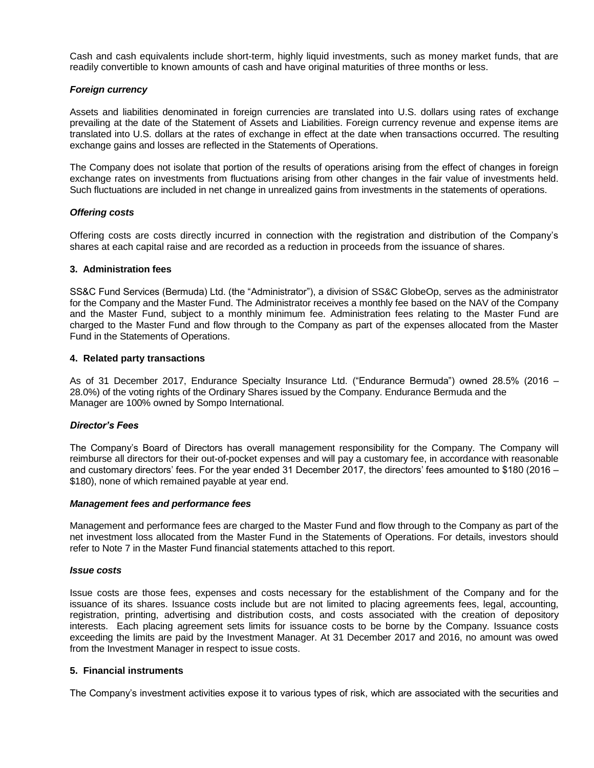Cash and cash equivalents include short-term, highly liquid investments, such as money market funds, that are readily convertible to known amounts of cash and have original maturities of three months or less.

***Foreign currency***

Assets and liabilities denominated in foreign currencies are translated into U.S. dollars using rates of exchange prevailing at the date of the Statement of Assets and Liabilities. Foreign currency revenue and expense items are translated into U.S. dollars at the rates of exchange in effect at the date when transactions occurred. The resulting exchange gains and losses are reflected in the Statements of Operations.

The Company does not isolate that portion of the results of operations arising from the effect of changes in foreign exchange rates on investments from fluctuations arising from other changes in the fair value of investments held. Such fluctuations are included in net change in unrealized gains from investments in the statements of operations.

***Offering costs***

Offering costs are costs directly incurred in connection with the registration and distribution of the Company's shares at each capital raise and are recorded as a reduction in proceeds from the issuance of shares.

**3. Administration fees**

SS&C Fund Services (Bermuda) Ltd. (the "Administrator"), a division of SS&C GlobeOp, serves as the administrator for the Company and the Master Fund. The Administrator receives a monthly fee based on the NAV of the Company and the Master Fund, subject to a monthly minimum fee. Administration fees relating to the Master Fund are charged to the Master Fund and flow through to the Company as part of the expenses allocated from the Master Fund in the Statements of Operations.

**4. Related party transactions**

As of 31 December 2017, Endurance Specialty Insurance Ltd. ("Endurance Bermuda") owned 28.5% (2016 – 28.0%) of the voting rights of the Ordinary Shares issued by the Company. Endurance Bermuda and the Manager are 100% owned by Sompo International.

***Director's Fees***

The Company's Board of Directors has overall management responsibility for the Company. The Company will reimburse all directors for their out-of-pocket expenses and will pay a customary fee, in accordance with reasonable and customary directors' fees. For the year ended 31 December 2017, the directors' fees amounted to \$180 (2016 – \$180), none of which remained payable at year end.

***Management fees and performance fees***

Management and performance fees are charged to the Master Fund and flow through to the Company as part of the net investment loss allocated from the Master Fund in the Statements of Operations. For details, investors should refer to Note 7 in the Master Fund financial statements attached to this report.

***Issue costs***

Issue costs are those fees, expenses and costs necessary for the establishment of the Company and for the issuance of its shares. Issuance costs include but are not limited to placing agreements fees, legal, accounting, registration, printing, advertising and distribution costs, and costs associated with the creation of depository interests. Each placing agreement sets limits for issuance costs to be borne by the Company. Issuance costs exceeding the limits are paid by the Investment Manager. At 31 December 2017 and 2016, no amount was owed from the Investment Manager in respect to issue costs.

**5. Financial instruments**

The Company's investment activities expose it to various types of risk, which are associated with the securities and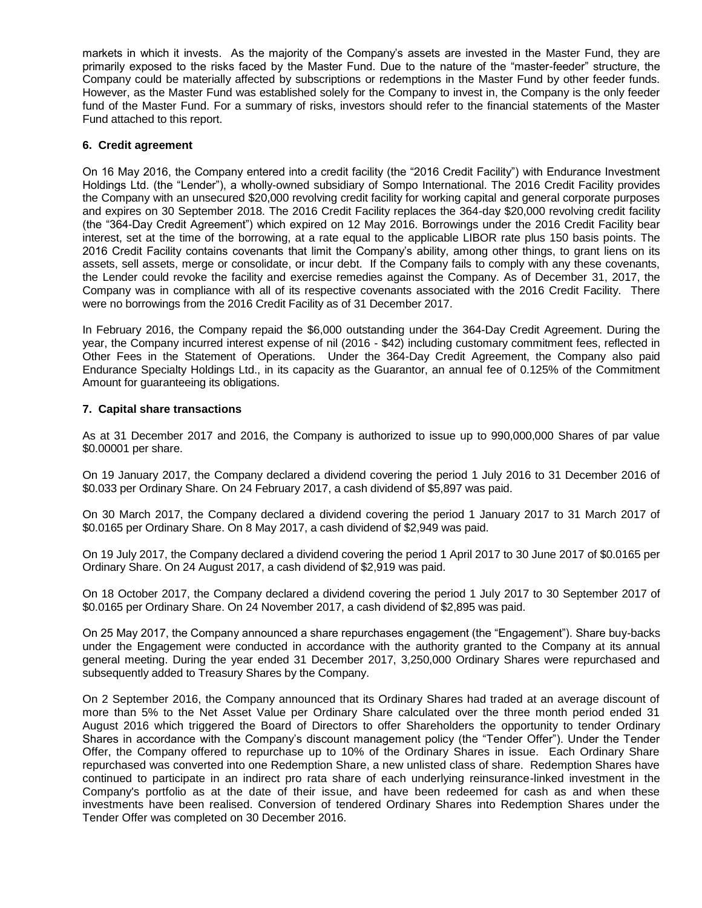markets in which it invests. As the majority of the Company's assets are invested in the Master Fund, they are primarily exposed to the risks faced by the Master Fund. Due to the nature of the "master-feeder" structure, the Company could be materially affected by subscriptions or redemptions in the Master Fund by other feeder funds. However, as the Master Fund was established solely for the Company to invest in, the Company is the only feeder fund of the Master Fund. For a summary of risks, investors should refer to the financial statements of the Master Fund attached to this report.

**6. Credit agreement**

On 16 May 2016, the Company entered into a credit facility (the "2016 Credit Facility") with Endurance Investment Holdings Ltd. (the "Lender"), a wholly-owned subsidiary of Sompo International. The 2016 Credit Facility provides the Company with an unsecured $20,000 revolving credit facility for working capital and general corporate purposes and expires on 30 September 2018. The 2016 Credit Facility replaces the 364-day $20,000 revolving credit facility (the "364-Day Credit Agreement") which expired on 12 May 2016. Borrowings under the 2016 Credit Facility bear interest, set at the time of the borrowing, at a rate equal to the applicable LIBOR rate plus 150 basis points. The 2016 Credit Facility contains covenants that limit the Company's ability, among other things, to grant liens on its assets, sell assets, merge or consolidate, or incur debt. If the Company fails to comply with any these covenants, the Lender could revoke the facility and exercise remedies against the Company. As of December 31, 2017, the Company was in compliance with all of its respective covenants associated with the 2016 Credit Facility. There were no borrowings from the 2016 Credit Facility as of 31 December 2017.

In February 2016, the Company repaid the $6,000 outstanding under the 364-Day Credit Agreement. During the year, the Company incurred interest expense of nil (2016 - $42) including customary commitment fees, reflected in Other Fees in the Statement of Operations. Under the 364-Day Credit Agreement, the Company also paid Endurance Specialty Holdings Ltd., in its capacity as the Guarantor, an annual fee of 0.125% of the Commitment Amount for guaranteeing its obligations.

**7. Capital share transactions**

As at 31 December 2017 and 2016, the Company is authorized to issue up to 990,000,000 Shares of par value $0.00001 per share.

On 19 January 2017, the Company declared a dividend covering the period 1 July 2016 to 31 December 2016 of $0.033 per Ordinary Share. On 24 February 2017, a cash dividend of $5,897 was paid.

On 30 March 2017, the Company declared a dividend covering the period 1 January 2017 to 31 March 2017 of $0.0165 per Ordinary Share. On 8 May 2017, a cash dividend of $2,949 was paid.

On 19 July 2017, the Company declared a dividend covering the period 1 April 2017 to 30 June 2017 of $0.0165 per Ordinary Share. On 24 August 2017, a cash dividend of $2,919 was paid.

On 18 October 2017, the Company declared a dividend covering the period 1 July 2017 to 30 September 2017 of $0.0165 per Ordinary Share. On 24 November 2017, a cash dividend of $2,895 was paid.

On 25 May 2017, the Company announced a share repurchases engagement (the "Engagement"). Share buy-backs under the Engagement were conducted in accordance with the authority granted to the Company at its annual general meeting. During the year ended 31 December 2017, 3,250,000 Ordinary Shares were repurchased and subsequently added to Treasury Shares by the Company.

On 2 September 2016, the Company announced that its Ordinary Shares had traded at an average discount of more than 5% to the Net Asset Value per Ordinary Share calculated over the three month period ended 31 August 2016 which triggered the Board of Directors to offer Shareholders the opportunity to tender Ordinary Shares in accordance with the Company's discount management policy (the "Tender Offer"). Under the Tender Offer, the Company offered to repurchase up to 10% of the Ordinary Shares in issue. Each Ordinary Share repurchased was converted into one Redemption Share, a new unlisted class of share. Redemption Shares have continued to participate in an indirect pro rata share of each underlying reinsurance-linked investment in the Company's portfolio as at the date of their issue, and have been redeemed for cash as and when these investments have been realised. Conversion of tendered Ordinary Shares into Redemption Shares under the Tender Offer was completed on 30 December 2016.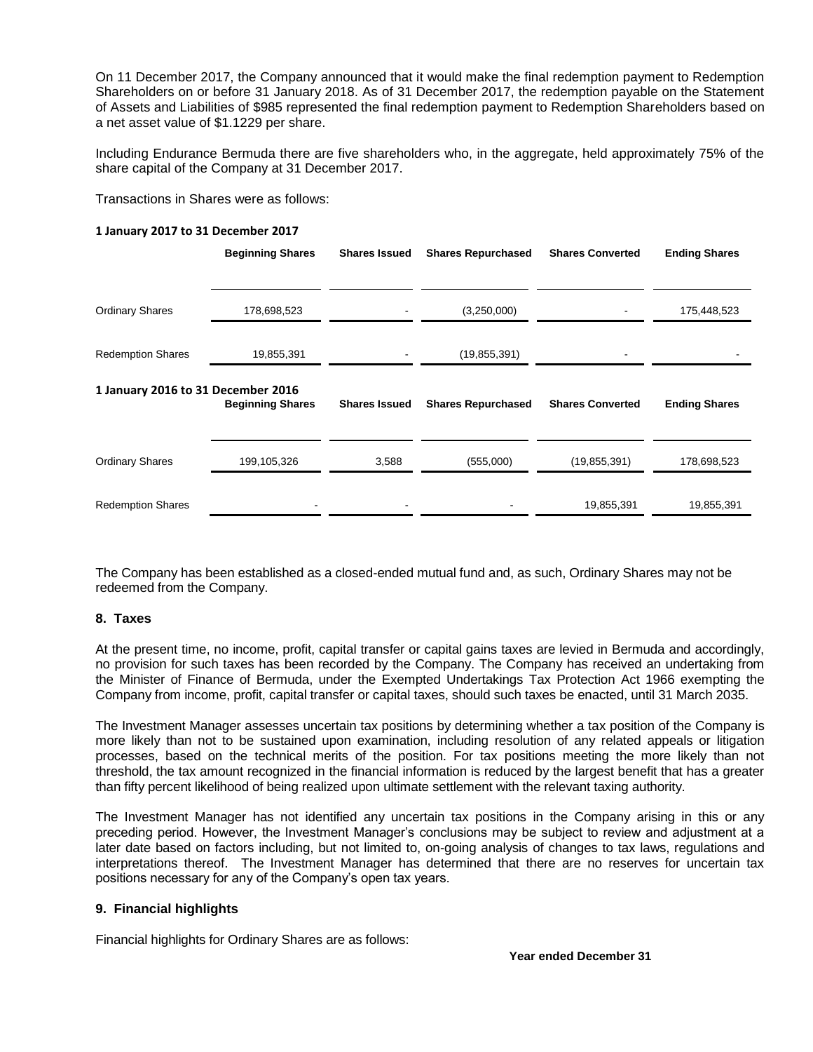On 11 December 2017, the Company announced that it would make the final redemption payment to Redemption Shareholders on or before 31 January 2018. As of 31 December 2017, the redemption payable on the Statement of Assets and Liabilities of $985 represented the final redemption payment to Redemption Shareholders based on a net asset value of $1.1229 per share.

Including Endurance Bermuda there are five shareholders who, in the aggregate, held approximately 75% of the share capital of the Company at 31 December 2017.

Transactions in Shares were as follows:

**1 January 2017 to 31 December 2017**

| | Beginning Shares | Shares Issued | Shares Repurchased | Shares Converted | Ending Shares |
|---|---|---|---|---|---|
| Ordinary Shares | 178,698,523 | - | (3,250,000) | - | 175,448,523 |
| Redemption Shares | 19,855,391 | - | (19,855,391) | - | - |

**1 January 2016 to 31 December 2016**

| | Beginning Shares | Shares Issued | Shares Repurchased | Shares Converted | Ending Shares |
|---|---|---|---|---|---|
| Ordinary Shares | 199,105,326 | 3,588 | (555,000) | (19,855,391) | 178,698,523 |
| Redemption Shares | - | - | - | 19,855,391 | 19,855,391 |

The Company has been established as a closed-ended mutual fund and, as such, Ordinary Shares may not be redeemed from the Company.

## 8. Taxes

At the present time, no income, profit, capital transfer or capital gains taxes are levied in Bermuda and accordingly, no provision for such taxes has been recorded by the Company. The Company has received an undertaking from the Minister of Finance of Bermuda, under the Exempted Undertakings Tax Protection Act 1966 exempting the Company from income, profit, capital transfer or capital taxes, should such taxes be enacted, until 31 March 2035.

The Investment Manager assesses uncertain tax positions by determining whether a tax position of the Company is more likely than not to be sustained upon examination, including resolution of any related appeals or litigation processes, based on the technical merits of the position. For tax positions meeting the more likely than not threshold, the tax amount recognized in the financial information is reduced by the largest benefit that has a greater than fifty percent likelihood of being realized upon ultimate settlement with the relevant taxing authority.

The Investment Manager has not identified any uncertain tax positions in the Company arising in this or any preceding period. However, the Investment Manager's conclusions may be subject to review and adjustment at a later date based on factors including, but not limited to, on-going analysis of changes to tax laws, regulations and interpretations thereof. The Investment Manager has determined that there are no reserves for uncertain tax positions necessary for any of the Company's open tax years.

## 9. Financial highlights

Financial highlights for Ordinary Shares are as follows:

**Year ended December 31**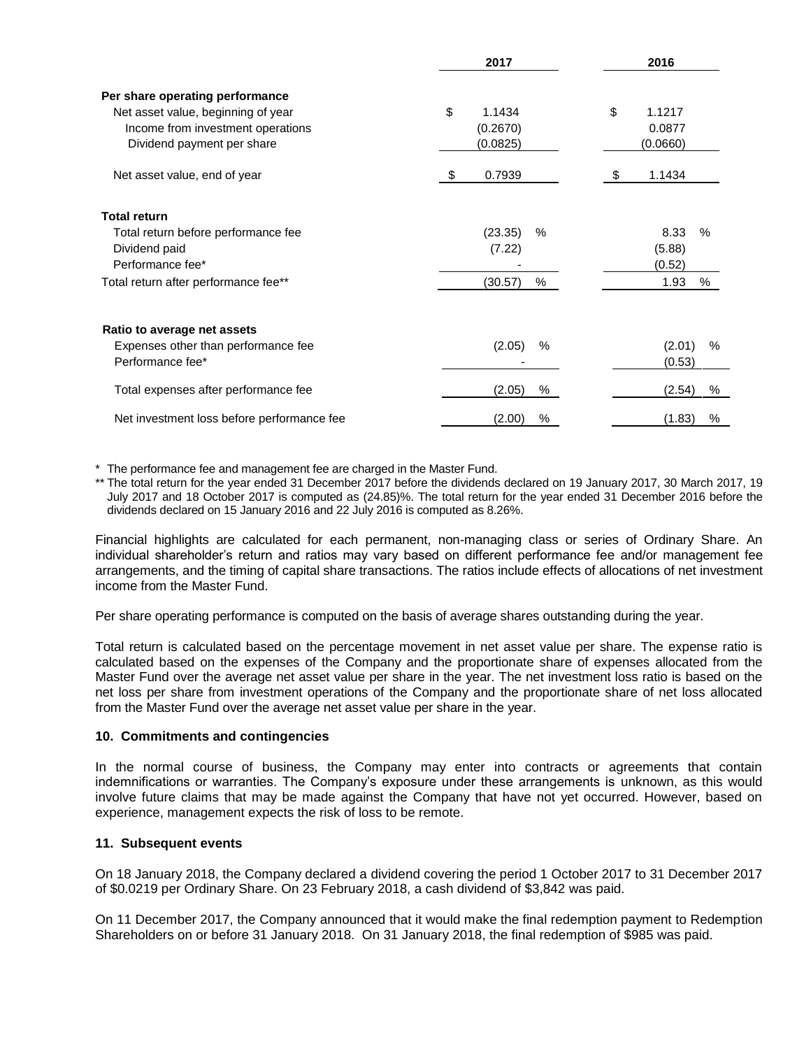| | 2017 | 2016 |
|---|---|---|
| **Per share operating performance** | | |
| Net asset value, beginning of year | $ 1.1434 | $ 1.1217 |
| Income from investment operations | (0.2670) | 0.0877 |
| Dividend payment per share | (0.0825) | (0.0660) |
| Net asset value, end of year | $ 0.7939 | $ 1.1434 |
| | | |
| **Total return** | | |
| Total return before performance fee | (23.35) % | 8.33 % |
| Dividend paid | (7.22) | (5.88) |
| Performance fee* | - | (0.52) |
| Total return after performance fee** | (30.57) % | 1.93 % |
| | | |
| **Ratio to average net assets** | | |
| Expenses other than performance fee | (2.05) % | (2.01) % |
| Performance fee* | - | (0.53) |
| Total expenses after performance fee | (2.05) % | (2.54) % |
| Net investment loss before performance fee | (2.00) % | (1.83) % |

\* The performance fee and management fee are charged in the Master Fund.

\*\* The total return for the year ended 31 December 2017 before the dividends declared on 19 January 2017, 30 March 2017, 19 July 2017 and 18 October 2017 is computed as (24.85)%. The total return for the year ended 31 December 2016 before the dividends declared on 15 January 2016 and 22 July 2016 is computed as 8.26%.

Financial highlights are calculated for each permanent, non-managing class or series of Ordinary Share. An individual shareholder's return and ratios may vary based on different performance fee and/or management fee arrangements, and the timing of capital share transactions. The ratios include effects of allocations of net investment income from the Master Fund.

Per share operating performance is computed on the basis of average shares outstanding during the year.

Total return is calculated based on the percentage movement in net asset value per share. The expense ratio is calculated based on the expenses of the Company and the proportionate share of expenses allocated from the Master Fund over the average net asset value per share in the year. The net investment loss ratio is based on the net loss per share from investment operations of the Company and the proportionate share of net loss allocated from the Master Fund over the average net asset value per share in the year.

### 10. Commitments and contingencies

In the normal course of business, the Company may enter into contracts or agreements that contain indemnifications or warranties. The Company's exposure under these arrangements is unknown, as this would involve future claims that may be made against the Company that have not yet occurred. However, based on experience, management expects the risk of loss to be remote.

### 11. Subsequent events

On 18 January 2018, the Company declared a dividend covering the period 1 October 2017 to 31 December 2017 of $0.0219 per Ordinary Share. On 23 February 2018, a cash dividend of $3,842 was paid.

On 11 December 2017, the Company announced that it would make the final redemption payment to Redemption Shareholders on or before 31 January 2018. On 31 January 2018, the final redemption of $985 was paid.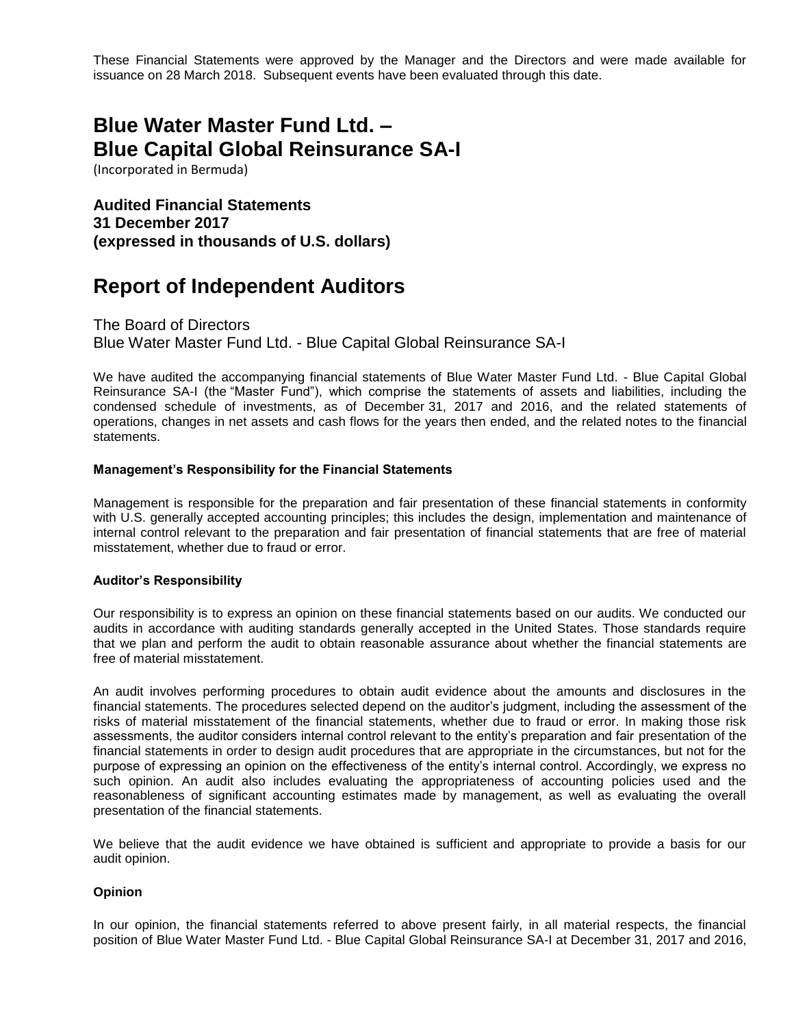These Financial Statements were approved by the Manager and the Directors and were made available for issuance on 28 March 2018. Subsequent events have been evaluated through this date.

# Blue Water Master Fund Ltd. – Blue Capital Global Reinsurance SA-I

(Incorporated in Bermuda)

**Audited Financial Statements**
**31 December 2017**
**(expressed in thousands of U.S. dollars)**

# Report of Independent Auditors

The Board of Directors
Blue Water Master Fund Ltd. - Blue Capital Global Reinsurance SA-I

We have audited the accompanying financial statements of Blue Water Master Fund Ltd. - Blue Capital Global Reinsurance SA-I (the "Master Fund"), which comprise the statements of assets and liabilities, including the condensed schedule of investments, as of December 31, 2017 and 2016, and the related statements of operations, changes in net assets and cash flows for the years then ended, and the related notes to the financial statements.

### Management's Responsibility for the Financial Statements

Management is responsible for the preparation and fair presentation of these financial statements in conformity with U.S. generally accepted accounting principles; this includes the design, implementation and maintenance of internal control relevant to the preparation and fair presentation of financial statements that are free of material misstatement, whether due to fraud or error.

### Auditor's Responsibility

Our responsibility is to express an opinion on these financial statements based on our audits. We conducted our audits in accordance with auditing standards generally accepted in the United States. Those standards require that we plan and perform the audit to obtain reasonable assurance about whether the financial statements are free of material misstatement.

An audit involves performing procedures to obtain audit evidence about the amounts and disclosures in the financial statements. The procedures selected depend on the auditor's judgment, including the assessment of the risks of material misstatement of the financial statements, whether due to fraud or error. In making those risk assessments, the auditor considers internal control relevant to the entity's preparation and fair presentation of the financial statements in order to design audit procedures that are appropriate in the circumstances, but not for the purpose of expressing an opinion on the effectiveness of the entity's internal control. Accordingly, we express no such opinion. An audit also includes evaluating the appropriateness of accounting policies used and the reasonableness of significant accounting estimates made by management, as well as evaluating the overall presentation of the financial statements.

We believe that the audit evidence we have obtained is sufficient and appropriate to provide a basis for our audit opinion.

### Opinion

In our opinion, the financial statements referred to above present fairly, in all material respects, the financial position of Blue Water Master Fund Ltd. - Blue Capital Global Reinsurance SA-I at December 31, 2017 and 2016,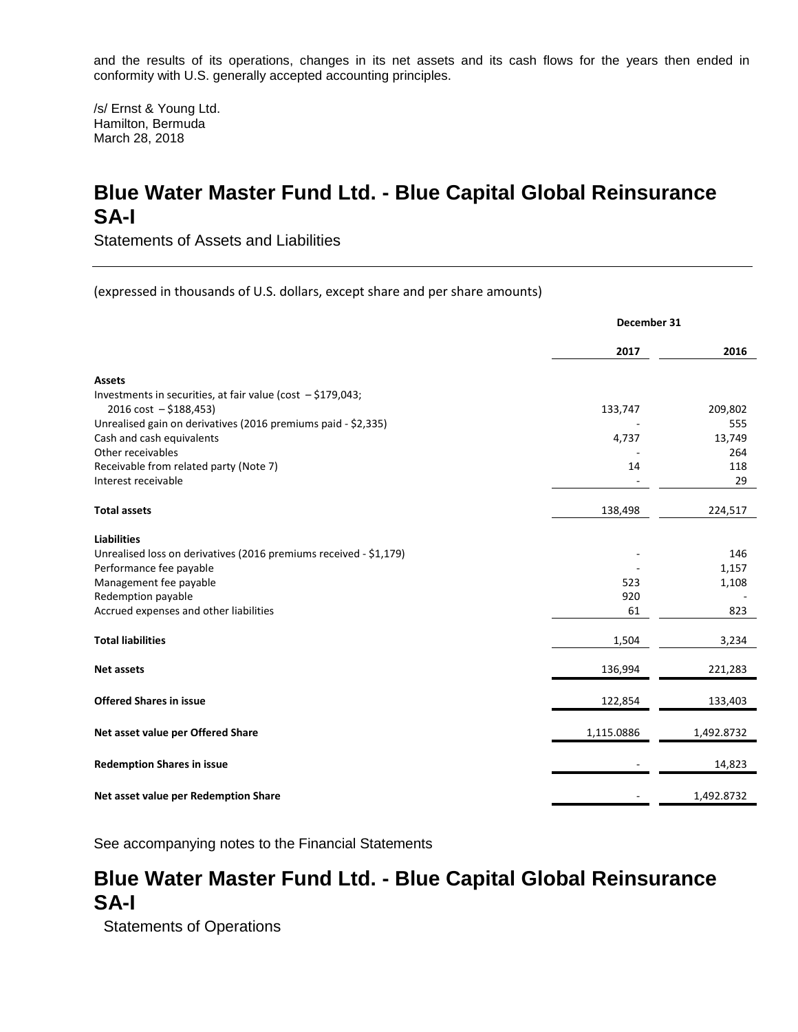and the results of its operations, changes in its net assets and its cash flows for the years then ended in conformity with U.S. generally accepted accounting principles.

/s/ Ernst & Young Ltd.
Hamilton, Bermuda
March 28, 2018

# Blue Water Master Fund Ltd. - Blue Capital Global Reinsurance SA-I

Statements of Assets and Liabilities

(expressed in thousands of U.S. dollars, except share and per share amounts)

| | December 31 | |
|---|---|---|
| | **2017** | **2016** |
| **Assets** | | |
| Investments in securities, at fair value (cost – $179,043; 2016 cost – $188,453) | 133,747 | 209,802 |
| Unrealised gain on derivatives (2016 premiums paid - $2,335) | - | 555 |
| Cash and cash equivalents | 4,737 | 13,749 |
| Other receivables | - | 264 |
| Receivable from related party (Note 7) | 14 | 118 |
| Interest receivable | - | 29 |
| **Total assets** | 138,498 | 224,517 |
| **Liabilities** | | |
| Unrealised loss on derivatives (2016 premiums received - $1,179) | - | 146 |
| Performance fee payable | - | 1,157 |
| Management fee payable | 523 | 1,108 |
| Redemption payable | 920 | - |
| Accrued expenses and other liabilities | 61 | 823 |
| **Total liabilities** | 1,504 | 3,234 |
| **Net assets** | 136,994 | 221,283 |
| **Offered Shares in issue** | 122,854 | 133,403 |
| **Net asset value per Offered Share** | 1,115.0886 | 1,492.8732 |
| **Redemption Shares in issue** | - | 14,823 |
| **Net asset value per Redemption Share** | - | 1,492.8732 |

See accompanying notes to the Financial Statements

# Blue Water Master Fund Ltd. - Blue Capital Global Reinsurance SA-I

Statements of Operations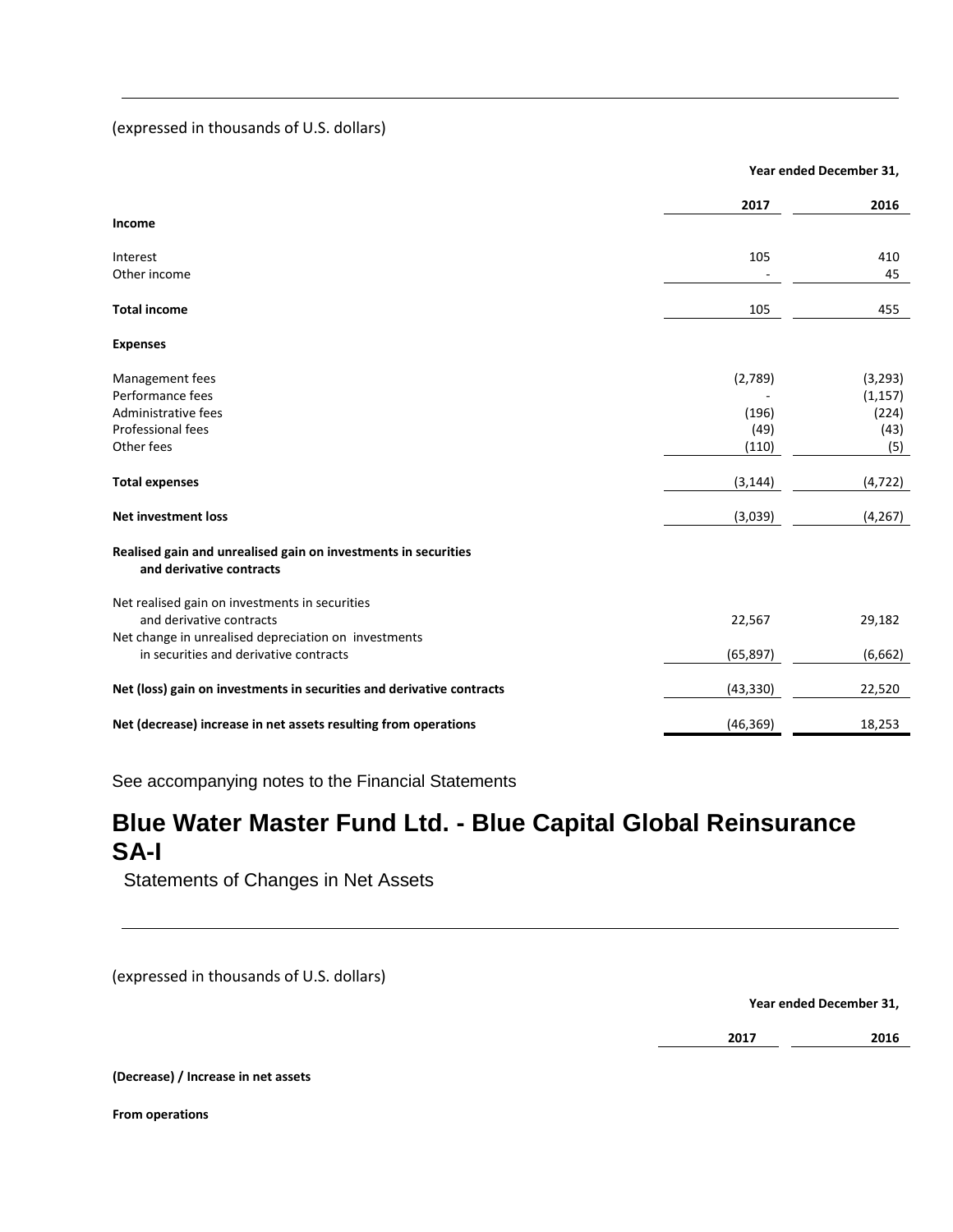(expressed in thousands of U.S. dollars)

| | Year ended December 31, | |
|---|---|---|
| | **2017** | **2016** |
| **Income** | | |
| Interest | 105 | 410 |
| Other income | - | 45 |
| **Total income** | 105 | 455 |
| **Expenses** | | |
| Management fees | (2,789) | (3,293) |
| Performance fees | - | (1,157) |
| Administrative fees | (196) | (224) |
| Professional fees | (49) | (43) |
| Other fees | (110) | (5) |
| **Total expenses** | (3,144) | (4,722) |
| **Net investment loss** | (3,039) | (4,267) |
| **Realised gain and unrealised gain on investments in securities and derivative contracts** | | |
| Net realised gain on investments in securities and derivative contracts | 22,567 | 29,182 |
| Net change in unrealised depreciation on investments in securities and derivative contracts | (65,897) | (6,662) |
| **Net (loss) gain on investments in securities and derivative contracts** | (43,330) | 22,520 |
| **Net (decrease) increase in net assets resulting from operations** | (46,369) | 18,253 |

See accompanying notes to the Financial Statements

# Blue Water Master Fund Ltd. - Blue Capital Global Reinsurance SA-I

Statements of Changes in Net Assets

(expressed in thousands of U.S. dollars)

| | Year ended December 31, | |
|---|---|---|
| | **2017** | **2016** |
| **(Decrease) / Increase in net assets** | | |
| **From operations** | | |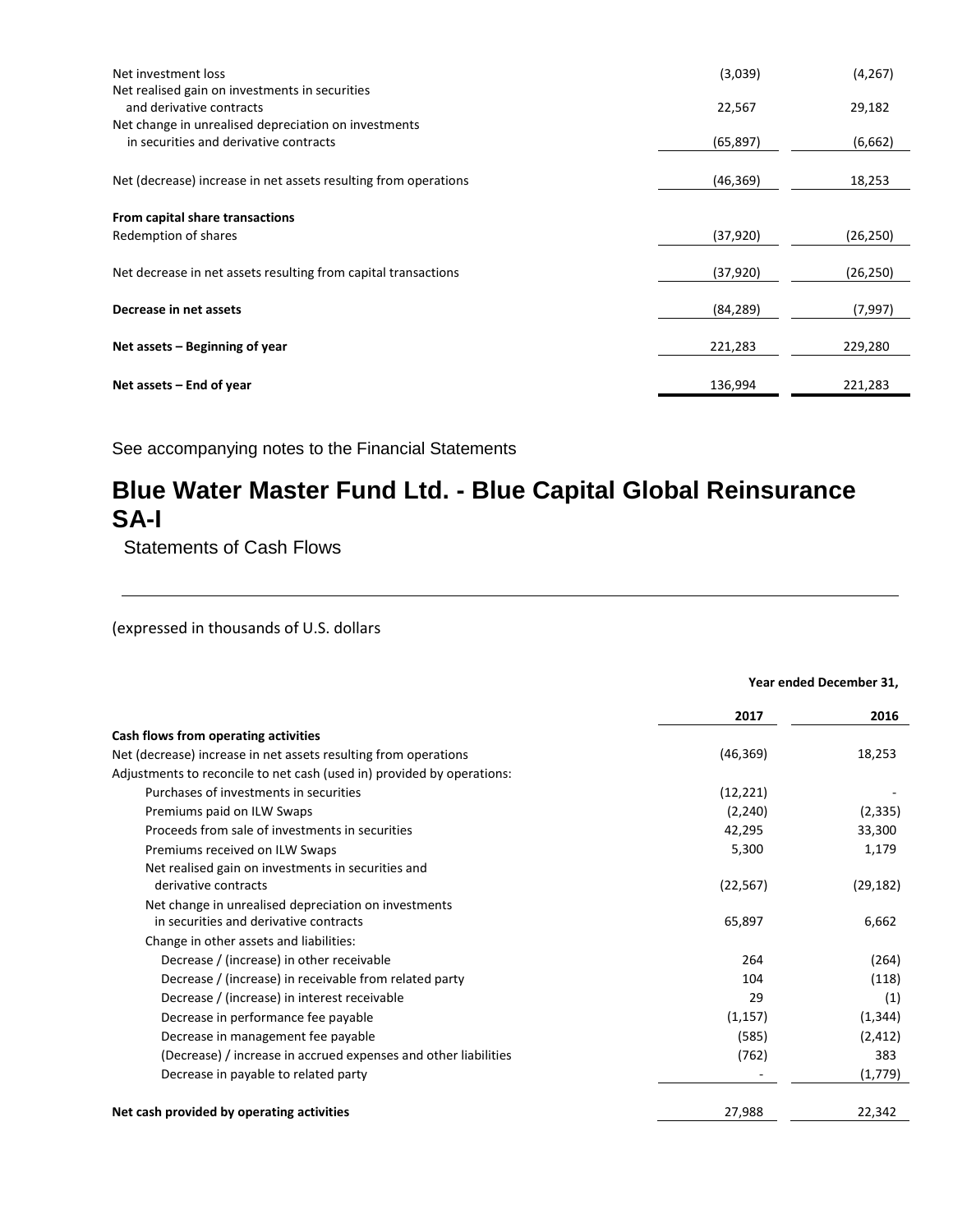| | | |
|---|---|---|
| Net investment loss | (3,039) | (4,267) |
| Net realised gain on investments in securities and derivative contracts | 22,567 | 29,182 |
| Net change in unrealised depreciation on investments in securities and derivative contracts | (65,897) | (6,662) |
| Net (decrease) increase in net assets resulting from operations | (46,369) | 18,253 |
| **From capital share transactions** | | |
| Redemption of shares | (37,920) | (26,250) |
| Net decrease in net assets resulting from capital transactions | (37,920) | (26,250) |
| **Decrease in net assets** | (84,289) | (7,997) |
| **Net assets – Beginning of year** | 221,283 | 229,280 |
| **Net assets – End of year** | 136,994 | 221,283 |

See accompanying notes to the Financial Statements

# Blue Water Master Fund Ltd. - Blue Capital Global Reinsurance SA-I

Statements of Cash Flows

(expressed in thousands of U.S. dollars

| | Year ended December 31, | |
|---|---|---|
| | **2017** | **2016** |
| **Cash flows from operating activities** | | |
| Net (decrease) increase in net assets resulting from operations | (46,369) | 18,253 |
| Adjustments to reconcile to net cash (used in) provided by operations: | | |
| Purchases of investments in securities | (12,221) | - |
| Premiums paid on ILW Swaps | (2,240) | (2,335) |
| Proceeds from sale of investments in securities | 42,295 | 33,300 |
| Premiums received on ILW Swaps | 5,300 | 1,179 |
| Net realised gain on investments in securities and derivative contracts | (22,567) | (29,182) |
| Net change in unrealised depreciation on investments in securities and derivative contracts | 65,897 | 6,662 |
| Change in other assets and liabilities: | | |
| Decrease / (increase) in other receivable | 264 | (264) |
| Decrease / (increase) in receivable from related party | 104 | (118) |
| Decrease / (increase) in interest receivable | 29 | (1) |
| Decrease in performance fee payable | (1,157) | (1,344) |
| Decrease in management fee payable | (585) | (2,412) |
| (Decrease) / increase in accrued expenses and other liabilities | (762) | 383 |
| Decrease in payable to related party | - | (1,779) |
| **Net cash provided by operating activities** | 27,988 | 22,342 |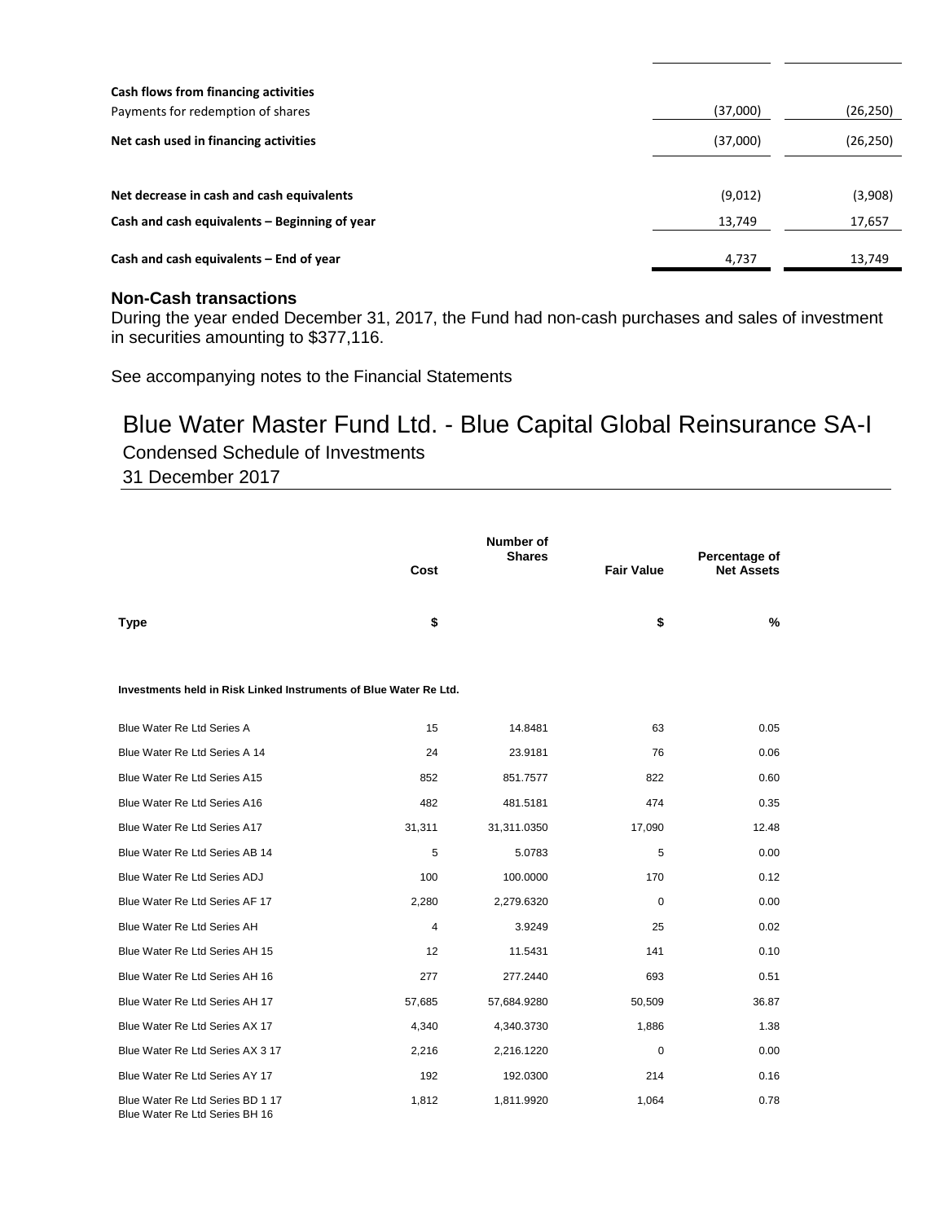| | | |
|---|---|---|
| **Cash flows from financing activities** | | |
| Payments for redemption of shares | (37,000) | (26,250) |
| **Net cash used in financing activities** | (37,000) | (26,250) |
| | | |
| **Net decrease in cash and cash equivalents** | (9,012) | (3,908) |
| **Cash and cash equivalents – Beginning of year** | 13,749 | 17,657 |
| | | |
| **Cash and cash equivalents – End of year** | 4,737 | 13,749 |

**Non-Cash transactions**

During the year ended December 31, 2017, the Fund had non-cash purchases and sales of investment in securities amounting to $377,116.

See accompanying notes to the Financial Statements

# Blue Water Master Fund Ltd. - Blue Capital Global Reinsurance SA-I

## Condensed Schedule of Investments

31 December 2017

| Type | Cost $ | Number of Shares | Fair Value $ | Percentage of Net Assets % |
|---|---|---|---|---|
| **Investments held in Risk Linked Instruments of Blue Water Re Ltd.** | | | | |
| Blue Water Re Ltd Series A | 15 | 14.8481 | 63 | 0.05 |
| Blue Water Re Ltd Series A 14 | 24 | 23.9181 | 76 | 0.06 |
| Blue Water Re Ltd Series A15 | 852 | 851.7577 | 822 | 0.60 |
| Blue Water Re Ltd Series A16 | 482 | 481.5181 | 474 | 0.35 |
| Blue Water Re Ltd Series A17 | 31,311 | 31,311.0350 | 17,090 | 12.48 |
| Blue Water Re Ltd Series AB 14 | 5 | 5.0783 | 5 | 0.00 |
| Blue Water Re Ltd Series ADJ | 100 | 100.0000 | 170 | 0.12 |
| Blue Water Re Ltd Series AF 17 | 2,280 | 2,279.6320 | 0 | 0.00 |
| Blue Water Re Ltd Series AH | 4 | 3.9249 | 25 | 0.02 |
| Blue Water Re Ltd Series AH 15 | 12 | 11.5431 | 141 | 0.10 |
| Blue Water Re Ltd Series AH 16 | 277 | 277.2440 | 693 | 0.51 |
| Blue Water Re Ltd Series AH 17 | 57,685 | 57,684.9280 | 50,509 | 36.87 |
| Blue Water Re Ltd Series AX 17 | 4,340 | 4,340.3730 | 1,886 | 1.38 |
| Blue Water Re Ltd Series AX 3 17 | 2,216 | 2,216.1220 | 0 | 0.00 |
| Blue Water Re Ltd Series AY 17 | 192 | 192.0300 | 214 | 0.16 |
| Blue Water Re Ltd Series BD 1 17 | 1,812 | 1,811.9920 | 1,064 | 0.78 |
| Blue Water Re Ltd Series BH 16 | | | | |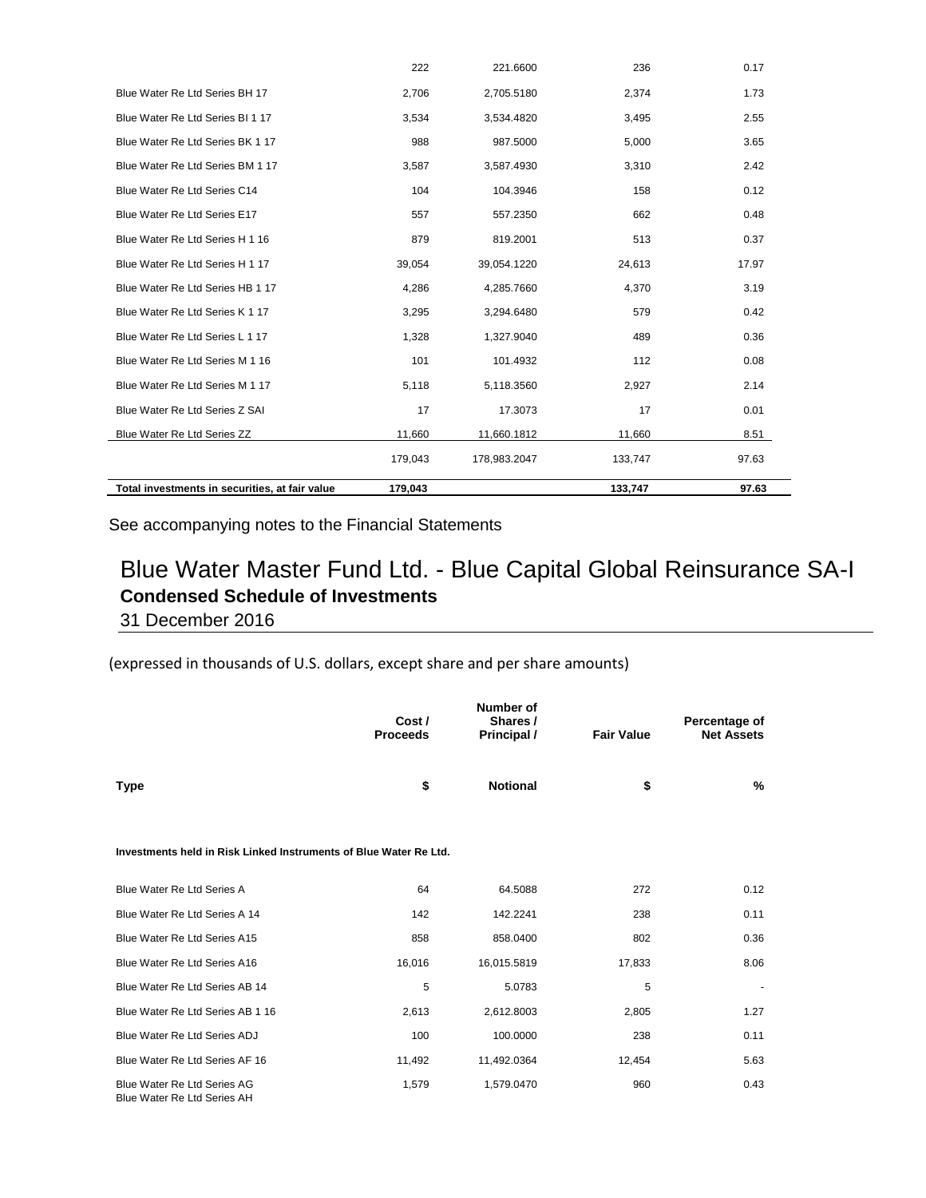| | | | | |
|---|---|---|---|---|
| | 222 | 221.6600 | 236 | 0.17 |
| Blue Water Re Ltd Series BH 17 | 2,706 | 2,705.5180 | 2,374 | 1.73 |
| Blue Water Re Ltd Series BI 1 17 | 3,534 | 3,534.4820 | 3,495 | 2.55 |
| Blue Water Re Ltd Series BK 1 17 | 988 | 987.5000 | 5,000 | 3.65 |
| Blue Water Re Ltd Series BM 1 17 | 3,587 | 3,587.4930 | 3,310 | 2.42 |
| Blue Water Re Ltd Series C14 | 104 | 104.3946 | 158 | 0.12 |
| Blue Water Re Ltd Series E17 | 557 | 557.2350 | 662 | 0.48 |
| Blue Water Re Ltd Series H 1 16 | 879 | 819.2001 | 513 | 0.37 |
| Blue Water Re Ltd Series H 1 17 | 39,054 | 39,054.1220 | 24,613 | 17.97 |
| Blue Water Re Ltd Series HB 1 17 | 4,286 | 4,285.7660 | 4,370 | 3.19 |
| Blue Water Re Ltd Series K 1 17 | 3,295 | 3,294.6480 | 579 | 0.42 |
| Blue Water Re Ltd Series L 1 17 | 1,328 | 1,327.9040 | 489 | 0.36 |
| Blue Water Re Ltd Series M 1 16 | 101 | 101.4932 | 112 | 0.08 |
| Blue Water Re Ltd Series M 1 17 | 5,118 | 5,118.3560 | 2,927 | 2.14 |
| Blue Water Re Ltd Series Z SAI | 17 | 17.3073 | 17 | 0.01 |
| Blue Water Re Ltd Series ZZ | 11,660 | 11,660.1812 | 11,660 | 8.51 |
| | 179,043 | 178,983.2047 | 133,747 | 97.63 |
| **Total investments in securities, at fair value** | **179,043** | | **133,747** | **97.63** |

See accompanying notes to the Financial Statements

# Blue Water Master Fund Ltd. - Blue Capital Global Reinsurance SA-I

## Condensed Schedule of Investments

31 December 2016

(expressed in thousands of U.S. dollars, except share and per share amounts)

| | Cost / Proceeds | Number of Shares / Principal / | Fair Value | Percentage of Net Assets |
|---|---|---|---|---|
| **Type** | **$** | **Notional** | **$** | **%** |
| **Investments held in Risk Linked Instruments of Blue Water Re Ltd.** | | | | |
| Blue Water Re Ltd Series A | 64 | 64.5088 | 272 | 0.12 |
| Blue Water Re Ltd Series A 14 | 142 | 142.2241 | 238 | 0.11 |
| Blue Water Re Ltd Series A15 | 858 | 858.0400 | 802 | 0.36 |
| Blue Water Re Ltd Series A16 | 16,016 | 16,015.5819 | 17,833 | 8.06 |
| Blue Water Re Ltd Series AB 14 | 5 | 5.0783 | 5 | - |
| Blue Water Re Ltd Series AB 1 16 | 2,613 | 2,612.8003 | 2,805 | 1.27 |
| Blue Water Re Ltd Series ADJ | 100 | 100.0000 | 238 | 0.11 |
| Blue Water Re Ltd Series AF 16 | 11,492 | 11,492.0364 | 12,454 | 5.63 |
| Blue Water Re Ltd Series AG | 1,579 | 1,579.0470 | 960 | 0.43 |
| Blue Water Re Ltd Series AH | | | | |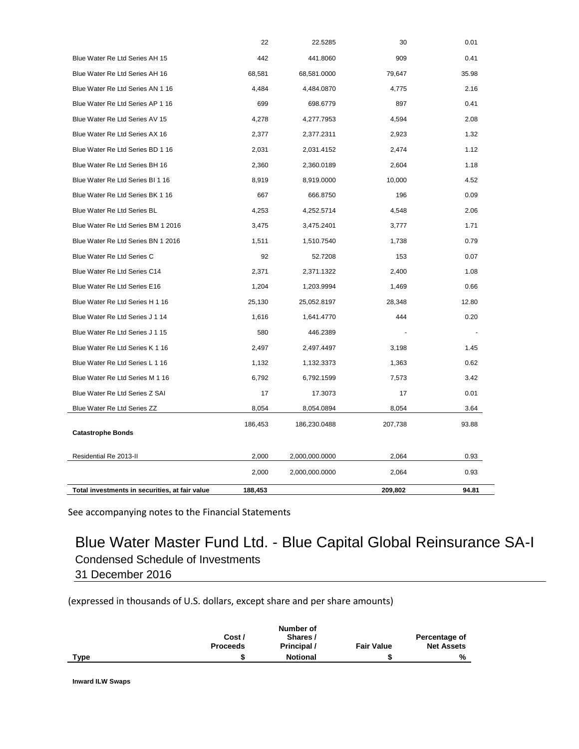| | | | | |
|---|---|---|---|---|
| | 22 | 22.5285 | 30 | 0.01 |
| Blue Water Re Ltd Series AH 15 | 442 | 441.8060 | 909 | 0.41 |
| Blue Water Re Ltd Series AH 16 | 68,581 | 68,581.0000 | 79,647 | 35.98 |
| Blue Water Re Ltd Series AN 1 16 | 4,484 | 4,484.0870 | 4,775 | 2.16 |
| Blue Water Re Ltd Series AP 1 16 | 699 | 698.6779 | 897 | 0.41 |
| Blue Water Re Ltd Series AV 15 | 4,278 | 4,277.7953 | 4,594 | 2.08 |
| Blue Water Re Ltd Series AX 16 | 2,377 | 2,377.2311 | 2,923 | 1.32 |
| Blue Water Re Ltd Series BD 1 16 | 2,031 | 2,031.4152 | 2,474 | 1.12 |
| Blue Water Re Ltd Series BH 16 | 2,360 | 2,360.0189 | 2,604 | 1.18 |
| Blue Water Re Ltd Series BI 1 16 | 8,919 | 8,919.0000 | 10,000 | 4.52 |
| Blue Water Re Ltd Series BK 1 16 | 667 | 666.8750 | 196 | 0.09 |
| Blue Water Re Ltd Series BL | 4,253 | 4,252.5714 | 4,548 | 2.06 |
| Blue Water Re Ltd Series BM 1 2016 | 3,475 | 3,475.2401 | 3,777 | 1.71 |
| Blue Water Re Ltd Series BN 1 2016 | 1,511 | 1,510.7540 | 1,738 | 0.79 |
| Blue Water Re Ltd Series C | 92 | 52.7208 | 153 | 0.07 |
| Blue Water Re Ltd Series C14 | 2,371 | 2,371.1322 | 2,400 | 1.08 |
| Blue Water Re Ltd Series E16 | 1,204 | 1,203.9994 | 1,469 | 0.66 |
| Blue Water Re Ltd Series H 1 16 | 25,130 | 25,052.8197 | 28,348 | 12.80 |
| Blue Water Re Ltd Series J 1 14 | 1,616 | 1,641.4770 | 444 | 0.20 |
| Blue Water Re Ltd Series J 1 15 | 580 | 446.2389 | - | - |
| Blue Water Re Ltd Series K 1 16 | 2,497 | 2,497.4497 | 3,198 | 1.45 |
| Blue Water Re Ltd Series L 1 16 | 1,132 | 1,132.3373 | 1,363 | 0.62 |
| Blue Water Re Ltd Series M 1 16 | 6,792 | 6,792.1599 | 7,573 | 3.42 |
| Blue Water Re Ltd Series Z SAI | 17 | 17.3073 | 17 | 0.01 |
| Blue Water Re Ltd Series ZZ | 8,054 | 8,054.0894 | 8,054 | 3.64 |
| | 186,453 | 186,230.0488 | 207,738 | 93.88 |
| **Catastrophe Bonds** | | | | |
| Residential Re 2013-II | 2,000 | 2,000,000.0000 | 2,064 | 0.93 |
| | 2,000 | 2,000,000.0000 | 2,064 | 0.93 |
| **Total investments in securities, at fair value** | **188,453** | | **209,802** | **94.81** |

See accompanying notes to the Financial Statements

# Blue Water Master Fund Ltd. - Blue Capital Global Reinsurance SA-I

## Condensed Schedule of Investments

## 31 December 2016

(expressed in thousands of U.S. dollars, except share and per share amounts)

| Type | Cost / Proceeds $ | Number of Shares / Principal / Notional | Fair Value $ | Percentage of Net Assets % |
|---|---|---|---|---|
| **Inward ILW Swaps** | | | | |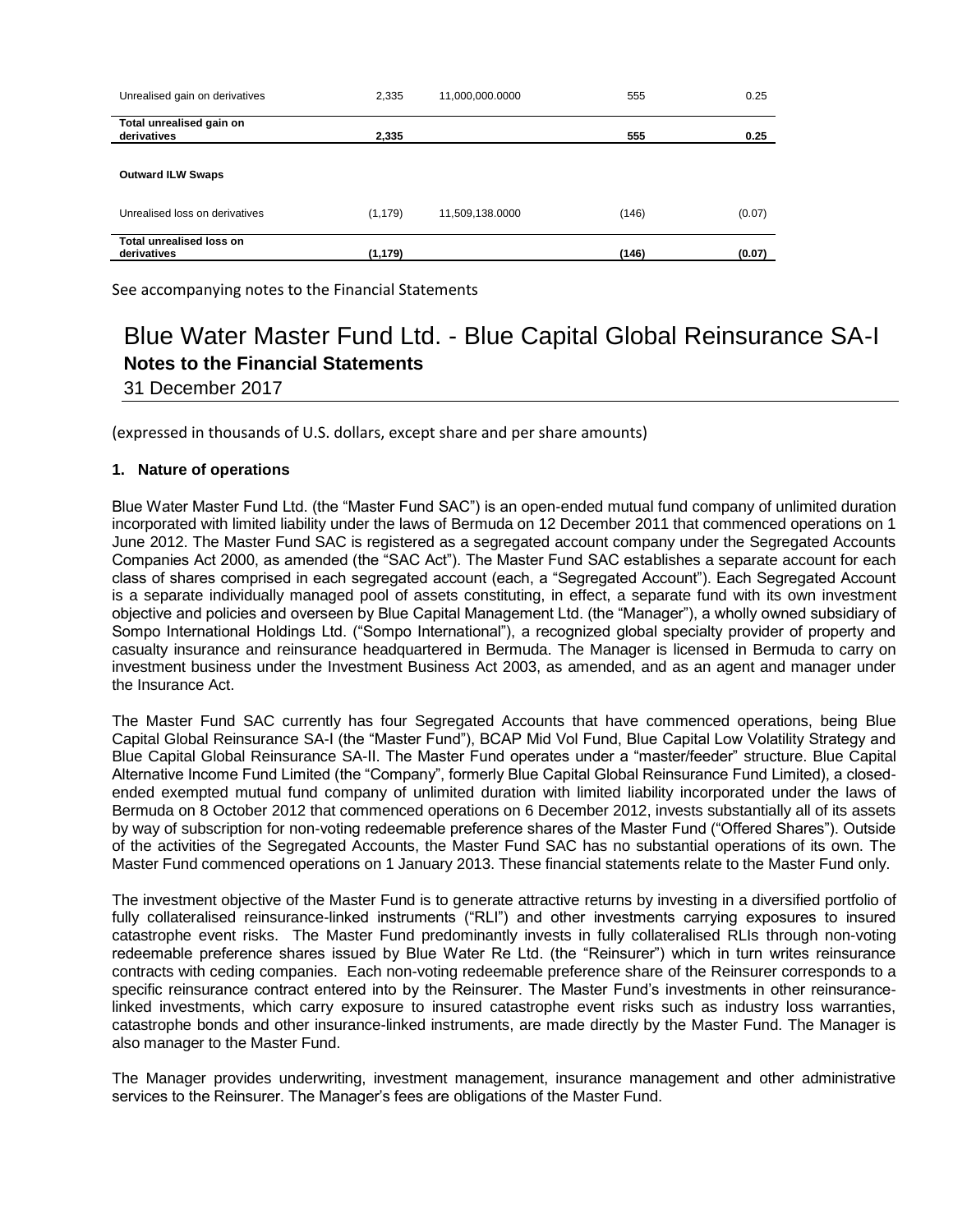| | | | | |
|---|---|---|---|---|
| Unrealised gain on derivatives | 2,335 | 11,000,000.0000 | 555 | 0.25 |
| **Total unrealised gain on derivatives** | **2,335** | | **555** | **0.25** |
| **Outward ILW Swaps** | | | | |
| Unrealised loss on derivatives | (1,179) | 11,509,138.0000 | (146) | (0.07) |
| **Total unrealised loss on derivatives** | **(1,179)** | | **(146)** | **(0.07)** |

See accompanying notes to the Financial Statements

# Blue Water Master Fund Ltd. - Blue Capital Global Reinsurance SA-I

## Notes to the Financial Statements

31 December 2017

(expressed in thousands of U.S. dollars, except share and per share amounts)

### 1. Nature of operations

Blue Water Master Fund Ltd. (the "Master Fund SAC") is an open-ended mutual fund company of unlimited duration incorporated with limited liability under the laws of Bermuda on 12 December 2011 that commenced operations on 1 June 2012. The Master Fund SAC is registered as a segregated account company under the Segregated Accounts Companies Act 2000, as amended (the "SAC Act"). The Master Fund SAC establishes a separate account for each class of shares comprised in each segregated account (each, a "Segregated Account"). Each Segregated Account is a separate individually managed pool of assets constituting, in effect, a separate fund with its own investment objective and policies and overseen by Blue Capital Management Ltd. (the "Manager"), a wholly owned subsidiary of Sompo International Holdings Ltd. ("Sompo International"), a recognized global specialty provider of property and casualty insurance and reinsurance headquartered in Bermuda. The Manager is licensed in Bermuda to carry on investment business under the Investment Business Act 2003, as amended, and as an agent and manager under the Insurance Act.

The Master Fund SAC currently has four Segregated Accounts that have commenced operations, being Blue Capital Global Reinsurance SA-I (the "Master Fund"), BCAP Mid Vol Fund, Blue Capital Low Volatility Strategy and Blue Capital Global Reinsurance SA-II. The Master Fund operates under a "master/feeder" structure. Blue Capital Alternative Income Fund Limited (the "Company", formerly Blue Capital Global Reinsurance Fund Limited), a closed-ended exempted mutual fund company of unlimited duration with limited liability incorporated under the laws of Bermuda on 8 October 2012 that commenced operations on 6 December 2012, invests substantially all of its assets by way of subscription for non-voting redeemable preference shares of the Master Fund ("Offered Shares"). Outside of the activities of the Segregated Accounts, the Master Fund SAC has no substantial operations of its own. The Master Fund commenced operations on 1 January 2013. These financial statements relate to the Master Fund only.

The investment objective of the Master Fund is to generate attractive returns by investing in a diversified portfolio of fully collateralised reinsurance-linked instruments ("RLI") and other investments carrying exposures to insured catastrophe event risks. The Master Fund predominantly invests in fully collateralised RLIs through non-voting redeemable preference shares issued by Blue Water Re Ltd. (the "Reinsurer") which in turn writes reinsurance contracts with ceding companies. Each non-voting redeemable preference share of the Reinsurer corresponds to a specific reinsurance contract entered into by the Reinsurer. The Master Fund's investments in other reinsurance-linked investments, which carry exposure to insured catastrophe event risks such as industry loss warranties, catastrophe bonds and other insurance-linked instruments, are made directly by the Master Fund. The Manager is also manager to the Master Fund.

The Manager provides underwriting, investment management, insurance management and other administrative services to the Reinsurer. The Manager's fees are obligations of the Master Fund.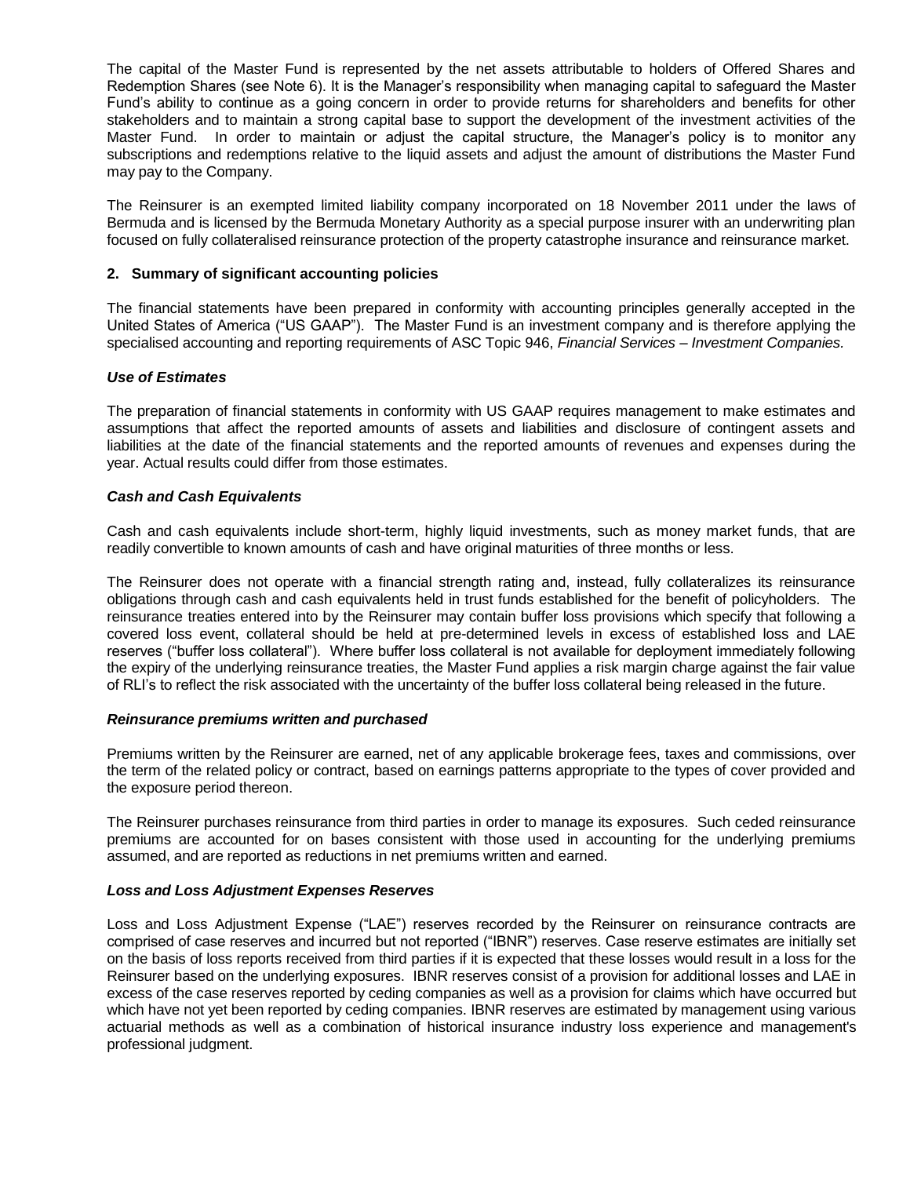The capital of the Master Fund is represented by the net assets attributable to holders of Offered Shares and Redemption Shares (see Note 6). It is the Manager's responsibility when managing capital to safeguard the Master Fund's ability to continue as a going concern in order to provide returns for shareholders and benefits for other stakeholders and to maintain a strong capital base to support the development of the investment activities of the Master Fund. In order to maintain or adjust the capital structure, the Manager's policy is to monitor any subscriptions and redemptions relative to the liquid assets and adjust the amount of distributions the Master Fund may pay to the Company.

The Reinsurer is an exempted limited liability company incorporated on 18 November 2011 under the laws of Bermuda and is licensed by the Bermuda Monetary Authority as a special purpose insurer with an underwriting plan focused on fully collateralised reinsurance protection of the property catastrophe insurance and reinsurance market.

## 2. Summary of significant accounting policies

The financial statements have been prepared in conformity with accounting principles generally accepted in the United States of America ("US GAAP"). The Master Fund is an investment company and is therefore applying the specialised accounting and reporting requirements of ASC Topic 946, *Financial Services – Investment Companies.*

### *Use of Estimates*

The preparation of financial statements in conformity with US GAAP requires management to make estimates and assumptions that affect the reported amounts of assets and liabilities and disclosure of contingent assets and liabilities at the date of the financial statements and the reported amounts of revenues and expenses during the year. Actual results could differ from those estimates.

### *Cash and Cash Equivalents*

Cash and cash equivalents include short-term, highly liquid investments, such as money market funds, that are readily convertible to known amounts of cash and have original maturities of three months or less.

The Reinsurer does not operate with a financial strength rating and, instead, fully collateralizes its reinsurance obligations through cash and cash equivalents held in trust funds established for the benefit of policyholders. The reinsurance treaties entered into by the Reinsurer may contain buffer loss provisions which specify that following a covered loss event, collateral should be held at pre-determined levels in excess of established loss and LAE reserves ("buffer loss collateral"). Where buffer loss collateral is not available for deployment immediately following the expiry of the underlying reinsurance treaties, the Master Fund applies a risk margin charge against the fair value of RLI's to reflect the risk associated with the uncertainty of the buffer loss collateral being released in the future.

### *Reinsurance premiums written and purchased*

Premiums written by the Reinsurer are earned, net of any applicable brokerage fees, taxes and commissions, over the term of the related policy or contract, based on earnings patterns appropriate to the types of cover provided and the exposure period thereon.

The Reinsurer purchases reinsurance from third parties in order to manage its exposures. Such ceded reinsurance premiums are accounted for on bases consistent with those used in accounting for the underlying premiums assumed, and are reported as reductions in net premiums written and earned.

### *Loss and Loss Adjustment Expenses Reserves*

Loss and Loss Adjustment Expense ("LAE") reserves recorded by the Reinsurer on reinsurance contracts are comprised of case reserves and incurred but not reported ("IBNR") reserves. Case reserve estimates are initially set on the basis of loss reports received from third parties if it is expected that these losses would result in a loss for the Reinsurer based on the underlying exposures. IBNR reserves consist of a provision for additional losses and LAE in excess of the case reserves reported by ceding companies as well as a provision for claims which have occurred but which have not yet been reported by ceding companies. IBNR reserves are estimated by management using various actuarial methods as well as a combination of historical insurance industry loss experience and management's professional judgment.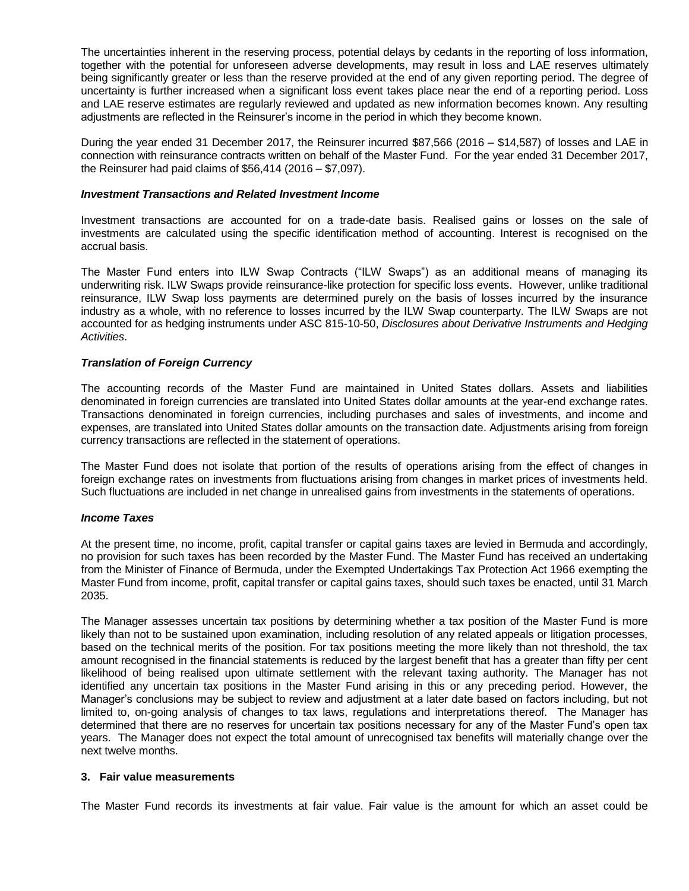The uncertainties inherent in the reserving process, potential delays by cedants in the reporting of loss information, together with the potential for unforeseen adverse developments, may result in loss and LAE reserves ultimately being significantly greater or less than the reserve provided at the end of any given reporting period. The degree of uncertainty is further increased when a significant loss event takes place near the end of a reporting period. Loss and LAE reserve estimates are regularly reviewed and updated as new information becomes known. Any resulting adjustments are reflected in the Reinsurer's income in the period in which they become known.

During the year ended 31 December 2017, the Reinsurer incurred $87,566 (2016 – $14,587) of losses and LAE in connection with reinsurance contracts written on behalf of the Master Fund. For the year ended 31 December 2017, the Reinsurer had paid claims of $56,414 (2016 – $7,097).

***Investment Transactions and Related Investment Income***

Investment transactions are accounted for on a trade-date basis. Realised gains or losses on the sale of investments are calculated using the specific identification method of accounting. Interest is recognised on the accrual basis.

The Master Fund enters into ILW Swap Contracts ("ILW Swaps") as an additional means of managing its underwriting risk. ILW Swaps provide reinsurance-like protection for specific loss events. However, unlike traditional reinsurance, ILW Swap loss payments are determined purely on the basis of losses incurred by the insurance industry as a whole, with no reference to losses incurred by the ILW Swap counterparty. The ILW Swaps are not accounted for as hedging instruments under ASC 815-10-50, *Disclosures about Derivative Instruments and Hedging Activities*.

***Translation of Foreign Currency***

The accounting records of the Master Fund are maintained in United States dollars. Assets and liabilities denominated in foreign currencies are translated into United States dollar amounts at the year-end exchange rates. Transactions denominated in foreign currencies, including purchases and sales of investments, and income and expenses, are translated into United States dollar amounts on the transaction date. Adjustments arising from foreign currency transactions are reflected in the statement of operations.

The Master Fund does not isolate that portion of the results of operations arising from the effect of changes in foreign exchange rates on investments from fluctuations arising from changes in market prices of investments held. Such fluctuations are included in net change in unrealised gains from investments in the statements of operations.

***Income Taxes***

At the present time, no income, profit, capital transfer or capital gains taxes are levied in Bermuda and accordingly, no provision for such taxes has been recorded by the Master Fund. The Master Fund has received an undertaking from the Minister of Finance of Bermuda, under the Exempted Undertakings Tax Protection Act 1966 exempting the Master Fund from income, profit, capital transfer or capital gains taxes, should such taxes be enacted, until 31 March 2035.

The Manager assesses uncertain tax positions by determining whether a tax position of the Master Fund is more likely than not to be sustained upon examination, including resolution of any related appeals or litigation processes, based on the technical merits of the position. For tax positions meeting the more likely than not threshold, the tax amount recognised in the financial statements is reduced by the largest benefit that has a greater than fifty per cent likelihood of being realised upon ultimate settlement with the relevant taxing authority. The Manager has not identified any uncertain tax positions in the Master Fund arising in this or any preceding period. However, the Manager's conclusions may be subject to review and adjustment at a later date based on factors including, but not limited to, on-going analysis of changes to tax laws, regulations and interpretations thereof. The Manager has determined that there are no reserves for uncertain tax positions necessary for any of the Master Fund's open tax years. The Manager does not expect the total amount of unrecognised tax benefits will materially change over the next twelve months.

## 3. Fair value measurements

The Master Fund records its investments at fair value. Fair value is the amount for which an asset could be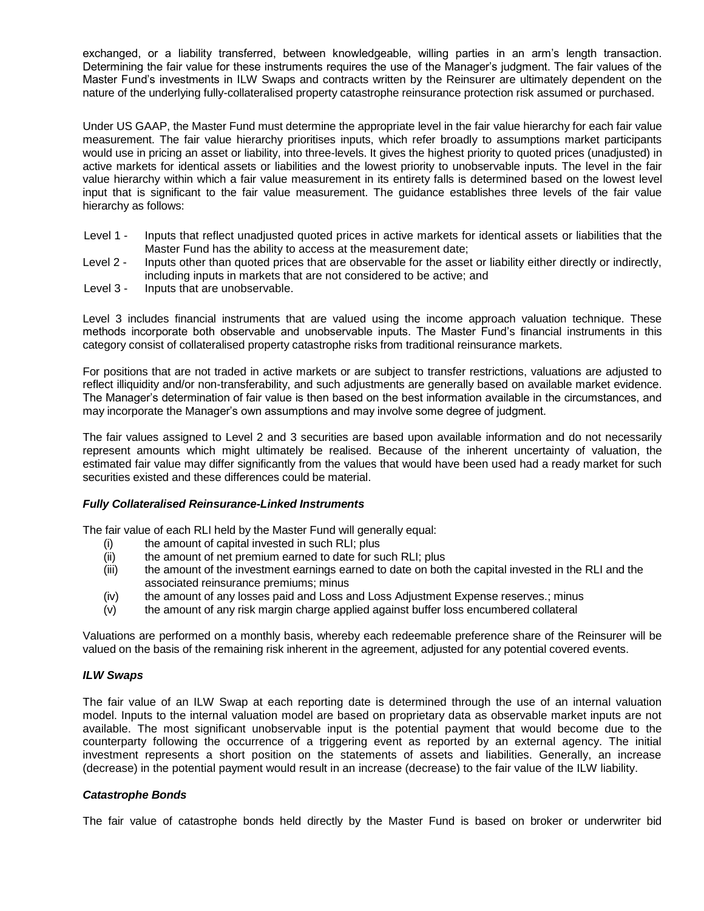exchanged, or a liability transferred, between knowledgeable, willing parties in an arm's length transaction. Determining the fair value for these instruments requires the use of the Manager's judgment. The fair values of the Master Fund's investments in ILW Swaps and contracts written by the Reinsurer are ultimately dependent on the nature of the underlying fully-collateralised property catastrophe reinsurance protection risk assumed or purchased.

Under US GAAP, the Master Fund must determine the appropriate level in the fair value hierarchy for each fair value measurement. The fair value hierarchy prioritises inputs, which refer broadly to assumptions market participants would use in pricing an asset or liability, into three-levels. It gives the highest priority to quoted prices (unadjusted) in active markets for identical assets or liabilities and the lowest priority to unobservable inputs. The level in the fair value hierarchy within which a fair value measurement in its entirety falls is determined based on the lowest level input that is significant to the fair value measurement. The guidance establishes three levels of the fair value hierarchy as follows:

- Level 1 - Inputs that reflect unadjusted quoted prices in active markets for identical assets or liabilities that the Master Fund has the ability to access at the measurement date;
- Level 2 - Inputs other than quoted prices that are observable for the asset or liability either directly or indirectly, including inputs in markets that are not considered to be active; and
- Level 3 - Inputs that are unobservable.

Level 3 includes financial instruments that are valued using the income approach valuation technique. These methods incorporate both observable and unobservable inputs. The Master Fund's financial instruments in this category consist of collateralised property catastrophe risks from traditional reinsurance markets.

For positions that are not traded in active markets or are subject to transfer restrictions, valuations are adjusted to reflect illiquidity and/or non-transferability, and such adjustments are generally based on available market evidence. The Manager's determination of fair value is then based on the best information available in the circumstances, and may incorporate the Manager's own assumptions and may involve some degree of judgment.

The fair values assigned to Level 2 and 3 securities are based upon available information and do not necessarily represent amounts which might ultimately be realised. Because of the inherent uncertainty of valuation, the estimated fair value may differ significantly from the values that would have been used had a ready market for such securities existed and these differences could be material.

***Fully Collateralised Reinsurance-Linked Instruments***

The fair value of each RLI held by the Master Fund will generally equal:

(i) the amount of capital invested in such RLI; plus
(ii) the amount of net premium earned to date for such RLI; plus
(iii) the amount of the investment earnings earned to date on both the capital invested in the RLI and the associated reinsurance premiums; minus
(iv) the amount of any losses paid and Loss and Loss Adjustment Expense reserves.; minus
(v) the amount of any risk margin charge applied against buffer loss encumbered collateral

Valuations are performed on a monthly basis, whereby each redeemable preference share of the Reinsurer will be valued on the basis of the remaining risk inherent in the agreement, adjusted for any potential covered events.

***ILW Swaps***

The fair value of an ILW Swap at each reporting date is determined through the use of an internal valuation model. Inputs to the internal valuation model are based on proprietary data as observable market inputs are not available. The most significant unobservable input is the potential payment that would become due to the counterparty following the occurrence of a triggering event as reported by an external agency. The initial investment represents a short position on the statements of assets and liabilities. Generally, an increase (decrease) in the potential payment would result in an increase (decrease) to the fair value of the ILW liability.

***Catastrophe Bonds***

The fair value of catastrophe bonds held directly by the Master Fund is based on broker or underwriter bid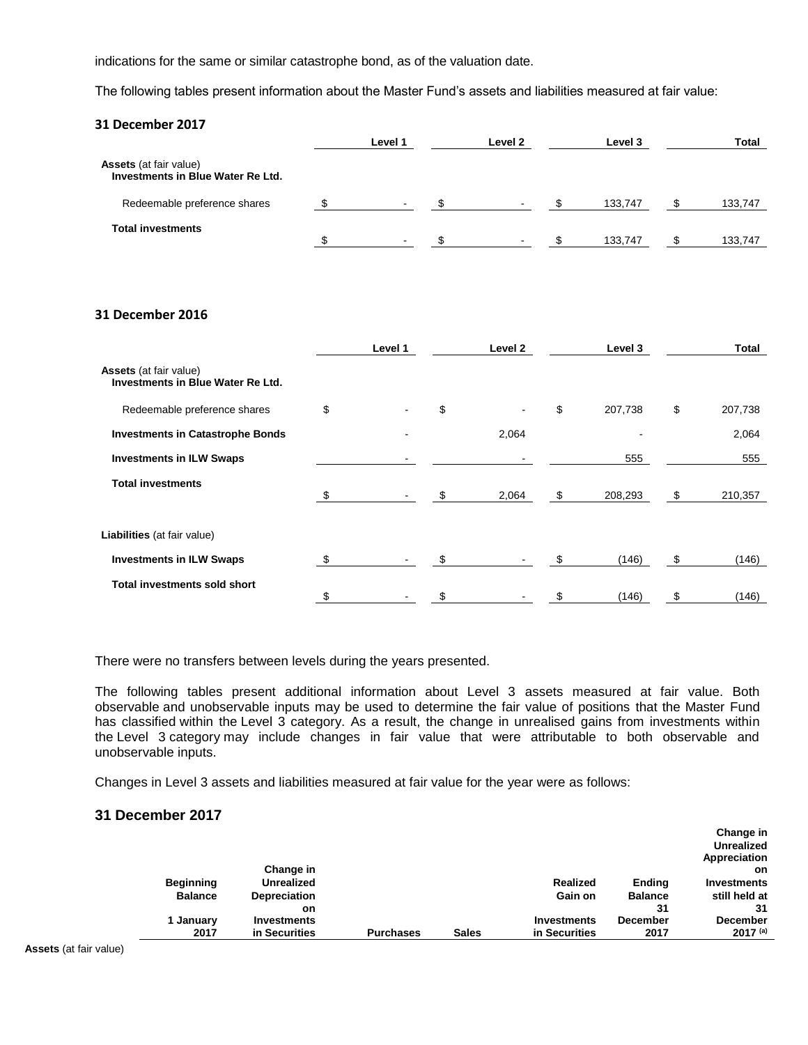indications for the same or similar catastrophe bond, as of the valuation date.

The following tables present information about the Master Fund's assets and liabilities measured at fair value:

**31 December 2017**

| | Level 1 | Level 2 | Level 3 | Total |
|---|---|---|---|---|
| **Assets** (at fair value) | | | | |
| **Investments in Blue Water Re Ltd.** | | | | |
| Redeemable preference shares | $ - | $ - | $ 133,747 | $ 133,747 |
| **Total investments** | $ - | $ - | $ 133,747 | $ 133,747 |

**31 December 2016**

| | Level 1 | Level 2 | Level 3 | Total |
|---|---|---|---|---|
| **Assets** (at fair value) | | | | |
| **Investments in Blue Water Re Ltd.** | | | | |
| Redeemable preference shares | $ - | $ - | $ 207,738 | $ 207,738 |
| **Investments in Catastrophe Bonds** | - | 2,064 | - | 2,064 |
| **Investments in ILW Swaps** | - | - | 555 | 555 |
| **Total investments** | $ - | $ 2,064 | $ 208,293 | $ 210,357 |
| **Liabilities** (at fair value) | | | | |
| **Investments in ILW Swaps** | $ - | $ - | $ (146) | $ (146) |
| **Total investments sold short** | $ - | $ - | $ (146) | $ (146) |

There were no transfers between levels during the years presented.

The following tables present additional information about Level 3 assets measured at fair value. Both observable and unobservable inputs may be used to determine the fair value of positions that the Master Fund has classified within the Level 3 category. As a result, the change in unrealised gains from investments within the Level 3 category may include changes in fair value that were attributable to both observable and unobservable inputs.

Changes in Level 3 assets and liabilities measured at fair value for the year were as follows:

## 31 December 2017

| | Beginning Balance 1 January 2017 | Change in Unrealized Depreciation on Investments in Securities | Purchases | Sales | Realized Gain on Investments in Securities | Ending Balance 31 December 2017 | Change in Unrealized Appreciation on Investments still held at 31 December 2017 [(a)] |
|---|---|---|---|---|---|---|---|
| **Assets** (at fair value) | | | | | | | |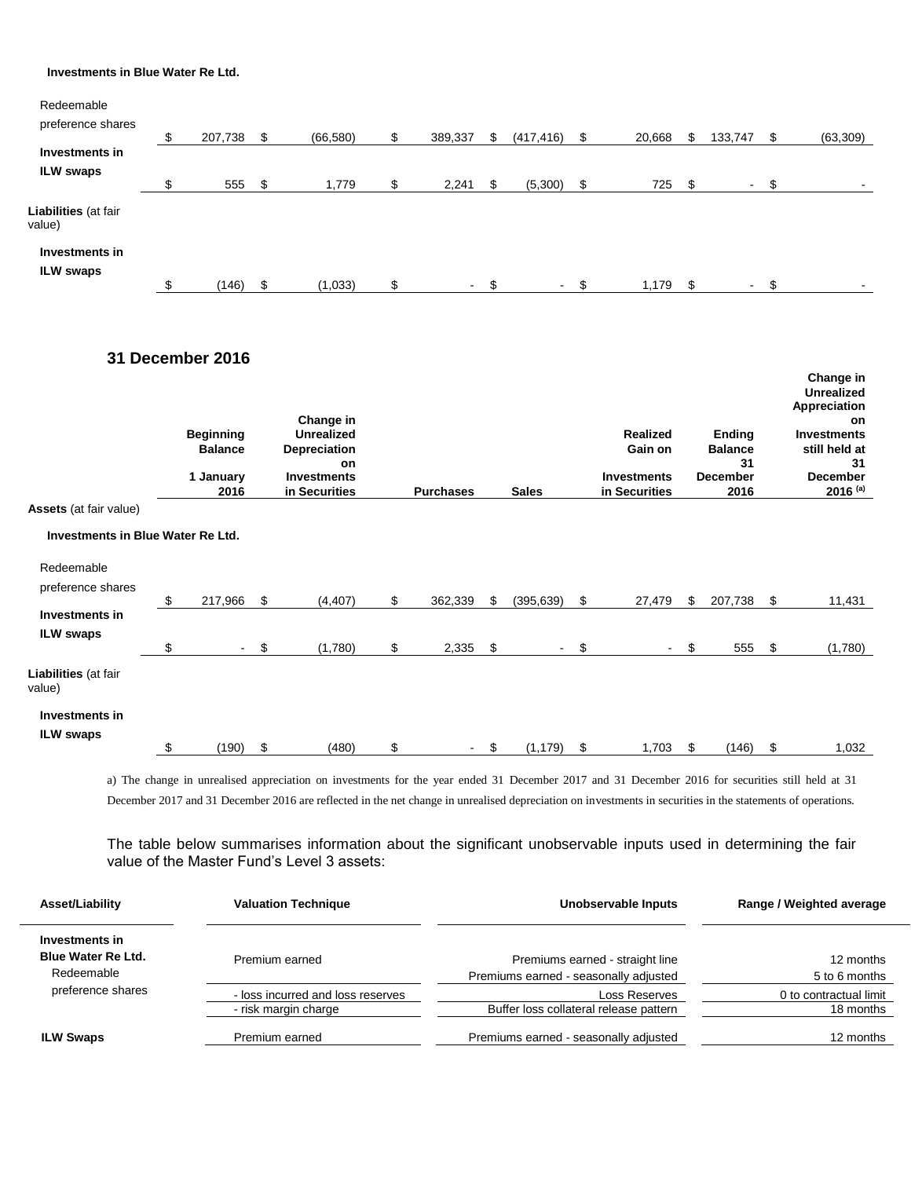| | | | | | | | |
|---|---|---|---|---|---|---|---|
| **Investments in Blue Water Re Ltd.** | | | | | | | |
| Redeemable preference shares | $ 207,738 | $ (66,580) | $ 389,337 | $ (417,416) | $ 20,668 | $ 133,747 | $ (63,309) |
| **Investments in ILW swaps** | $ 555 | $ 1,779 | $ 2,241 | $ (5,300) | $ 725 | $ - | $ - |
| **Liabilities** (at fair value) | | | | | | | |
| **Investments in ILW swaps** | $ (146) | $ (1,033) | $ - | $ - | $ 1,179 | $ - | $ - |

### 31 December 2016

| | Beginning Balance 1 January 2016 | Change in Unrealized Depreciation on Investments in Securities | Purchases | Sales | Realized Gain on Investments in Securities | Ending Balance 31 December 2016 | Change in Unrealized Appreciation on Investments still held at 31 December 2016 [(a)] |
|---|---|---|---|---|---|---|---|
| **Assets** (at fair value) | | | | | | | |
| **Investments in Blue Water Re Ltd.** | | | | | | | |
| Redeemable preference shares | $ 217,966 | $ (4,407) | $ 362,339 | $ (395,639) | $ 27,479 | $ 207,738 | $ 11,431 |
| **Investments in ILW swaps** | $ - | $ (1,780) | $ 2,335 | $ - | $ - | $ 555 | $ (1,780) |
| **Liabilities** (at fair value) | | | | | | | |
| **Investments in ILW swaps** | $ (190) | $ (480) | $ - | $ (1,179) | $ 1,703 | $ (146) | $ 1,032 |

a) The change in unrealised appreciation on investments for the year ended 31 December 2017 and 31 December 2016 for securities still held at 31 December 2017 and 31 December 2016 are reflected in the net change in unrealised depreciation on investments in securities in the statements of operations.

The table below summarises information about the significant unobservable inputs used in determining the fair value of the Master Fund's Level 3 assets:

| Asset/Liability | Valuation Technique | Unobservable Inputs | Range / Weighted average |
|---|---|---|---|
| **Investments in Blue Water Re Ltd.** Redeemable preference shares | Premium earned | Premiums earned - straight line | 12 months |
| | | Premiums earned - seasonally adjusted | 5 to 6 months |
| | - loss incurred and loss reserves | Loss Reserves | 0 to contractual limit |
| | - risk margin charge | Buffer loss collateral release pattern | 18 months |
| **ILW Swaps** | Premium earned | Premiums earned - seasonally adjusted | 12 months |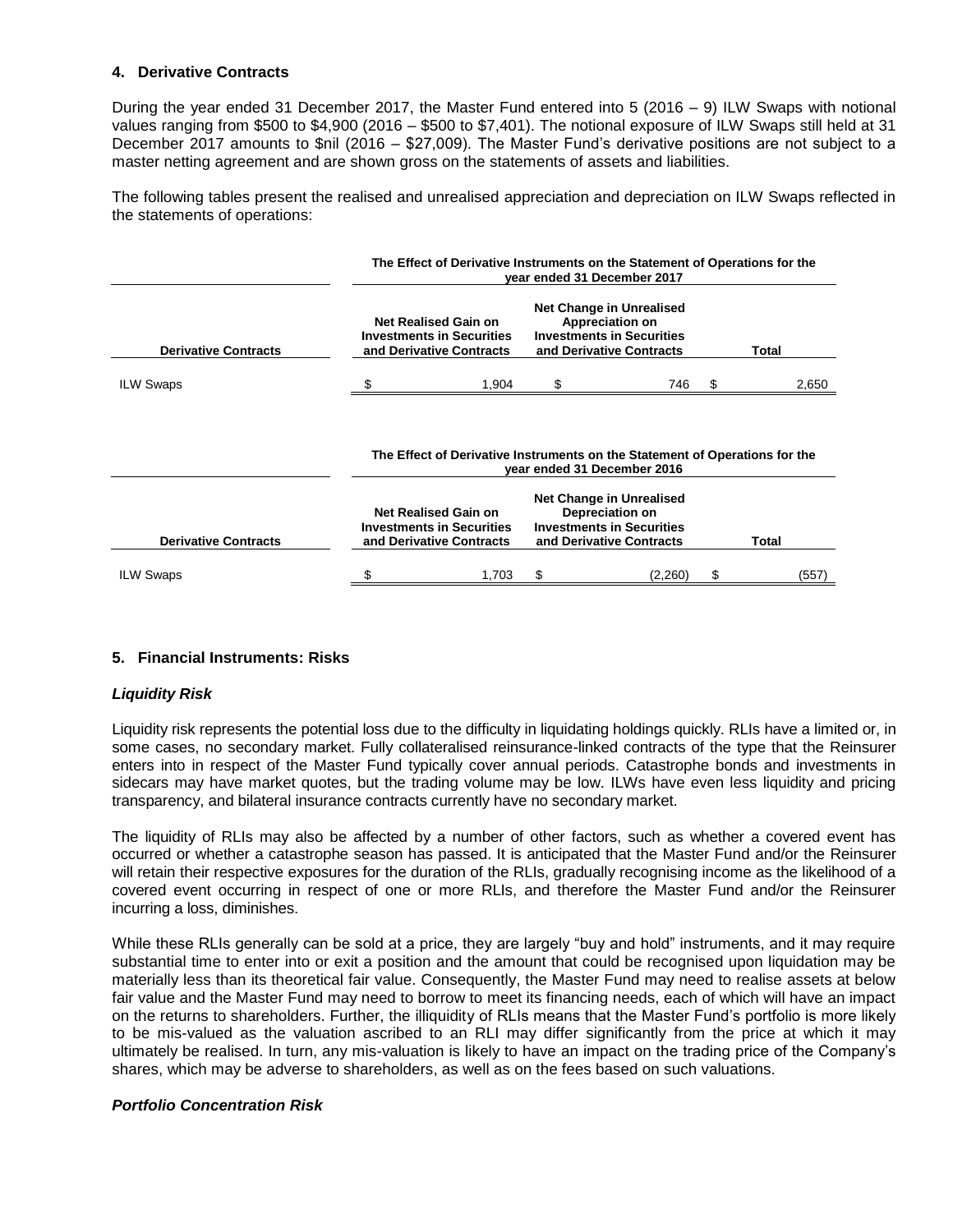## 4. Derivative Contracts

During the year ended 31 December 2017, the Master Fund entered into 5 (2016 – 9) ILW Swaps with notional values ranging from $500 to $4,900 (2016 – $500 to $7,401). The notional exposure of ILW Swaps still held at 31 December 2017 amounts to $nil (2016 – $27,009). The Master Fund's derivative positions are not subject to a master netting agreement and are shown gross on the statements of assets and liabilities.

The following tables present the realised and unrealised appreciation and depreciation on ILW Swaps reflected in the statements of operations:

| | The Effect of Derivative Instruments on the Statement of Operations for the year ended 31 December 2017 | | |
|---|---|---|---|
| **Derivative Contracts** | **Net Realised Gain on Investments in Securities and Derivative Contracts** | **Net Change in Unrealised Appreciation on Investments in Securities and Derivative Contracts** | **Total** |
| ILW Swaps | $ 1,904 | $ 746 | $ 2,650 |

| | The Effect of Derivative Instruments on the Statement of Operations for the year ended 31 December 2016 | | |
|---|---|---|---|
| **Derivative Contracts** | **Net Realised Gain on Investments in Securities and Derivative Contracts** | **Net Change in Unrealised Depreciation on Investments in Securities and Derivative Contracts** | **Total** |
| ILW Swaps | $ 1,703 | $ (2,260) | $ (557) |

## 5. Financial Instruments: Risks

### *Liquidity Risk*

Liquidity risk represents the potential loss due to the difficulty in liquidating holdings quickly. RLIs have a limited or, in some cases, no secondary market. Fully collateralised reinsurance-linked contracts of the type that the Reinsurer enters into in respect of the Master Fund typically cover annual periods. Catastrophe bonds and investments in sidecars may have market quotes, but the trading volume may be low. ILWs have even less liquidity and pricing transparency, and bilateral insurance contracts currently have no secondary market.

The liquidity of RLIs may also be affected by a number of other factors, such as whether a covered event has occurred or whether a catastrophe season has passed. It is anticipated that the Master Fund and/or the Reinsurer will retain their respective exposures for the duration of the RLIs, gradually recognising income as the likelihood of a covered event occurring in respect of one or more RLIs, and therefore the Master Fund and/or the Reinsurer incurring a loss, diminishes.

While these RLIs generally can be sold at a price, they are largely "buy and hold" instruments, and it may require substantial time to enter into or exit a position and the amount that could be recognised upon liquidation may be materially less than its theoretical fair value. Consequently, the Master Fund may need to realise assets at below fair value and the Master Fund may need to borrow to meet its financing needs, each of which will have an impact on the returns to shareholders. Further, the illiquidity of RLIs means that the Master Fund's portfolio is more likely to be mis-valued as the valuation ascribed to an RLI may differ significantly from the price at which it may ultimately be realised. In turn, any mis-valuation is likely to have an impact on the trading price of the Company's shares, which may be adverse to shareholders, as well as on the fees based on such valuations.

### *Portfolio Concentration Risk*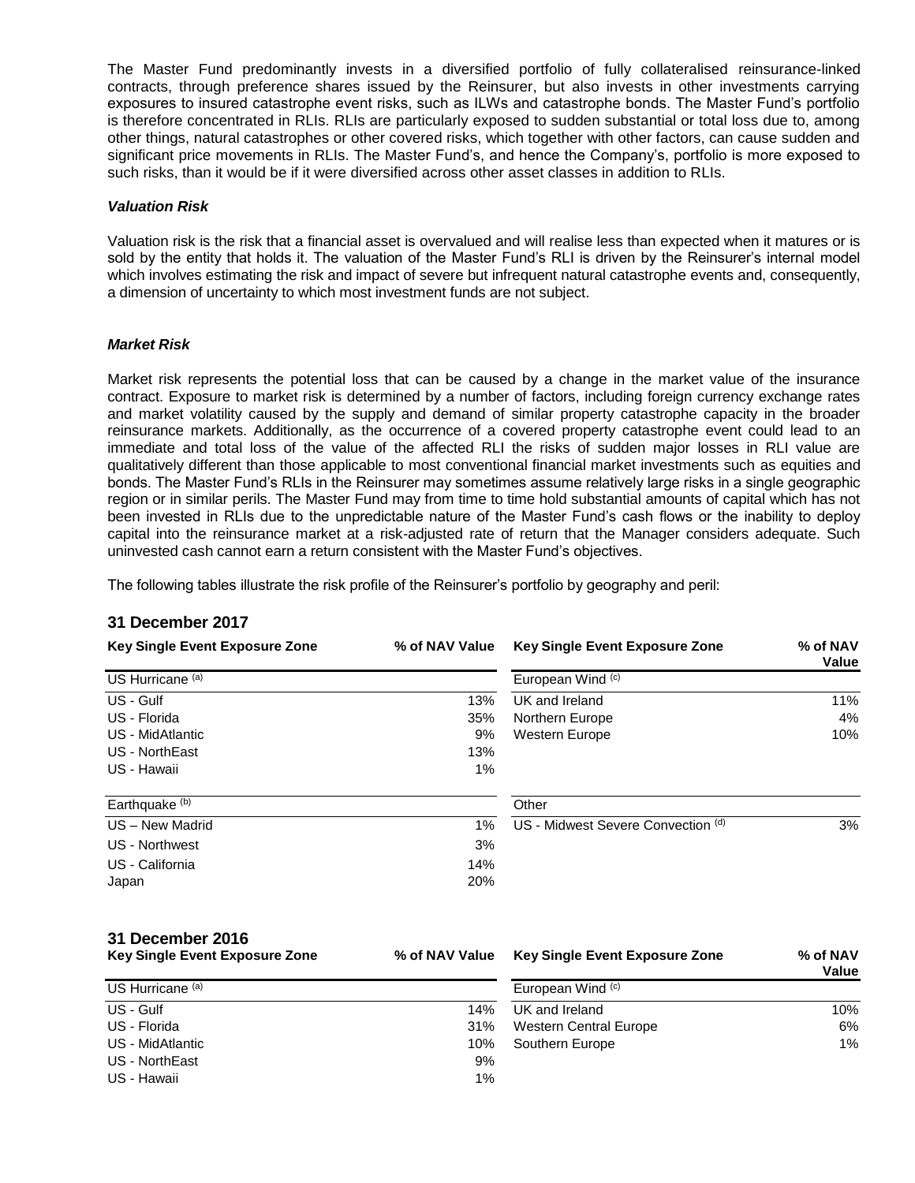The Master Fund predominantly invests in a diversified portfolio of fully collateralised reinsurance-linked contracts, through preference shares issued by the Reinsurer, but also invests in other investments carrying exposures to insured catastrophe event risks, such as ILWs and catastrophe bonds. The Master Fund's portfolio is therefore concentrated in RLIs. RLIs are particularly exposed to sudden substantial or total loss due to, among other things, natural catastrophes or other covered risks, which together with other factors, can cause sudden and significant price movements in RLIs. The Master Fund's, and hence the Company's, portfolio is more exposed to such risks, than it would be if it were diversified across other asset classes in addition to RLIs.

### *Valuation Risk*

Valuation risk is the risk that a financial asset is overvalued and will realise less than expected when it matures or is sold by the entity that holds it. The valuation of the Master Fund's RLI is driven by the Reinsurer's internal model which involves estimating the risk and impact of severe but infrequent natural catastrophe events and, consequently, a dimension of uncertainty to which most investment funds are not subject.

### *Market Risk*

Market risk represents the potential loss that can be caused by a change in the market value of the insurance contract. Exposure to market risk is determined by a number of factors, including foreign currency exchange rates and market volatility caused by the supply and demand of similar property catastrophe capacity in the broader reinsurance markets. Additionally, as the occurrence of a covered property catastrophe event could lead to an immediate and total loss of the value of the affected RLI the risks of sudden major losses in RLI value are qualitatively different than those applicable to most conventional financial market investments such as equities and bonds. The Master Fund's RLIs in the Reinsurer may sometimes assume relatively large risks in a single geographic region or in similar perils. The Master Fund may from time to time hold substantial amounts of capital which has not been invested in RLIs due to the unpredictable nature of the Master Fund's cash flows or the inability to deploy capital into the reinsurance market at a risk-adjusted rate of return that the Manager considers adequate. Such uninvested cash cannot earn a return consistent with the Master Fund's objectives.

The following tables illustrate the risk profile of the Reinsurer's portfolio by geography and peril:

## 31 December 2017

| Key Single Event Exposure Zone | % of NAV Value | Key Single Event Exposure Zone | % of NAV Value |
|---|---|---|---|
| US Hurricane [(a)] | | European Wind [(c)] | |
| US - Gulf | 13% | UK and Ireland | 11% |
| US - Florida | 35% | Northern Europe | 4% |
| US - MidAtlantic | 9% | Western Europe | 10% |
| US - NorthEast | 13% | | |
| US - Hawaii | 1% | | |
| Earthquake [(b)] | | Other | |
| US – New Madrid | 1% | US - Midwest Severe Convection [(d)] | 3% |
| US - Northwest | 3% | | |
| US - California | 14% | | |
| Japan | 20% | | |

## 31 December 2016

| Key Single Event Exposure Zone | % of NAV Value | Key Single Event Exposure Zone | % of NAV Value |
|---|---|---|---|
| US Hurricane [(a)] | | European Wind [(c)] | |
| US - Gulf | 14% | UK and Ireland | 10% |
| US - Florida | 31% | Western Central Europe | 6% |
| US - MidAtlantic | 10% | Southern Europe | 1% |
| US - NorthEast | 9% | | |
| US - Hawaii | 1% | | |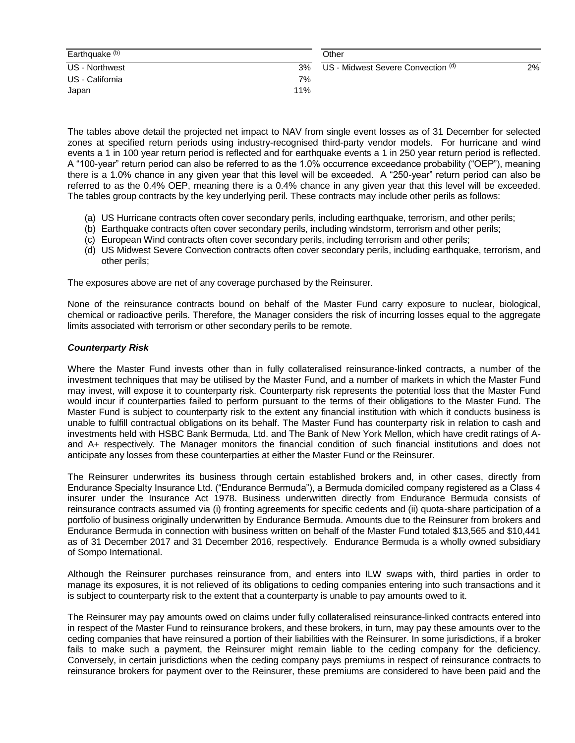| Earthquake (b) | |
|---|---|
| US - Northwest | 3% |
| US - California | 7% |
| Japan | 11% |

| Other | |
|---|---|
| US - Midwest Severe Convection (d) | 2% |

The tables above detail the projected net impact to NAV from single event losses as of 31 December for selected zones at specified return periods using industry-recognised third-party vendor models. For hurricane and wind events a 1 in 100 year return period is reflected and for earthquake events a 1 in 250 year return period is reflected. A "100-year" return period can also be referred to as the 1.0% occurrence exceedance probability ("OEP"), meaning there is a 1.0% chance in any given year that this level will be exceeded. A "250-year" return period can also be referred to as the 0.4% OEP, meaning there is a 0.4% chance in any given year that this level will be exceeded. The tables group contracts by the key underlying peril. These contracts may include other perils as follows:

(a) US Hurricane contracts often cover secondary perils, including earthquake, terrorism, and other perils;
(b) Earthquake contracts often cover secondary perils, including windstorm, terrorism and other perils;
(c) European Wind contracts often cover secondary perils, including terrorism and other perils;
(d) US Midwest Severe Convection contracts often cover secondary perils, including earthquake, terrorism, and other perils;

The exposures above are net of any coverage purchased by the Reinsurer.

None of the reinsurance contracts bound on behalf of the Master Fund carry exposure to nuclear, biological, chemical or radioactive perils. Therefore, the Manager considers the risk of incurring losses equal to the aggregate limits associated with terrorism or other secondary perils to be remote.

***Counterparty Risk***

Where the Master Fund invests other than in fully collateralised reinsurance-linked contracts, a number of the investment techniques that may be utilised by the Master Fund, and a number of markets in which the Master Fund may invest, will expose it to counterparty risk. Counterparty risk represents the potential loss that the Master Fund would incur if counterparties failed to perform pursuant to the terms of their obligations to the Master Fund. The Master Fund is subject to counterparty risk to the extent any financial institution with which it conducts business is unable to fulfill contractual obligations on its behalf. The Master Fund has counterparty risk in relation to cash and investments held with HSBC Bank Bermuda, Ltd. and The Bank of New York Mellon, which have credit ratings of A- and A+ respectively. The Manager monitors the financial condition of such financial institutions and does not anticipate any losses from these counterparties at either the Master Fund or the Reinsurer.

The Reinsurer underwrites its business through certain established brokers and, in other cases, directly from Endurance Specialty Insurance Ltd. ("Endurance Bermuda"), a Bermuda domiciled company registered as a Class 4 insurer under the Insurance Act 1978. Business underwritten directly from Endurance Bermuda consists of reinsurance contracts assumed via (i) fronting agreements for specific cedents and (ii) quota-share participation of a portfolio of business originally underwritten by Endurance Bermuda. Amounts due to the Reinsurer from brokers and Endurance Bermuda in connection with business written on behalf of the Master Fund totaled $13,565 and $10,441 as of 31 December 2017 and 31 December 2016, respectively. Endurance Bermuda is a wholly owned subsidiary of Sompo International.

Although the Reinsurer purchases reinsurance from, and enters into ILW swaps with, third parties in order to manage its exposures, it is not relieved of its obligations to ceding companies entering into such transactions and it is subject to counterparty risk to the extent that a counterparty is unable to pay amounts owed to it.

The Reinsurer may pay amounts owed on claims under fully collateralised reinsurance-linked contracts entered into in respect of the Master Fund to reinsurance brokers, and these brokers, in turn, may pay these amounts over to the ceding companies that have reinsured a portion of their liabilities with the Reinsurer. In some jurisdictions, if a broker fails to make such a payment, the Reinsurer might remain liable to the ceding company for the deficiency. Conversely, in certain jurisdictions when the ceding company pays premiums in respect of reinsurance contracts to reinsurance brokers for payment over to the Reinsurer, these premiums are considered to have been paid and the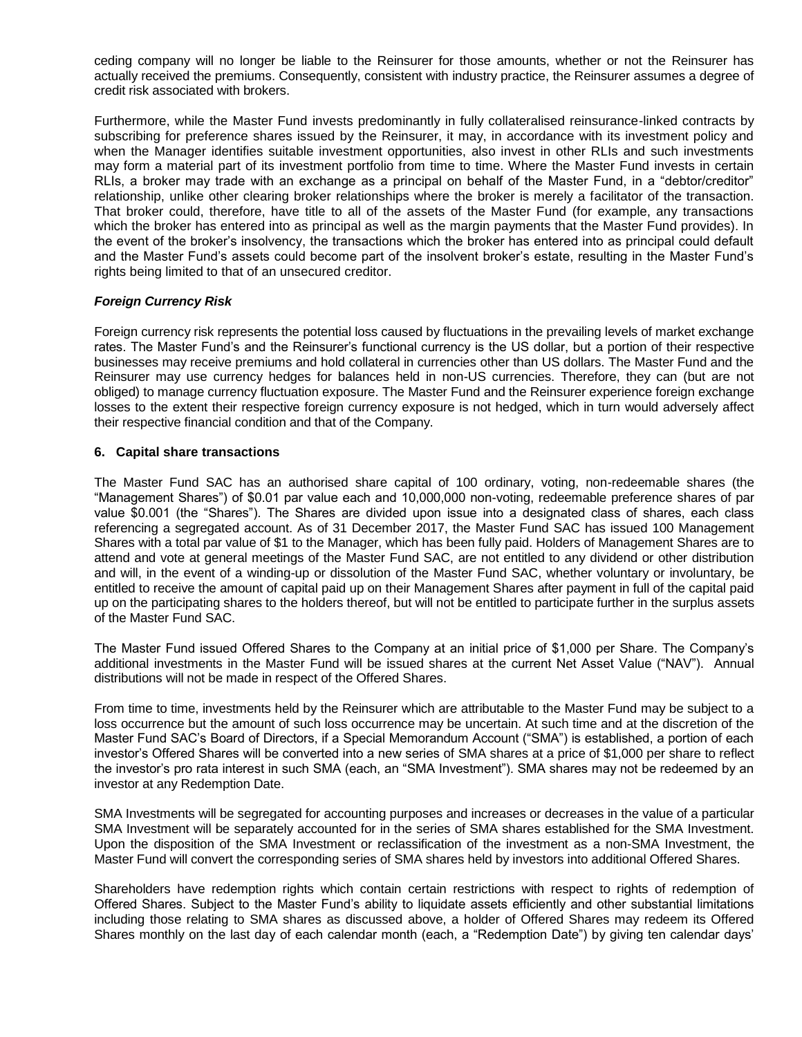ceding company will no longer be liable to the Reinsurer for those amounts, whether or not the Reinsurer has actually received the premiums. Consequently, consistent with industry practice, the Reinsurer assumes a degree of credit risk associated with brokers.

Furthermore, while the Master Fund invests predominantly in fully collateralised reinsurance-linked contracts by subscribing for preference shares issued by the Reinsurer, it may, in accordance with its investment policy and when the Manager identifies suitable investment opportunities, also invest in other RLIs and such investments may form a material part of its investment portfolio from time to time. Where the Master Fund invests in certain RLIs, a broker may trade with an exchange as a principal on behalf of the Master Fund, in a "debtor/creditor" relationship, unlike other clearing broker relationships where the broker is merely a facilitator of the transaction. That broker could, therefore, have title to all of the assets of the Master Fund (for example, any transactions which the broker has entered into as principal as well as the margin payments that the Master Fund provides). In the event of the broker's insolvency, the transactions which the broker has entered into as principal could default and the Master Fund's assets could become part of the insolvent broker's estate, resulting in the Master Fund's rights being limited to that of an unsecured creditor.

***Foreign Currency Risk***

Foreign currency risk represents the potential loss caused by fluctuations in the prevailing levels of market exchange rates. The Master Fund's and the Reinsurer's functional currency is the US dollar, but a portion of their respective businesses may receive premiums and hold collateral in currencies other than US dollars. The Master Fund and the Reinsurer may use currency hedges for balances held in non-US currencies. Therefore, they can (but are not obliged) to manage currency fluctuation exposure. The Master Fund and the Reinsurer experience foreign exchange losses to the extent their respective foreign currency exposure is not hedged, which in turn would adversely affect their respective financial condition and that of the Company.

## 6. Capital share transactions

The Master Fund SAC has an authorised share capital of 100 ordinary, voting, non-redeemable shares (the "Management Shares") of $0.01 par value each and 10,000,000 non-voting, redeemable preference shares of par value $0.001 (the "Shares"). The Shares are divided upon issue into a designated class of shares, each class referencing a segregated account. As of 31 December 2017, the Master Fund SAC has issued 100 Management Shares with a total par value of $1 to the Manager, which has been fully paid. Holders of Management Shares are to attend and vote at general meetings of the Master Fund SAC, are not entitled to any dividend or other distribution and will, in the event of a winding-up or dissolution of the Master Fund SAC, whether voluntary or involuntary, be entitled to receive the amount of capital paid up on their Management Shares after payment in full of the capital paid up on the participating shares to the holders thereof, but will not be entitled to participate further in the surplus assets of the Master Fund SAC.

The Master Fund issued Offered Shares to the Company at an initial price of $1,000 per Share. The Company's additional investments in the Master Fund will be issued shares at the current Net Asset Value ("NAV"). Annual distributions will not be made in respect of the Offered Shares.

From time to time, investments held by the Reinsurer which are attributable to the Master Fund may be subject to a loss occurrence but the amount of such loss occurrence may be uncertain. At such time and at the discretion of the Master Fund SAC's Board of Directors, if a Special Memorandum Account ("SMA") is established, a portion of each investor's Offered Shares will be converted into a new series of SMA shares at a price of $1,000 per share to reflect the investor's pro rata interest in such SMA (each, an "SMA Investment"). SMA shares may not be redeemed by an investor at any Redemption Date.

SMA Investments will be segregated for accounting purposes and increases or decreases in the value of a particular SMA Investment will be separately accounted for in the series of SMA shares established for the SMA Investment. Upon the disposition of the SMA Investment or reclassification of the investment as a non-SMA Investment, the Master Fund will convert the corresponding series of SMA shares held by investors into additional Offered Shares.

Shareholders have redemption rights which contain certain restrictions with respect to rights of redemption of Offered Shares. Subject to the Master Fund's ability to liquidate assets efficiently and other substantial limitations including those relating to SMA shares as discussed above, a holder of Offered Shares may redeem its Offered Shares monthly on the last day of each calendar month (each, a "Redemption Date") by giving ten calendar days'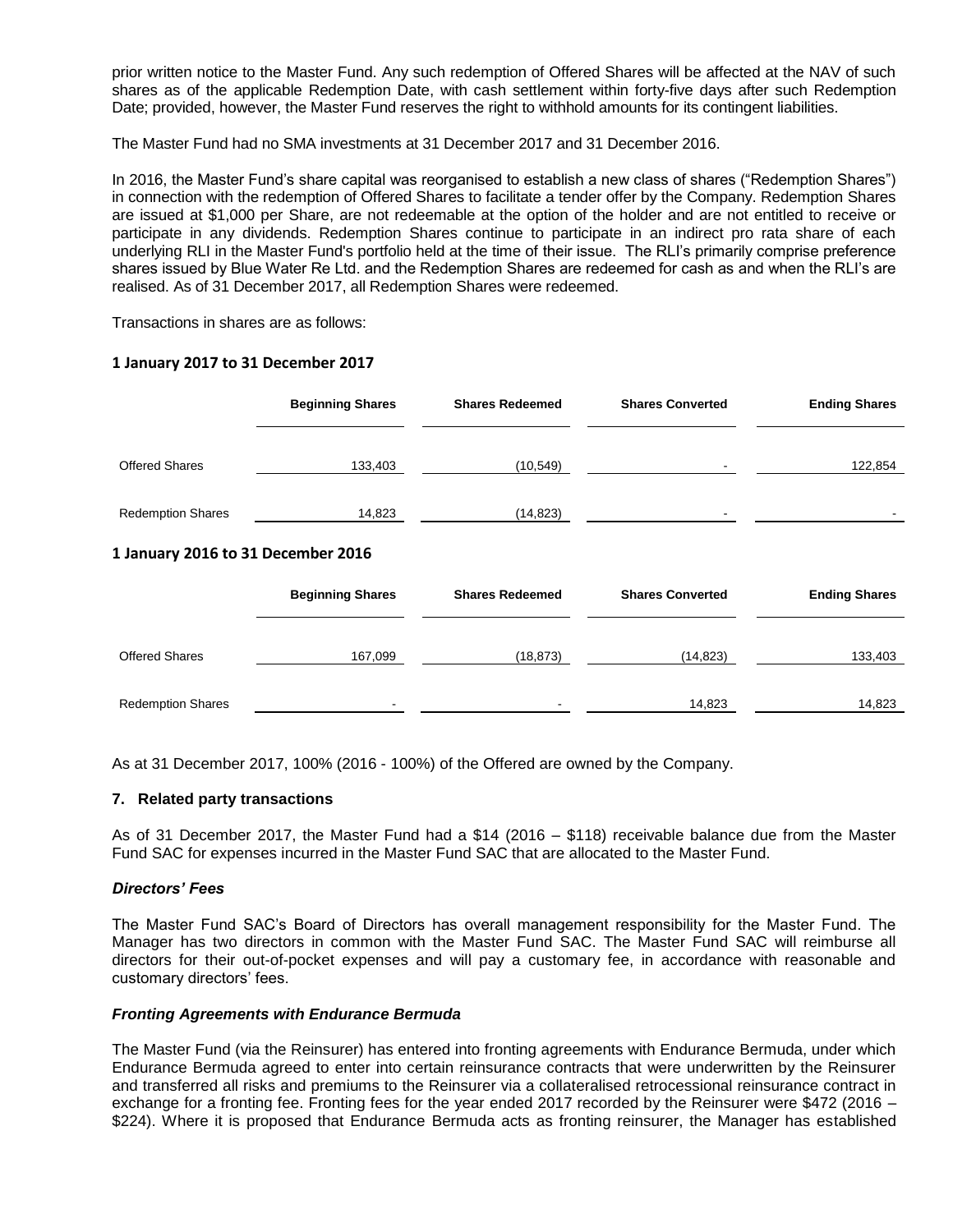prior written notice to the Master Fund. Any such redemption of Offered Shares will be affected at the NAV of such shares as of the applicable Redemption Date, with cash settlement within forty-five days after such Redemption Date; provided, however, the Master Fund reserves the right to withhold amounts for its contingent liabilities.

The Master Fund had no SMA investments at 31 December 2017 and 31 December 2016.

In 2016, the Master Fund's share capital was reorganised to establish a new class of shares ("Redemption Shares") in connection with the redemption of Offered Shares to facilitate a tender offer by the Company. Redemption Shares are issued at $1,000 per Share, are not redeemable at the option of the holder and are not entitled to receive or participate in any dividends. Redemption Shares continue to participate in an indirect pro rata share of each underlying RLI in the Master Fund's portfolio held at the time of their issue. The RLI's primarily comprise preference shares issued by Blue Water Re Ltd. and the Redemption Shares are redeemed for cash as and when the RLI's are realised. As of 31 December 2017, all Redemption Shares were redeemed.

Transactions in shares are as follows:

**1 January 2017 to 31 December 2017**

| | Beginning Shares | Shares Redeemed | Shares Converted | Ending Shares |
|---|---|---|---|---|
| Offered Shares | 133,403 | (10,549) | - | 122,854 |
| Redemption Shares | 14,823 | (14,823) | - | - |

**1 January 2016 to 31 December 2016**

| | Beginning Shares | Shares Redeemed | Shares Converted | Ending Shares |
|---|---|---|---|---|
| Offered Shares | 167,099 | (18,873) | (14,823) | 133,403 |
| Redemption Shares | - | - | 14,823 | 14,823 |

As at 31 December 2017, 100% (2016 - 100%) of the Offered are owned by the Company.

## 7. Related party transactions

As of 31 December 2017, the Master Fund had a $14 (2016 – $118) receivable balance due from the Master Fund SAC for expenses incurred in the Master Fund SAC that are allocated to the Master Fund.

### *Directors' Fees*

The Master Fund SAC's Board of Directors has overall management responsibility for the Master Fund. The Manager has two directors in common with the Master Fund SAC. The Master Fund SAC will reimburse all directors for their out-of-pocket expenses and will pay a customary fee, in accordance with reasonable and customary directors' fees.

### *Fronting Agreements with Endurance Bermuda*

The Master Fund (via the Reinsurer) has entered into fronting agreements with Endurance Bermuda, under which Endurance Bermuda agreed to enter into certain reinsurance contracts that were underwritten by the Reinsurer and transferred all risks and premiums to the Reinsurer via a collateralised retrocessional reinsurance contract in exchange for a fronting fee. Fronting fees for the year ended 2017 recorded by the Reinsurer were $472 (2016 – $224). Where it is proposed that Endurance Bermuda acts as fronting reinsurer, the Manager has established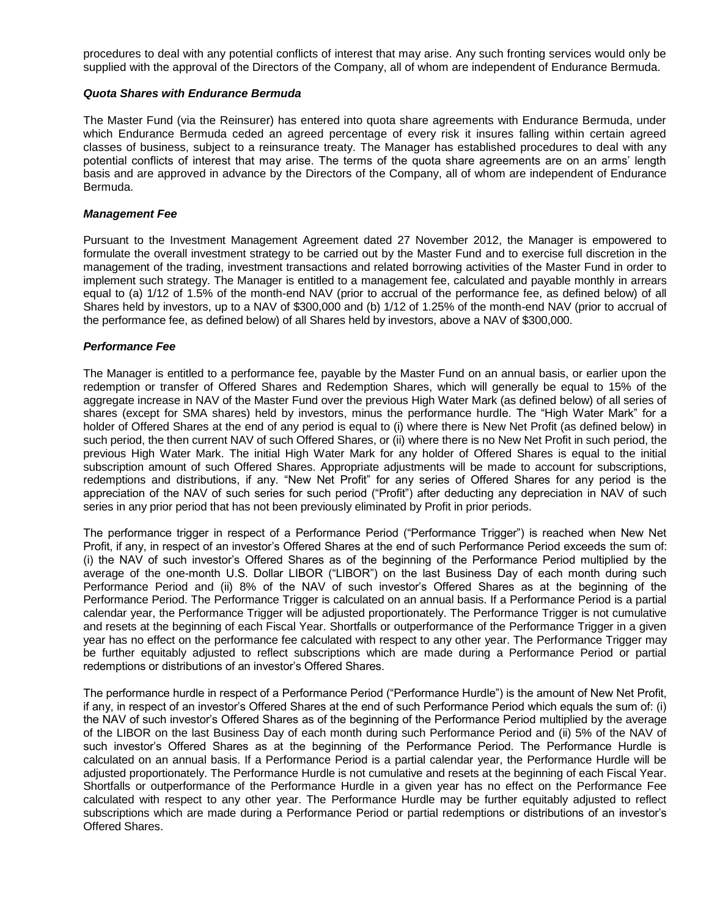procedures to deal with any potential conflicts of interest that may arise. Any such fronting services would only be supplied with the approval of the Directors of the Company, all of whom are independent of Endurance Bermuda.

***Quota Shares with Endurance Bermuda***

The Master Fund (via the Reinsurer) has entered into quota share agreements with Endurance Bermuda, under which Endurance Bermuda ceded an agreed percentage of every risk it insures falling within certain agreed classes of business, subject to a reinsurance treaty. The Manager has established procedures to deal with any potential conflicts of interest that may arise. The terms of the quota share agreements are on an arms' length basis and are approved in advance by the Directors of the Company, all of whom are independent of Endurance Bermuda.

***Management Fee***

Pursuant to the Investment Management Agreement dated 27 November 2012, the Manager is empowered to formulate the overall investment strategy to be carried out by the Master Fund and to exercise full discretion in the management of the trading, investment transactions and related borrowing activities of the Master Fund in order to implement such strategy. The Manager is entitled to a management fee, calculated and payable monthly in arrears equal to (a) 1/12 of 1.5% of the month-end NAV (prior to accrual of the performance fee, as defined below) of all Shares held by investors, up to a NAV of $300,000 and (b) 1/12 of 1.25% of the month-end NAV (prior to accrual of the performance fee, as defined below) of all Shares held by investors, above a NAV of $300,000.

***Performance Fee***

The Manager is entitled to a performance fee, payable by the Master Fund on an annual basis, or earlier upon the redemption or transfer of Offered Shares and Redemption Shares, which will generally be equal to 15% of the aggregate increase in NAV of the Master Fund over the previous High Water Mark (as defined below) of all series of shares (except for SMA shares) held by investors, minus the performance hurdle. The "High Water Mark" for a holder of Offered Shares at the end of any period is equal to (i) where there is New Net Profit (as defined below) in such period, the then current NAV of such Offered Shares, or (ii) where there is no New Net Profit in such period, the previous High Water Mark. The initial High Water Mark for any holder of Offered Shares is equal to the initial subscription amount of such Offered Shares. Appropriate adjustments will be made to account for subscriptions, redemptions and distributions, if any. "New Net Profit" for any series of Offered Shares for any period is the appreciation of the NAV of such series for such period ("Profit") after deducting any depreciation in NAV of such series in any prior period that has not been previously eliminated by Profit in prior periods.

The performance trigger in respect of a Performance Period ("Performance Trigger") is reached when New Net Profit, if any, in respect of an investor's Offered Shares at the end of such Performance Period exceeds the sum of: (i) the NAV of such investor's Offered Shares as of the beginning of the Performance Period multiplied by the average of the one-month U.S. Dollar LIBOR ("LIBOR") on the last Business Day of each month during such Performance Period and (ii) 8% of the NAV of such investor's Offered Shares as at the beginning of the Performance Period. The Performance Trigger is calculated on an annual basis. If a Performance Period is a partial calendar year, the Performance Trigger will be adjusted proportionately. The Performance Trigger is not cumulative and resets at the beginning of each Fiscal Year. Shortfalls or outperformance of the Performance Trigger in a given year has no effect on the performance fee calculated with respect to any other year. The Performance Trigger may be further equitably adjusted to reflect subscriptions which are made during a Performance Period or partial redemptions or distributions of an investor's Offered Shares.

The performance hurdle in respect of a Performance Period ("Performance Hurdle") is the amount of New Net Profit, if any, in respect of an investor's Offered Shares at the end of such Performance Period which equals the sum of: (i) the NAV of such investor's Offered Shares as of the beginning of the Performance Period multiplied by the average of the LIBOR on the last Business Day of each month during such Performance Period and (ii) 5% of the NAV of such investor's Offered Shares as at the beginning of the Performance Period. The Performance Hurdle is calculated on an annual basis. If a Performance Period is a partial calendar year, the Performance Hurdle will be adjusted proportionately. The Performance Hurdle is not cumulative and resets at the beginning of each Fiscal Year. Shortfalls or outperformance of the Performance Hurdle in a given year has no effect on the Performance Fee calculated with respect to any other year. The Performance Hurdle may be further equitably adjusted to reflect subscriptions which are made during a Performance Period or partial redemptions or distributions of an investor's Offered Shares.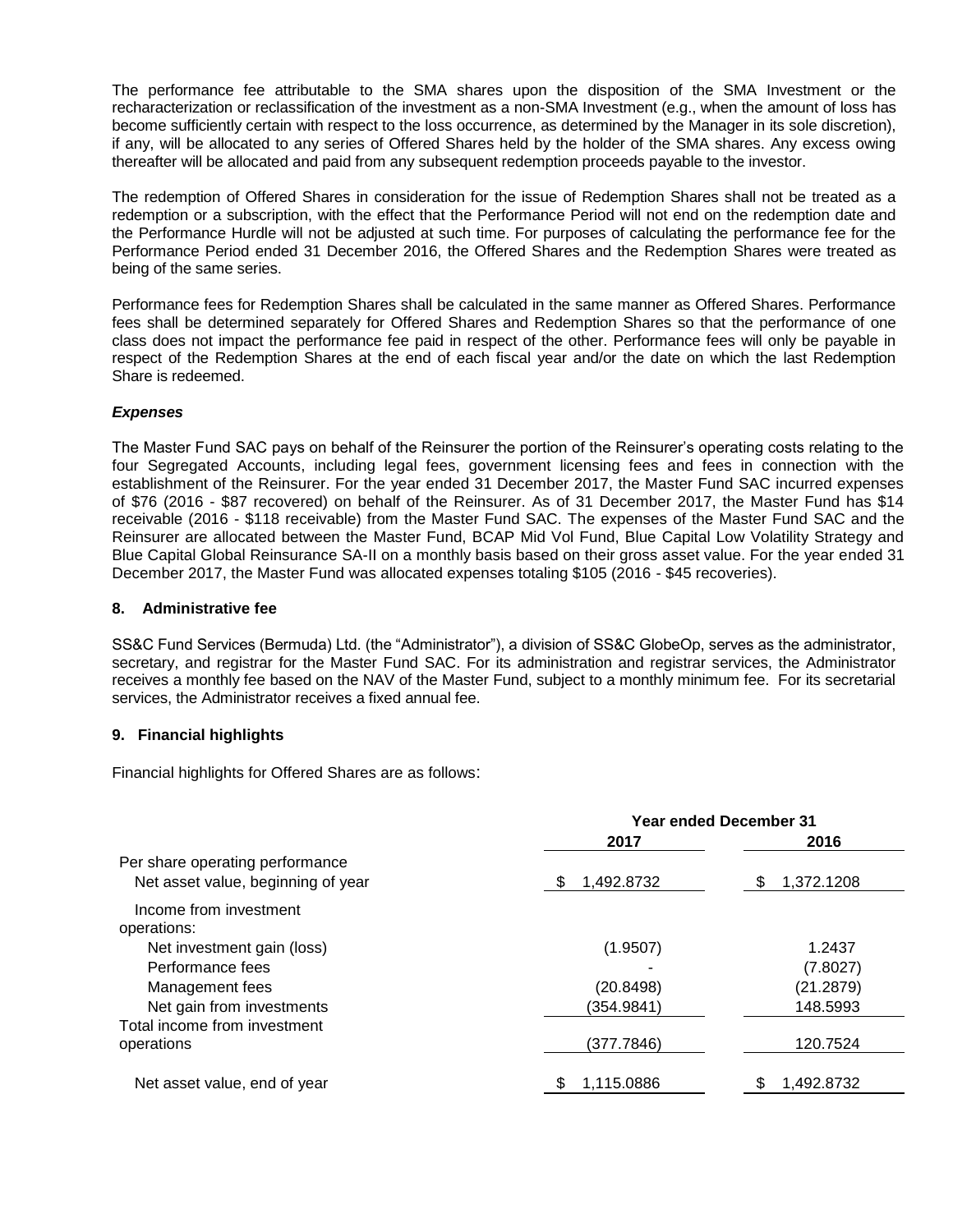The performance fee attributable to the SMA shares upon the disposition of the SMA Investment or the recharacterization or reclassification of the investment as a non-SMA Investment (e.g., when the amount of loss has become sufficiently certain with respect to the loss occurrence, as determined by the Manager in its sole discretion), if any, will be allocated to any series of Offered Shares held by the holder of the SMA shares. Any excess owing thereafter will be allocated and paid from any subsequent redemption proceeds payable to the investor.

The redemption of Offered Shares in consideration for the issue of Redemption Shares shall not be treated as a redemption or a subscription, with the effect that the Performance Period will not end on the redemption date and the Performance Hurdle will not be adjusted at such time. For purposes of calculating the performance fee for the Performance Period ended 31 December 2016, the Offered Shares and the Redemption Shares were treated as being of the same series.

Performance fees for Redemption Shares shall be calculated in the same manner as Offered Shares. Performance fees shall be determined separately for Offered Shares and Redemption Shares so that the performance of one class does not impact the performance fee paid in respect of the other. Performance fees will only be payable in respect of the Redemption Shares at the end of each fiscal year and/or the date on which the last Redemption Share is redeemed.

***Expenses***

The Master Fund SAC pays on behalf of the Reinsurer the portion of the Reinsurer's operating costs relating to the four Segregated Accounts, including legal fees, government licensing fees and fees in connection with the establishment of the Reinsurer. For the year ended 31 December 2017, the Master Fund SAC incurred expenses of $76 (2016 - $87 recovered) on behalf of the Reinsurer. As of 31 December 2017, the Master Fund has $14 receivable (2016 - $118 receivable) from the Master Fund SAC. The expenses of the Master Fund SAC and the Reinsurer are allocated between the Master Fund, BCAP Mid Vol Fund, Blue Capital Low Volatility Strategy and Blue Capital Global Reinsurance SA-II on a monthly basis based on their gross asset value. For the year ended 31 December 2017, the Master Fund was allocated expenses totaling $105 (2016 - $45 recoveries).

## 8. Administrative fee

SS&C Fund Services (Bermuda) Ltd. (the "Administrator"), a division of SS&C GlobeOp, serves as the administrator, secretary, and registrar for the Master Fund SAC. For its administration and registrar services, the Administrator receives a monthly fee based on the NAV of the Master Fund, subject to a monthly minimum fee. For its secretarial services, the Administrator receives a fixed annual fee.

## 9. Financial highlights

Financial highlights for Offered Shares are as follows:

| | Year ended December 31 | |
|---|---|---|
| | 2017 | 2016 |
| Per share operating performance | | |
| Net asset value, beginning of year | $ 1,492.8732 | $ 1,372.1208 |
| Income from investment operations: | | |
| Net investment gain (loss) | (1.9507) | 1.2437 |
| Performance fees | - | (7.8027) |
| Management fees | (20.8498) | (21.2879) |
| Net gain from investments | (354.9841) | 148.5993 |
| Total income from investment operations | (377.7846) | 120.7524 |
| Net asset value, end of year | $ 1,115.0886 | $ 1,492.8732 |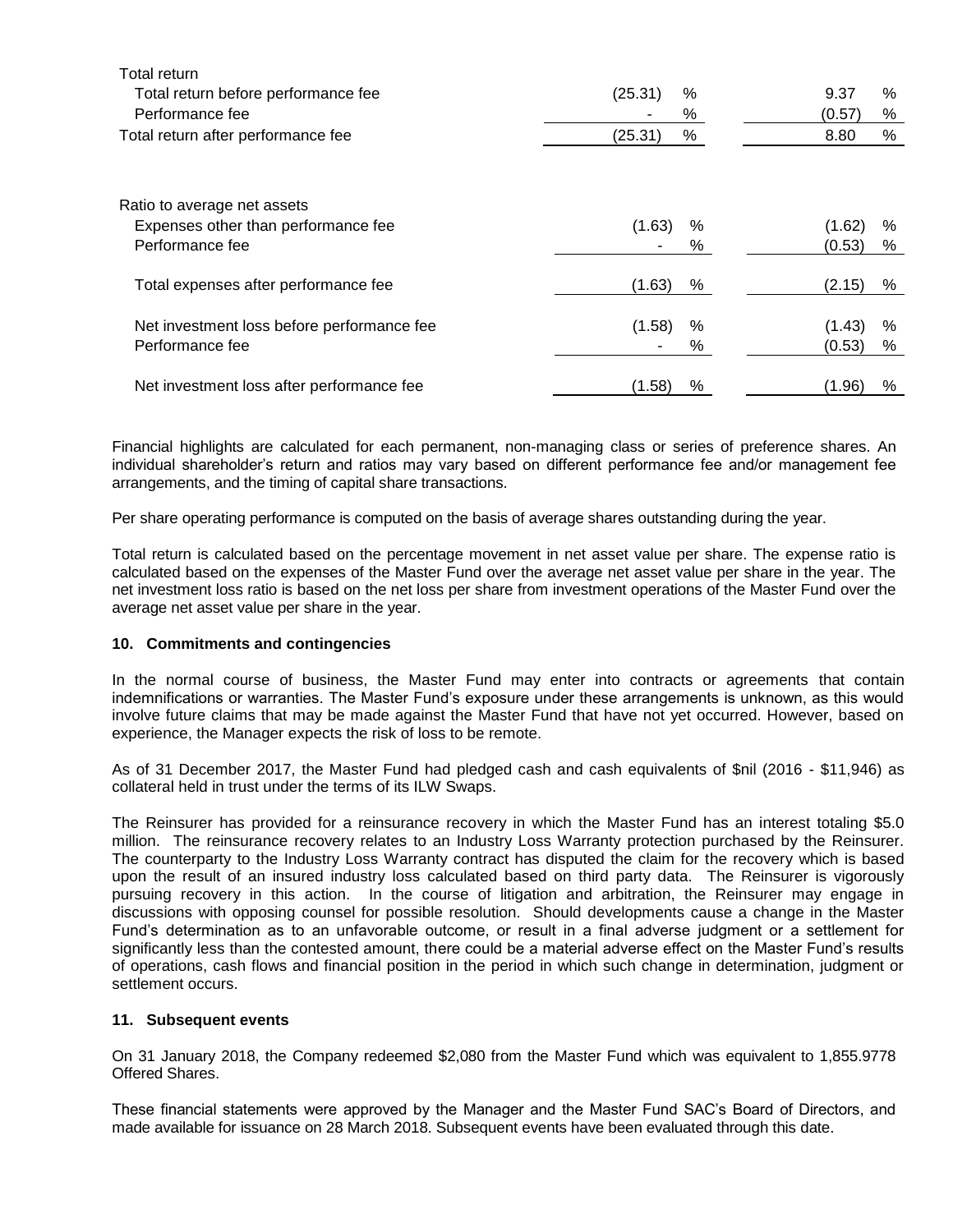| | | |
|---|---|---|
| Total return | | |
| Total return before performance fee | (25.31) % | 9.37 % |
| Performance fee | - % | (0.57) % |
| Total return after performance fee | (25.31) % | 8.80 % |
| | | |
| Ratio to average net assets | | |
| Expenses other than performance fee | (1.63) % | (1.62) % |
| Performance fee | - % | (0.53) % |
| Total expenses after performance fee | (1.63) % | (2.15) % |
| Net investment loss before performance fee | (1.58) % | (1.43) % |
| Performance fee | - % | (0.53) % |
| Net investment loss after performance fee | (1.58) % | (1.96) % |

Financial highlights are calculated for each permanent, non-managing class or series of preference shares. An individual shareholder's return and ratios may vary based on different performance fee and/or management fee arrangements, and the timing of capital share transactions.

Per share operating performance is computed on the basis of average shares outstanding during the year.

Total return is calculated based on the percentage movement in net asset value per share. The expense ratio is calculated based on the expenses of the Master Fund over the average net asset value per share in the year. The net investment loss ratio is based on the net loss per share from investment operations of the Master Fund over the average net asset value per share in the year.

**10. Commitments and contingencies**

In the normal course of business, the Master Fund may enter into contracts or agreements that contain indemnifications or warranties. The Master Fund's exposure under these arrangements is unknown, as this would involve future claims that may be made against the Master Fund that have not yet occurred. However, based on experience, the Manager expects the risk of loss to be remote.

As of 31 December 2017, the Master Fund had pledged cash and cash equivalents of $nil (2016 - $11,946) as collateral held in trust under the terms of its ILW Swaps.

The Reinsurer has provided for a reinsurance recovery in which the Master Fund has an interest totaling $5.0 million. The reinsurance recovery relates to an Industry Loss Warranty protection purchased by the Reinsurer. The counterparty to the Industry Loss Warranty contract has disputed the claim for the recovery which is based upon the result of an insured industry loss calculated based on third party data. The Reinsurer is vigorously pursuing recovery in this action. In the course of litigation and arbitration, the Reinsurer may engage in discussions with opposing counsel for possible resolution. Should developments cause a change in the Master Fund's determination as to an unfavorable outcome, or result in a final adverse judgment or a settlement for significantly less than the contested amount, there could be a material adverse effect on the Master Fund's results of operations, cash flows and financial position in the period in which such change in determination, judgment or settlement occurs.

**11. Subsequent events**

On 31 January 2018, the Company redeemed $2,080 from the Master Fund which was equivalent to 1,855.9778 Offered Shares.

These financial statements were approved by the Manager and the Master Fund SAC's Board of Directors, and made available for issuance on 28 March 2018. Subsequent events have been evaluated through this date.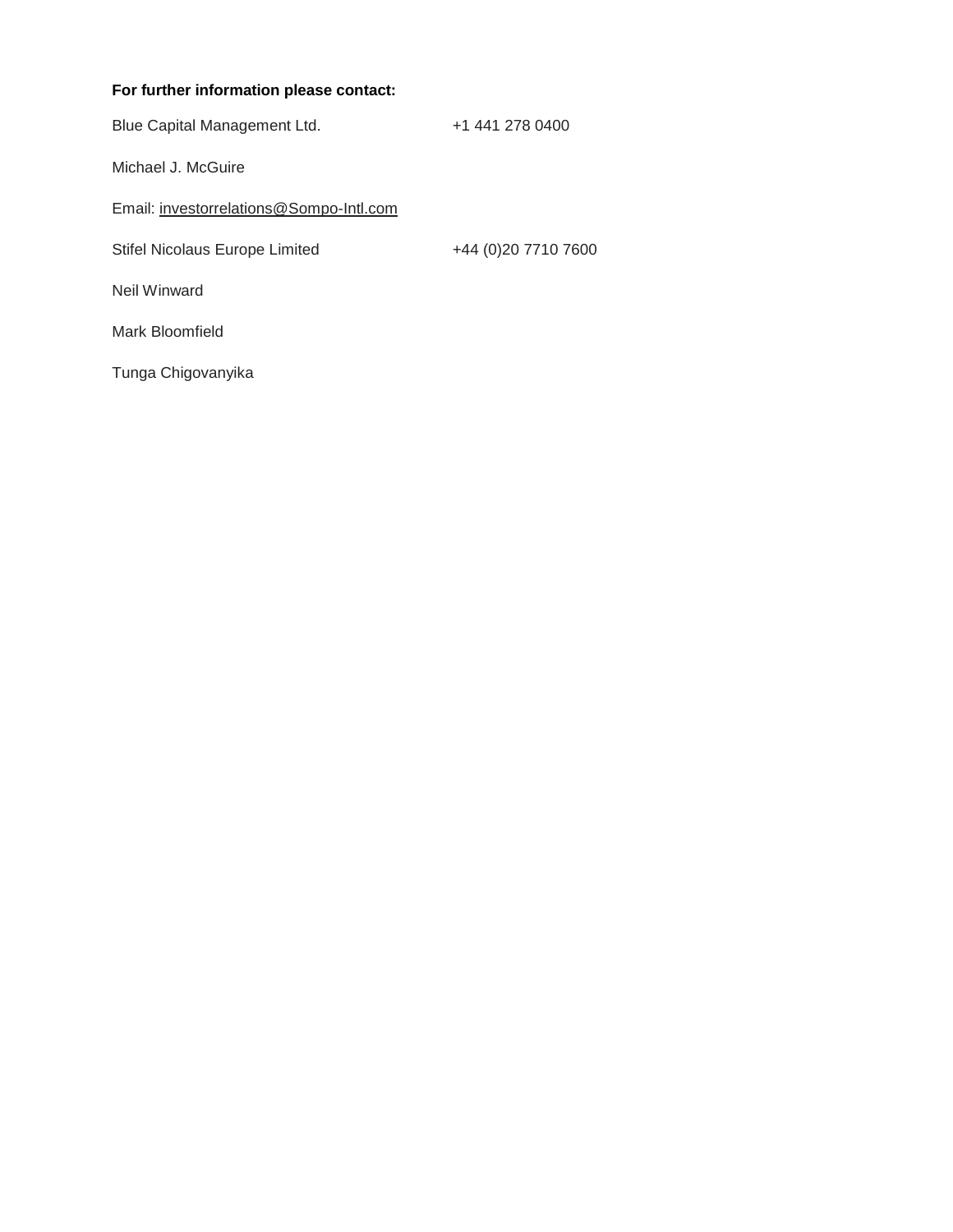**For further information please contact:**

| | |
|---|---|
| Blue Capital Management Ltd. | +1 441 278 0400 |
| Michael J. McGuire | |
| Email: investorrelations@Sompo-Intl.com | |
| Stifel Nicolaus Europe Limited | +44 (0)20 7710 7600 |
| Neil Winward | |
| Mark Bloomfield | |
| Tunga Chigovanyika | |